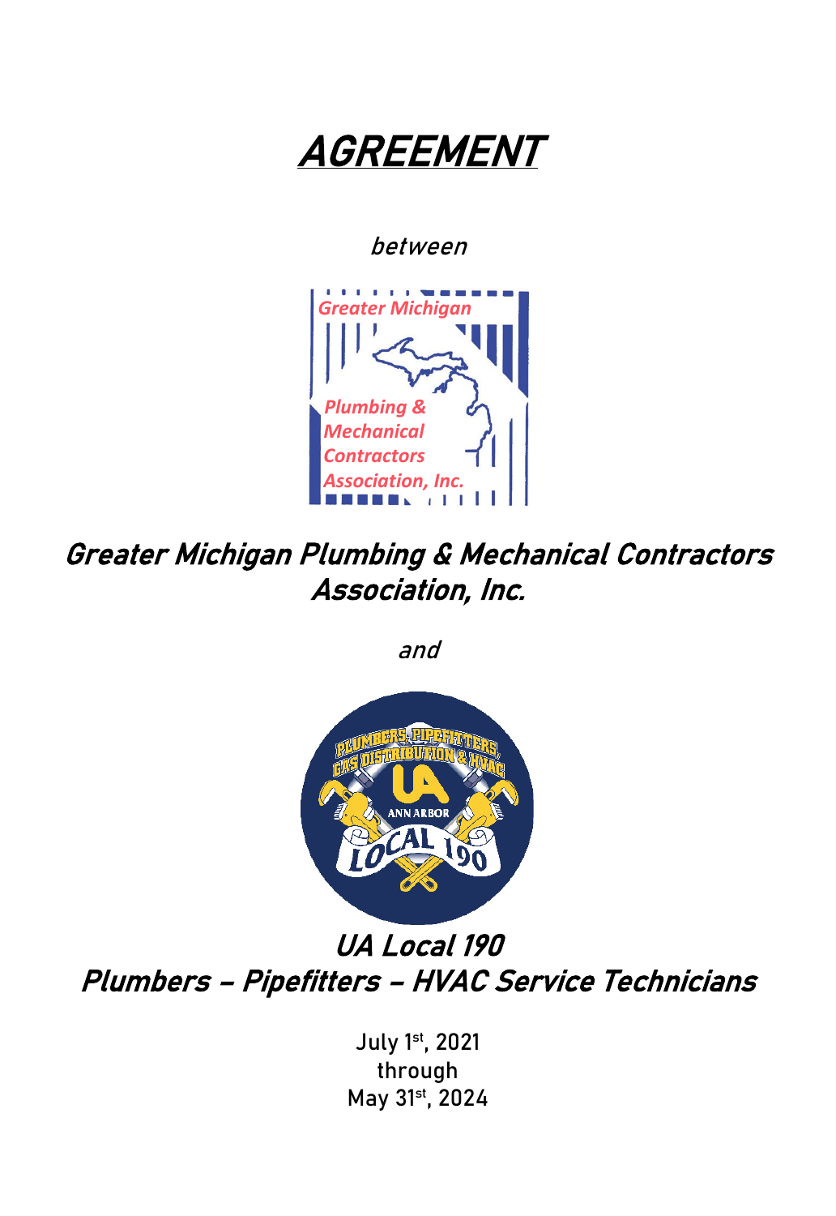# AGREEMENT

*between*

## Greater Michigan Plumbing & Mechanical Contractors Association, Inc.

*and*

## UA Local 190
## Plumbers – Pipefitters – HVAC Service Technicians

July 1st, 2021
through
May 31st, 2024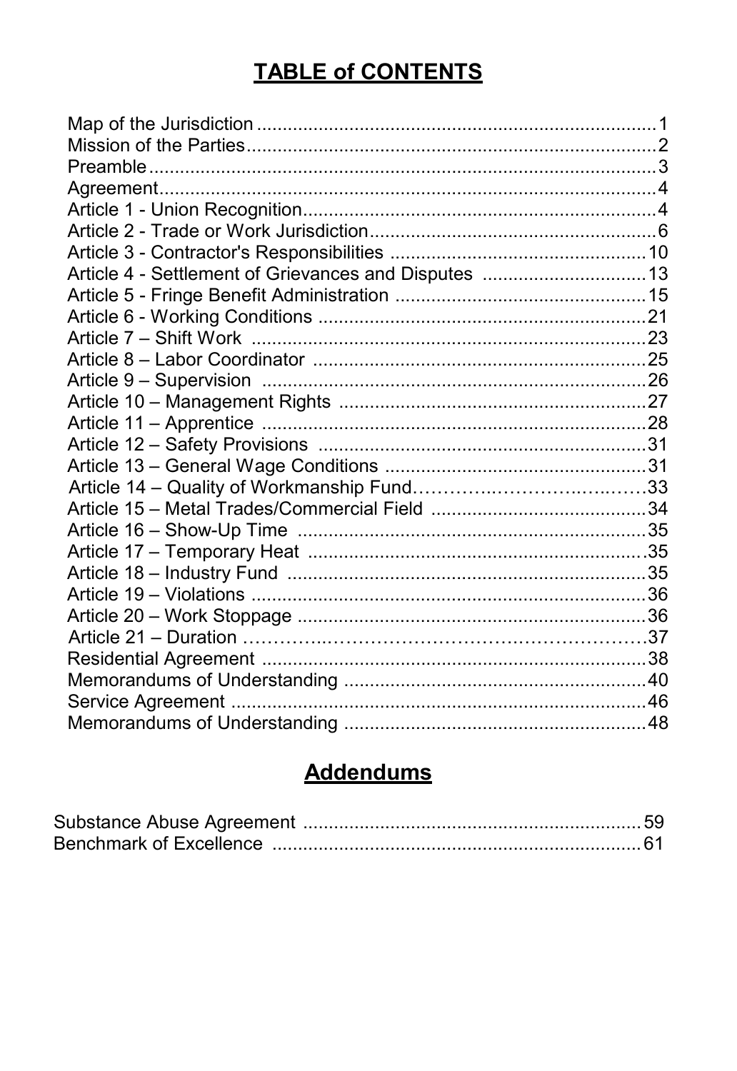# TABLE of CONTENTS

| | |
|---|---|
| Map of the Jurisdiction | 1 |
| Mission of the Parties | 2 |
| Preamble | 3 |
| Agreement | 4 |
| Article 1 - Union Recognition | 4 |
| Article 2 - Trade or Work Jurisdiction | 6 |
| Article 3 - Contractor's Responsibilities | 10 |
| Article 4 - Settlement of Grievances and Disputes | 13 |
| Article 5 - Fringe Benefit Administration | 15 |
| Article 6 - Working Conditions | 21 |
| Article 7 – Shift Work | 23 |
| Article 8 – Labor Coordinator | 25 |
| Article 9 – Supervision | 26 |
| Article 10 – Management Rights | 27 |
| Article 11 – Apprentice | 28 |
| Article 12 – Safety Provisions | 31 |
| Article 13 – General Wage Conditions | 31 |
| Article 14 – Quality of Workmanship Fund | 33 |
| Article 15 – Metal Trades/Commercial Field | 34 |
| Article 16 – Show-Up Time | 35 |
| Article 17 – Temporary Heat | 35 |
| Article 18 – Industry Fund | 35 |
| Article 19 – Violations | 36 |
| Article 20 – Work Stoppage | 36 |
| Article 21 – Duration | 37 |
| Residential Agreement | 38 |
| Memorandums of Understanding | 40 |
| Service Agreement | 46 |
| Memorandums of Understanding | 48 |

## Addendums

| | |
|---|---|
| Substance Abuse Agreement | 59 |
| Benchmark of Excellence | 61 |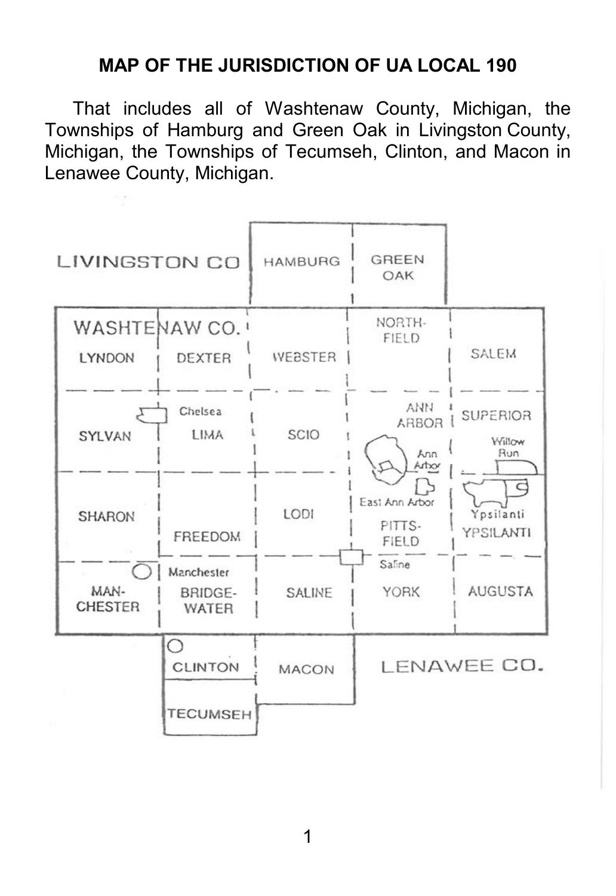# MAP OF THE JURISDICTION OF UA LOCAL 190

That includes all of Washtenaw County, Michigan, the Townships of Hamburg and Green Oak in Livingston County, Michigan, the Townships of Tecumseh, Clinton, and Macon in Lenawee County, Michigan.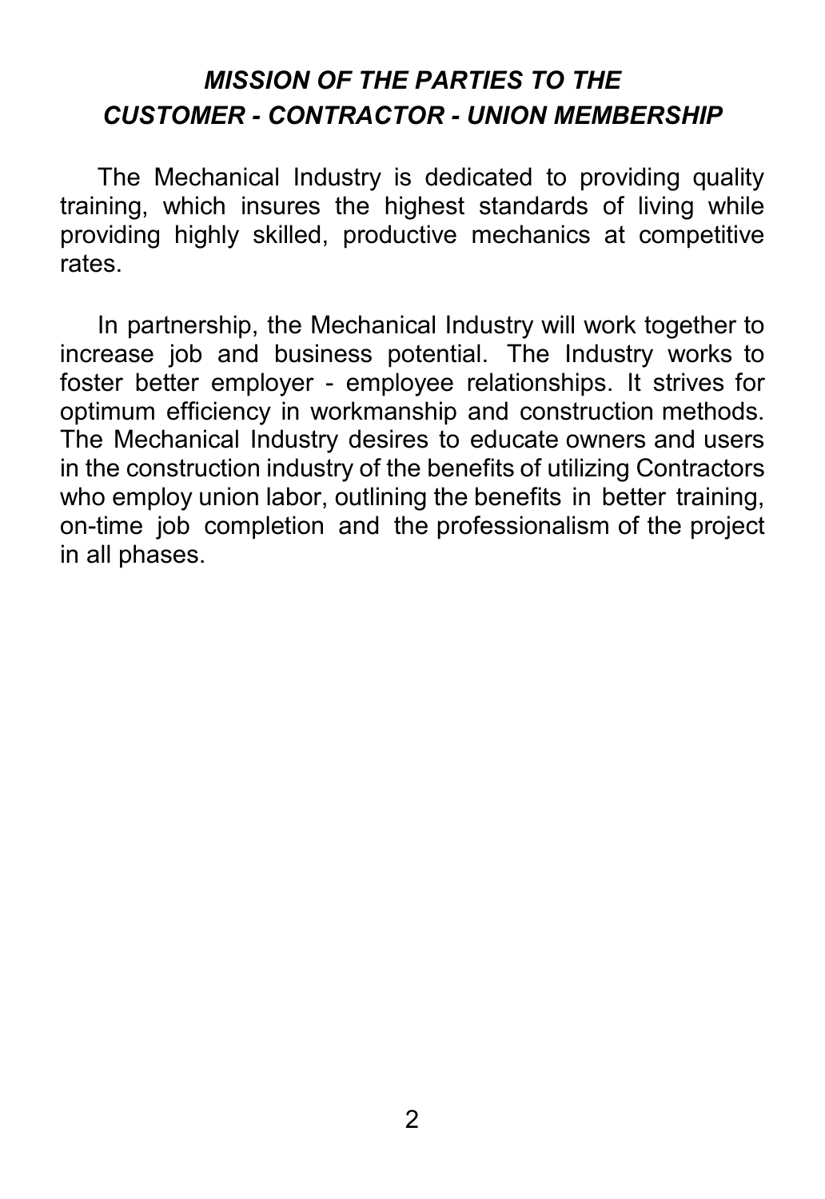## *MISSION OF THE PARTIES TO THE CUSTOMER - CONTRACTOR - UNION MEMBERSHIP*

The Mechanical Industry is dedicated to providing quality training, which insures the highest standards of living while providing highly skilled, productive mechanics at competitive rates.

In partnership, the Mechanical Industry will work together to increase job and business potential. The Industry works to foster better employer - employee relationships. It strives for optimum efficiency in workmanship and construction methods. The Mechanical Industry desires to educate owners and users in the construction industry of the benefits of utilizing Contractors who employ union labor, outlining the benefits in better training, on-time job completion and the professionalism of the project in all phases.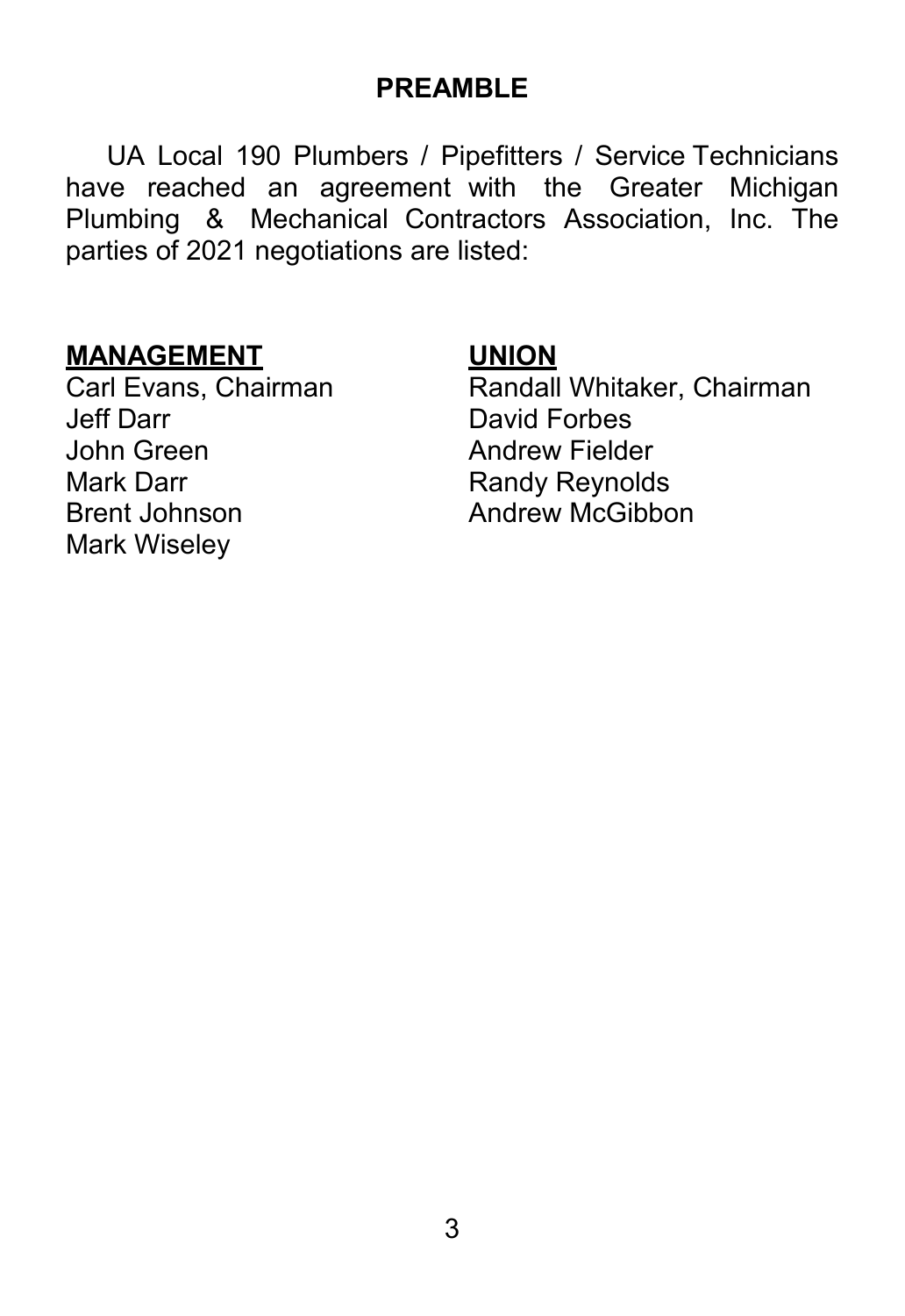# PREAMBLE

UA Local 190 Plumbers / Pipefitters / Service Technicians have reached an agreement with the Greater Michigan Plumbing & Mechanical Contractors Association, Inc. The parties of 2021 negotiations are listed:

| **MANAGEMENT** | **UNION** |
| --- | --- |
| Carl Evans, Chairman | Randall Whitaker, Chairman |
| Jeff Darr | David Forbes |
| John Green | Andrew Fielder |
| Mark Darr | Randy Reynolds |
| Brent Johnson | Andrew McGibbon |
| Mark Wiseley | |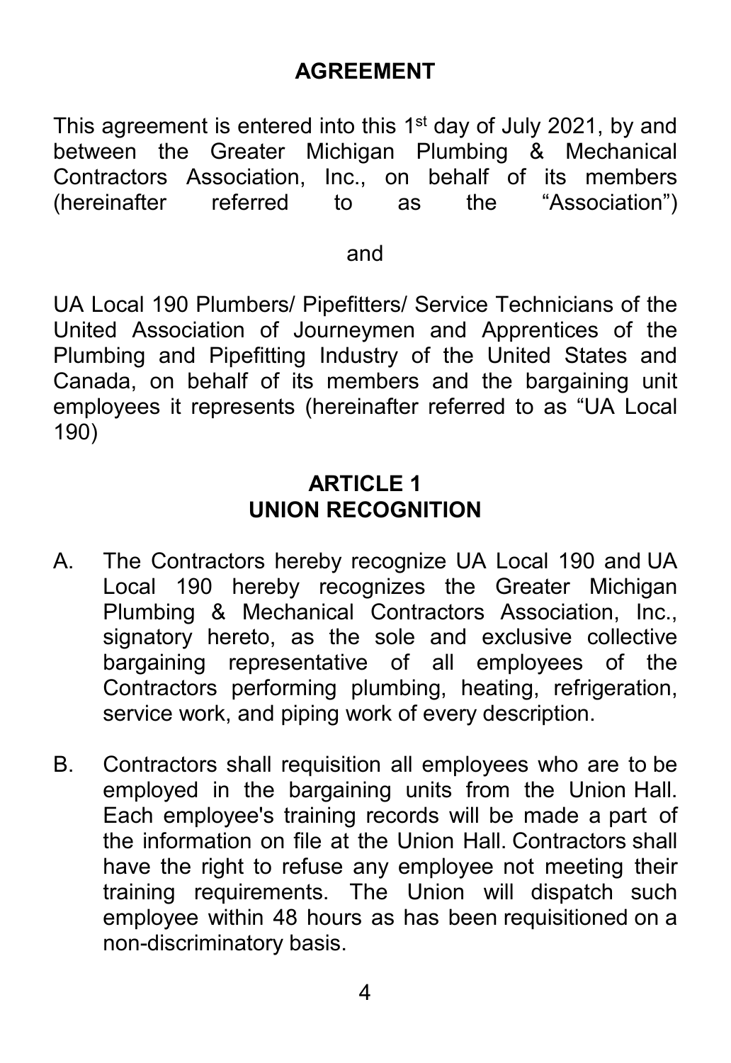# AGREEMENT

This agreement is entered into this 1st day of July 2021, by and between the Greater Michigan Plumbing & Mechanical Contractors Association, Inc., on behalf of its members (hereinafter referred to as the "Association")

and

UA Local 190 Plumbers/ Pipefitters/ Service Technicians of the United Association of Journeymen and Apprentices of the Plumbing and Pipefitting Industry of the United States and Canada, on behalf of its members and the bargaining unit employees it represents (hereinafter referred to as "UA Local 190)

## ARTICLE 1
## UNION RECOGNITION

A. The Contractors hereby recognize UA Local 190 and UA Local 190 hereby recognizes the Greater Michigan Plumbing & Mechanical Contractors Association, Inc., signatory hereto, as the sole and exclusive collective bargaining representative of all employees of the Contractors performing plumbing, heating, refrigeration, service work, and piping work of every description.

B. Contractors shall requisition all employees who are to be employed in the bargaining units from the Union Hall. Each employee's training records will be made a part of the information on file at the Union Hall. Contractors shall have the right to refuse any employee not meeting their training requirements. The Union will dispatch such employee within 48 hours as has been requisitioned on a non-discriminatory basis.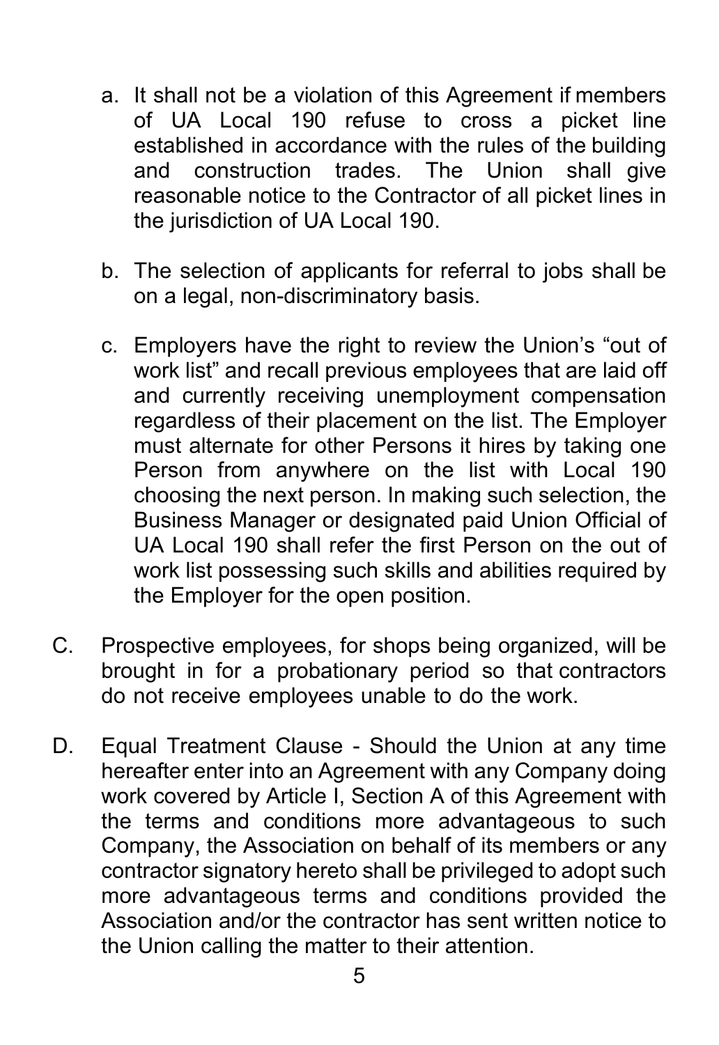a. It shall not be a violation of this Agreement if members of UA Local 190 refuse to cross a picket line established in accordance with the rules of the building and construction trades. The Union shall give reasonable notice to the Contractor of all picket lines in the jurisdiction of UA Local 190.

b. The selection of applicants for referral to jobs shall be on a legal, non-discriminatory basis.

c. Employers have the right to review the Union's "out of work list" and recall previous employees that are laid off and currently receiving unemployment compensation regardless of their placement on the list. The Employer must alternate for other Persons it hires by taking one Person from anywhere on the list with Local 190 choosing the next person. In making such selection, the Business Manager or designated paid Union Official of UA Local 190 shall refer the first Person on the out of work list possessing such skills and abilities required by the Employer for the open position.

C. Prospective employees, for shops being organized, will be brought in for a probationary period so that contractors do not receive employees unable to do the work.

D. Equal Treatment Clause - Should the Union at any time hereafter enter into an Agreement with any Company doing work covered by Article I, Section A of this Agreement with the terms and conditions more advantageous to such Company, the Association on behalf of its members or any contractor signatory hereto shall be privileged to adopt such more advantageous terms and conditions provided the Association and/or the contractor has sent written notice to the Union calling the matter to their attention.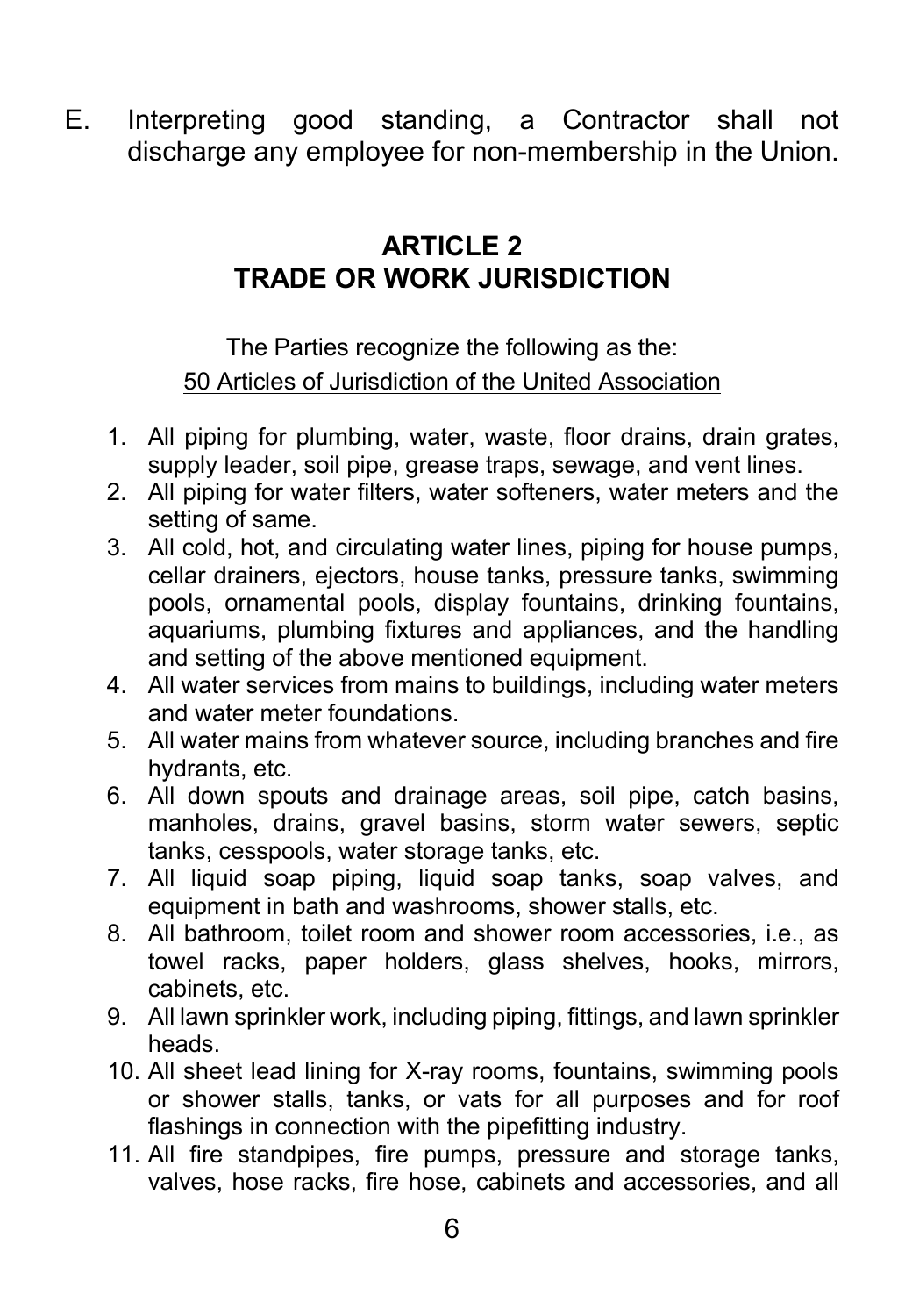E. Interpreting good standing, a Contractor shall not discharge any employee for non-membership in the Union.

## ARTICLE 2
## TRADE OR WORK JURISDICTION

The Parties recognize the following as the:

50 Articles of Jurisdiction of the United Association

1. All piping for plumbing, water, waste, floor drains, drain grates, supply leader, soil pipe, grease traps, sewage, and vent lines.
2. All piping for water filters, water softeners, water meters and the setting of same.
3. All cold, hot, and circulating water lines, piping for house pumps, cellar drainers, ejectors, house tanks, pressure tanks, swimming pools, ornamental pools, display fountains, drinking fountains, aquariums, plumbing fixtures and appliances, and the handling and setting of the above mentioned equipment.
4. All water services from mains to buildings, including water meters and water meter foundations.
5. All water mains from whatever source, including branches and fire hydrants, etc.
6. All down spouts and drainage areas, soil pipe, catch basins, manholes, drains, gravel basins, storm water sewers, septic tanks, cesspools, water storage tanks, etc.
7. All liquid soap piping, liquid soap tanks, soap valves, and equipment in bath and washrooms, shower stalls, etc.
8. All bathroom, toilet room and shower room accessories, i.e., as towel racks, paper holders, glass shelves, hooks, mirrors, cabinets, etc.
9. All lawn sprinkler work, including piping, fittings, and lawn sprinkler heads.
10. All sheet lead lining for X-ray rooms, fountains, swimming pools or shower stalls, tanks, or vats for all purposes and for roof flashings in connection with the pipefitting industry.
11. All fire standpipes, fire pumps, pressure and storage tanks, valves, hose racks, fire hose, cabinets and accessories, and all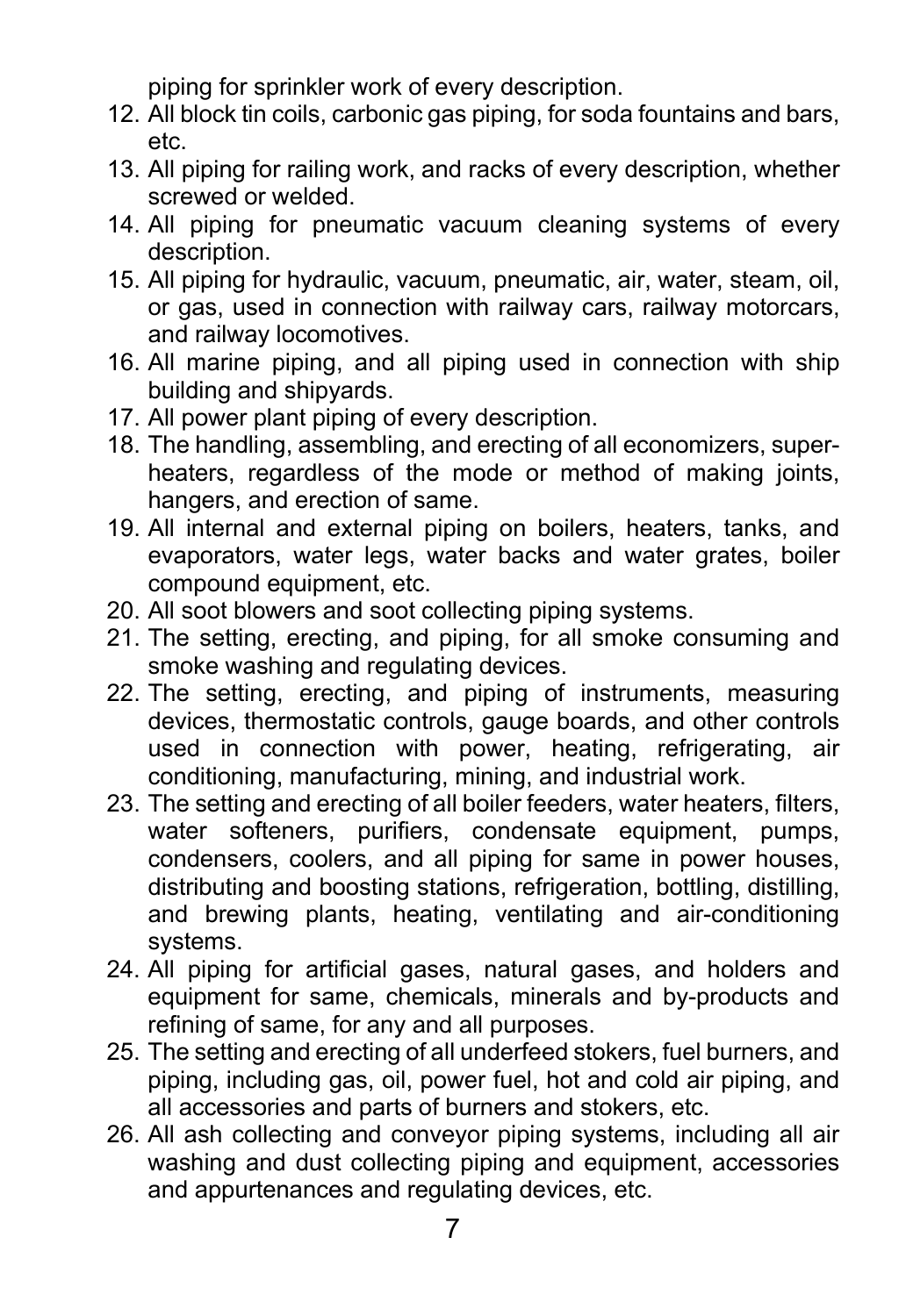piping for sprinkler work of every description.

12. All block tin coils, carbonic gas piping, for soda fountains and bars, etc.
13. All piping for railing work, and racks of every description, whether screwed or welded.
14. All piping for pneumatic vacuum cleaning systems of every description.
15. All piping for hydraulic, vacuum, pneumatic, air, water, steam, oil, or gas, used in connection with railway cars, railway motorcars, and railway locomotives.
16. All marine piping, and all piping used in connection with ship building and shipyards.
17. All power plant piping of every description.
18. The handling, assembling, and erecting of all economizers, superheaters, regardless of the mode or method of making joints, hangers, and erection of same.
19. All internal and external piping on boilers, heaters, tanks, and evaporators, water legs, water backs and water grates, boiler compound equipment, etc.
20. All soot blowers and soot collecting piping systems.
21. The setting, erecting, and piping, for all smoke consuming and smoke washing and regulating devices.
22. The setting, erecting, and piping of instruments, measuring devices, thermostatic controls, gauge boards, and other controls used in connection with power, heating, refrigerating, air conditioning, manufacturing, mining, and industrial work.
23. The setting and erecting of all boiler feeders, water heaters, filters, water softeners, purifiers, condensate equipment, pumps, condensers, coolers, and all piping for same in power houses, distributing and boosting stations, refrigeration, bottling, distilling, and brewing plants, heating, ventilating and air-conditioning systems.
24. All piping for artificial gases, natural gases, and holders and equipment for same, chemicals, minerals and by-products and refining of same, for any and all purposes.
25. The setting and erecting of all underfeed stokers, fuel burners, and piping, including gas, oil, power fuel, hot and cold air piping, and all accessories and parts of burners and stokers, etc.
26. All ash collecting and conveyor piping systems, including all air washing and dust collecting piping and equipment, accessories and appurtenances and regulating devices, etc.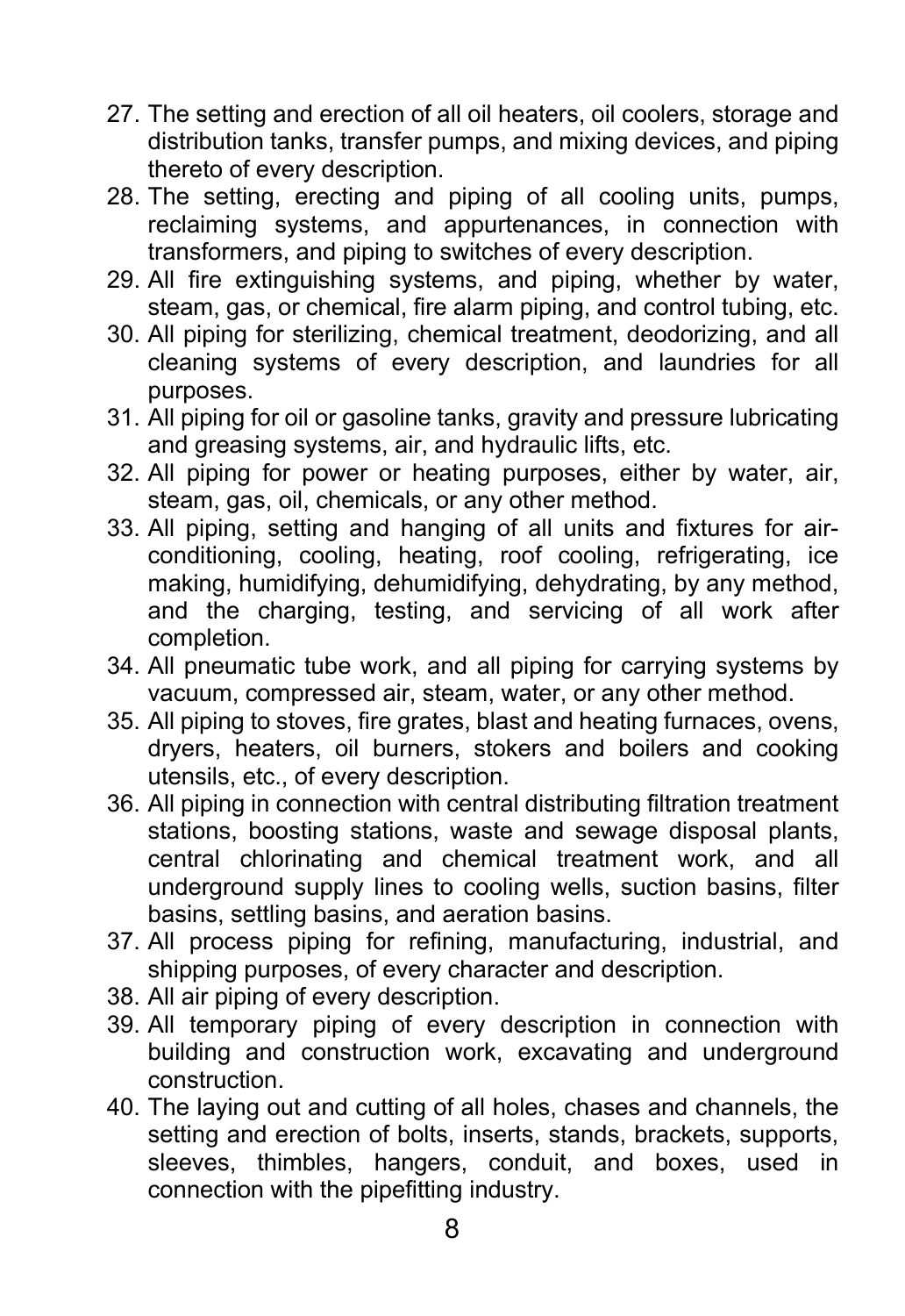27. The setting and erection of all oil heaters, oil coolers, storage and distribution tanks, transfer pumps, and mixing devices, and piping thereto of every description.
28. The setting, erecting and piping of all cooling units, pumps, reclaiming systems, and appurtenances, in connection with transformers, and piping to switches of every description.
29. All fire extinguishing systems, and piping, whether by water, steam, gas, or chemical, fire alarm piping, and control tubing, etc.
30. All piping for sterilizing, chemical treatment, deodorizing, and all cleaning systems of every description, and laundries for all purposes.
31. All piping for oil or gasoline tanks, gravity and pressure lubricating and greasing systems, air, and hydraulic lifts, etc.
32. All piping for power or heating purposes, either by water, air, steam, gas, oil, chemicals, or any other method.
33. All piping, setting and hanging of all units and fixtures for air-conditioning, cooling, heating, roof cooling, refrigerating, ice making, humidifying, dehumidifying, dehydrating, by any method, and the charging, testing, and servicing of all work after completion.
34. All pneumatic tube work, and all piping for carrying systems by vacuum, compressed air, steam, water, or any other method.
35. All piping to stoves, fire grates, blast and heating furnaces, ovens, dryers, heaters, oil burners, stokers and boilers and cooking utensils, etc., of every description.
36. All piping in connection with central distributing filtration treatment stations, boosting stations, waste and sewage disposal plants, central chlorinating and chemical treatment work, and all underground supply lines to cooling wells, suction basins, filter basins, settling basins, and aeration basins.
37. All process piping for refining, manufacturing, industrial, and shipping purposes, of every character and description.
38. All air piping of every description.
39. All temporary piping of every description in connection with building and construction work, excavating and underground construction.
40. The laying out and cutting of all holes, chases and channels, the setting and erection of bolts, inserts, stands, brackets, supports, sleeves, thimbles, hangers, conduit, and boxes, used in connection with the pipefitting industry.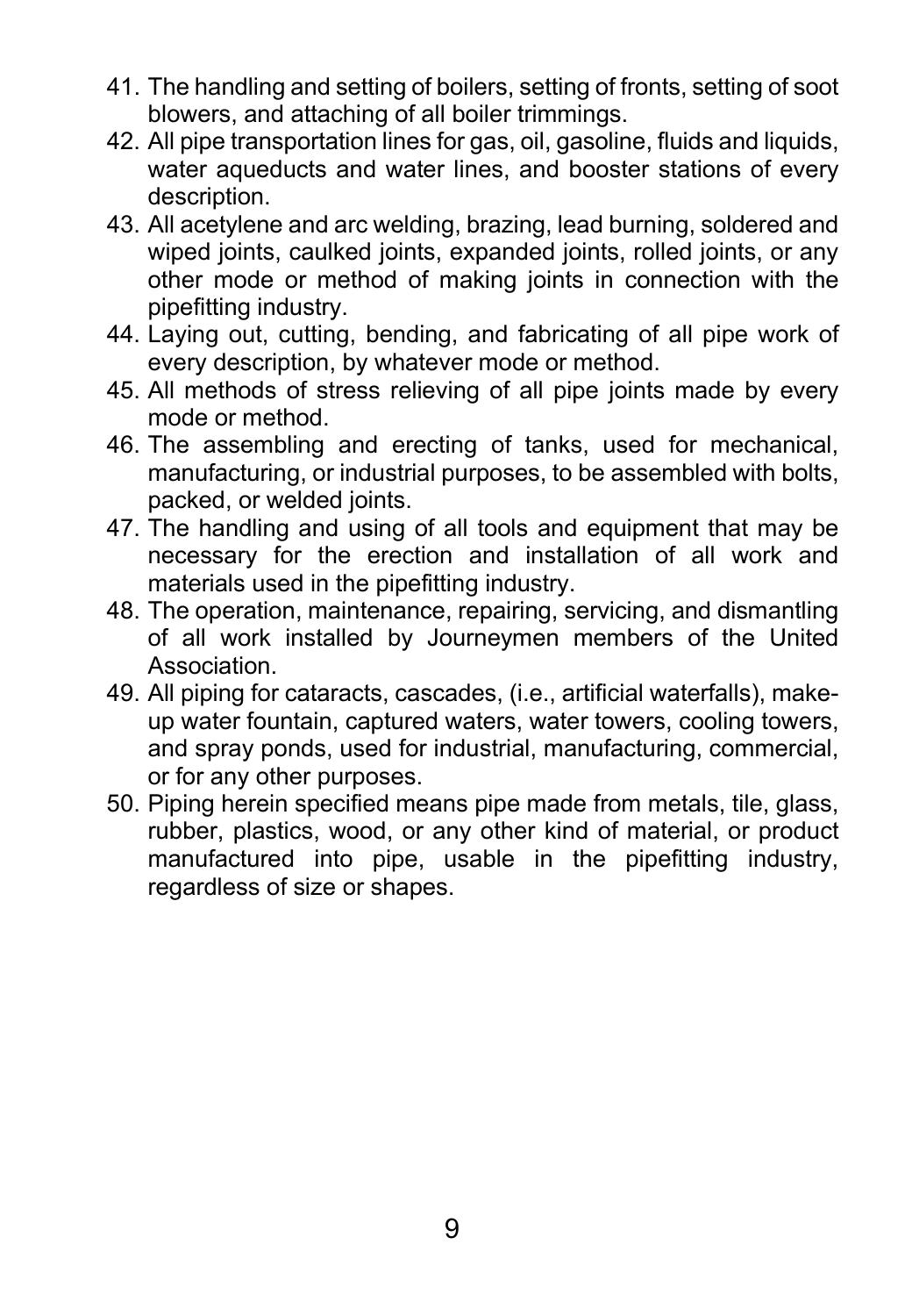41. The handling and setting of boilers, setting of fronts, setting of soot blowers, and attaching of all boiler trimmings.
42. All pipe transportation lines for gas, oil, gasoline, fluids and liquids, water aqueducts and water lines, and booster stations of every description.
43. All acetylene and arc welding, brazing, lead burning, soldered and wiped joints, caulked joints, expanded joints, rolled joints, or any other mode or method of making joints in connection with the pipefitting industry.
44. Laying out, cutting, bending, and fabricating of all pipe work of every description, by whatever mode or method.
45. All methods of stress relieving of all pipe joints made by every mode or method.
46. The assembling and erecting of tanks, used for mechanical, manufacturing, or industrial purposes, to be assembled with bolts, packed, or welded joints.
47. The handling and using of all tools and equipment that may be necessary for the erection and installation of all work and materials used in the pipefitting industry.
48. The operation, maintenance, repairing, servicing, and dismantling of all work installed by Journeymen members of the United Association.
49. All piping for cataracts, cascades, (i.e., artificial waterfalls), make-up water fountain, captured waters, water towers, cooling towers, and spray ponds, used for industrial, manufacturing, commercial, or for any other purposes.
50. Piping herein specified means pipe made from metals, tile, glass, rubber, plastics, wood, or any other kind of material, or product manufactured into pipe, usable in the pipefitting industry, regardless of size or shapes.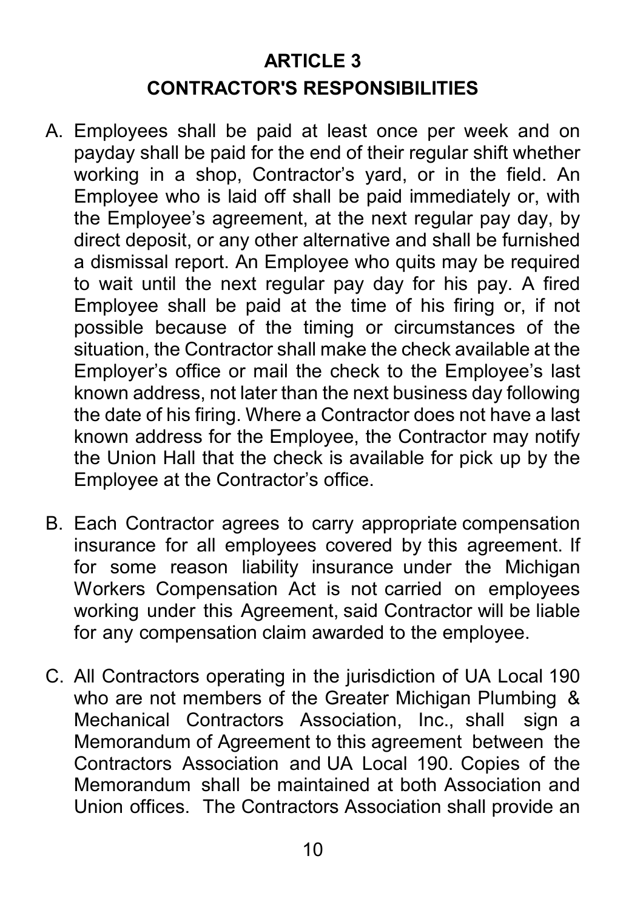## ARTICLE 3
## CONTRACTOR'S RESPONSIBILITIES

A. Employees shall be paid at least once per week and on payday shall be paid for the end of their regular shift whether working in a shop, Contractor's yard, or in the field. An Employee who is laid off shall be paid immediately or, with the Employee's agreement, at the next regular pay day, by direct deposit, or any other alternative and shall be furnished a dismissal report. An Employee who quits may be required to wait until the next regular pay day for his pay. A fired Employee shall be paid at the time of his firing or, if not possible because of the timing or circumstances of the situation, the Contractor shall make the check available at the Employer's office or mail the check to the Employee's last known address, not later than the next business day following the date of his firing. Where a Contractor does not have a last known address for the Employee, the Contractor may notify the Union Hall that the check is available for pick up by the Employee at the Contractor's office.

B. Each Contractor agrees to carry appropriate compensation insurance for all employees covered by this agreement. If for some reason liability insurance under the Michigan Workers Compensation Act is not carried on employees working under this Agreement, said Contractor will be liable for any compensation claim awarded to the employee.

C. All Contractors operating in the jurisdiction of UA Local 190 who are not members of the Greater Michigan Plumbing & Mechanical Contractors Association, Inc., shall sign a Memorandum of Agreement to this agreement between the Contractors Association and UA Local 190. Copies of the Memorandum shall be maintained at both Association and Union offices. The Contractors Association shall provide an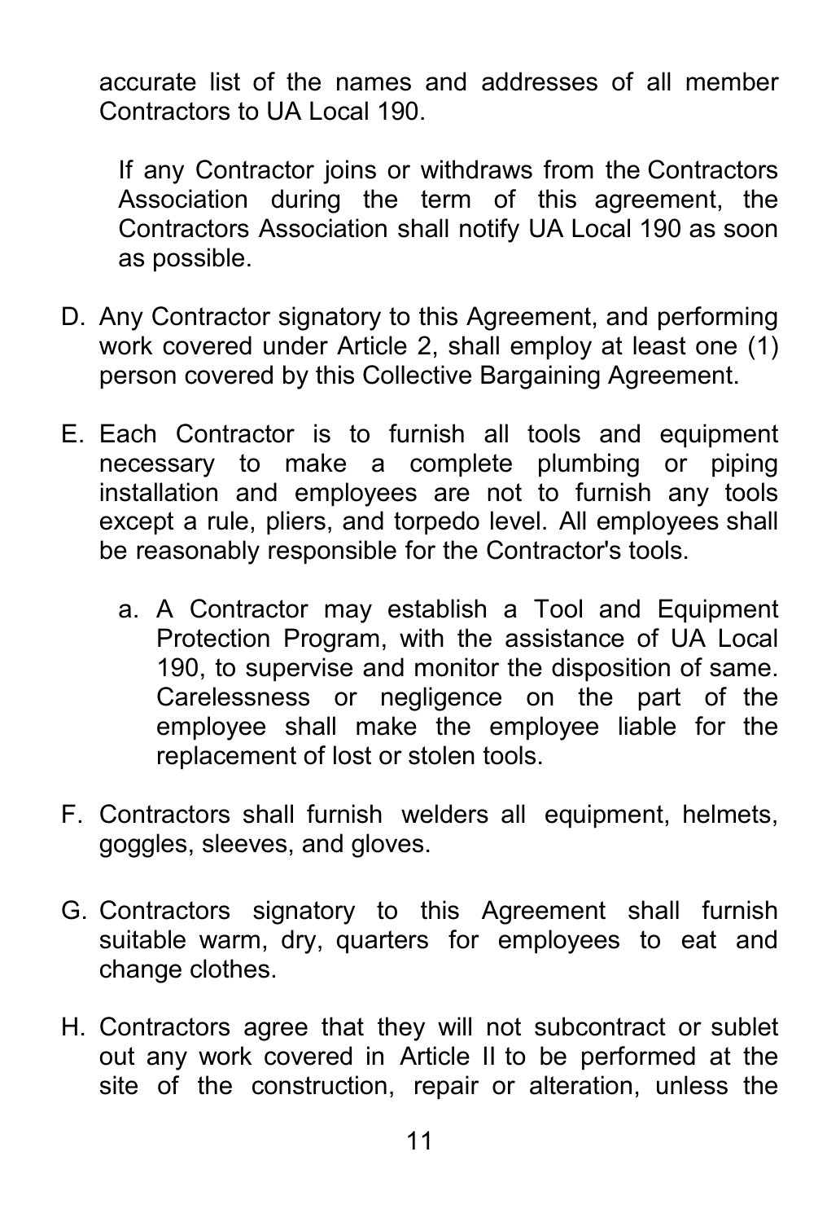accurate list of the names and addresses of all member Contractors to UA Local 190.

If any Contractor joins or withdraws from the Contractors Association during the term of this agreement, the Contractors Association shall notify UA Local 190 as soon as possible.

D. Any Contractor signatory to this Agreement, and performing work covered under Article 2, shall employ at least one (1) person covered by this Collective Bargaining Agreement.

E. Each Contractor is to furnish all tools and equipment necessary to make a complete plumbing or piping installation and employees are not to furnish any tools except a rule, pliers, and torpedo level. All employees shall be reasonably responsible for the Contractor's tools.

   a. A Contractor may establish a Tool and Equipment Protection Program, with the assistance of UA Local 190, to supervise and monitor the disposition of same. Carelessness or negligence on the part of the employee shall make the employee liable for the replacement of lost or stolen tools.

F. Contractors shall furnish welders all equipment, helmets, goggles, sleeves, and gloves.

G. Contractors signatory to this Agreement shall furnish suitable warm, dry, quarters for employees to eat and change clothes.

H. Contractors agree that they will not subcontract or sublet out any work covered in Article II to be performed at the site of the construction, repair or alteration, unless the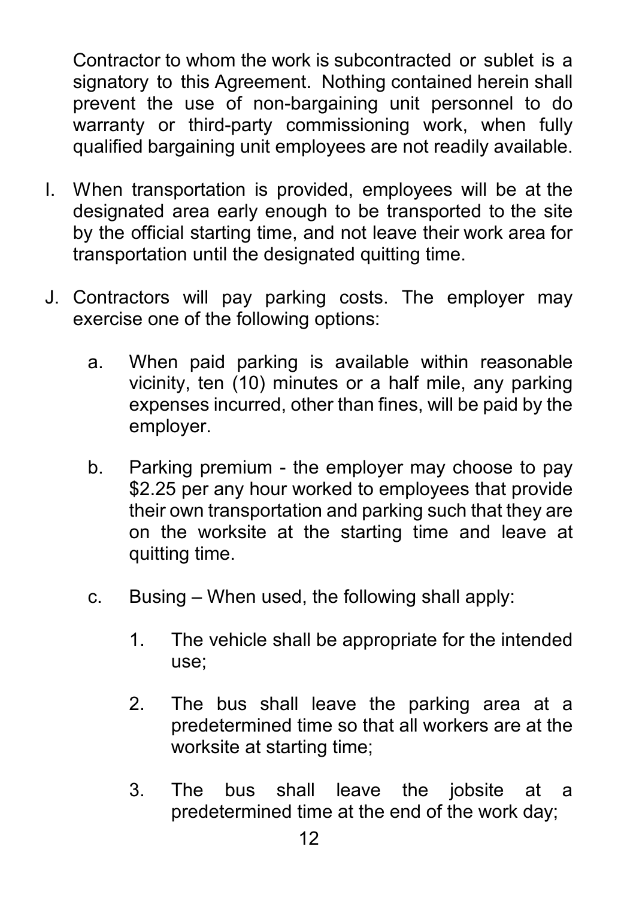Contractor to whom the work is subcontracted or sublet is a signatory to this Agreement. Nothing contained herein shall prevent the use of non-bargaining unit personnel to do warranty or third-party commissioning work, when fully qualified bargaining unit employees are not readily available.

I. When transportation is provided, employees will be at the designated area early enough to be transported to the site by the official starting time, and not leave their work area for transportation until the designated quitting time.

J. Contractors will pay parking costs. The employer may exercise one of the following options:

   a. When paid parking is available within reasonable vicinity, ten (10) minutes or a half mile, any parking expenses incurred, other than fines, will be paid by the employer.

   b. Parking premium - the employer may choose to pay $2.25 per any hour worked to employees that provide their own transportation and parking such that they are on the worksite at the starting time and leave at quitting time.

   c. Busing – When used, the following shall apply:

      1. The vehicle shall be appropriate for the intended use;

      2. The bus shall leave the parking area at a predetermined time so that all workers are at the worksite at starting time;

      3. The bus shall leave the jobsite at a predetermined time at the end of the work day;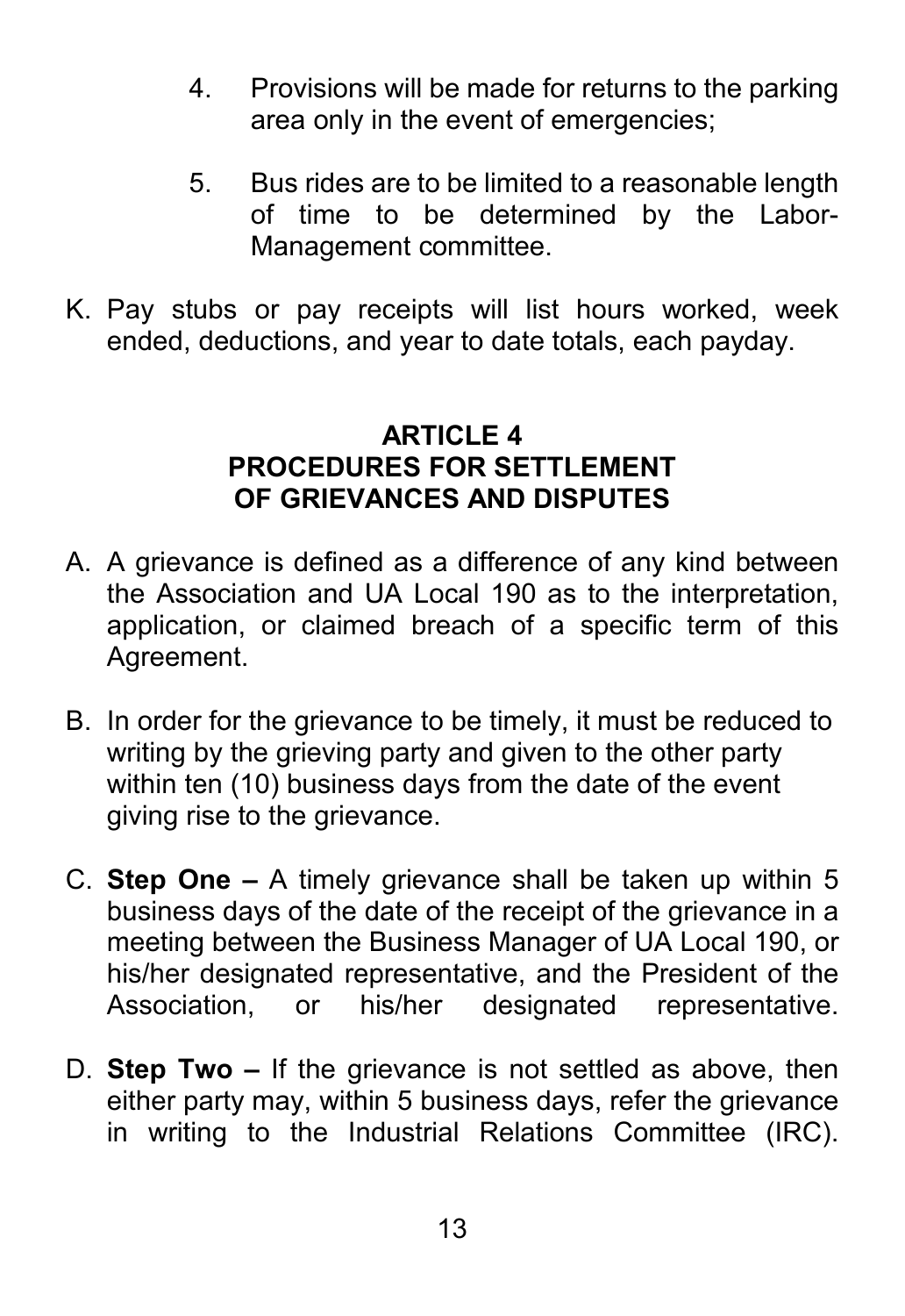4. Provisions will be made for returns to the parking area only in the event of emergencies;

5. Bus rides are to be limited to a reasonable length of time to be determined by the Labor-Management committee.

K. Pay stubs or pay receipts will list hours worked, week ended, deductions, and year to date totals, each payday.

## ARTICLE 4
## PROCEDURES FOR SETTLEMENT OF GRIEVANCES AND DISPUTES

A. A grievance is defined as a difference of any kind between the Association and UA Local 190 as to the interpretation, application, or claimed breach of a specific term of this Agreement.

B. In order for the grievance to be timely, it must be reduced to writing by the grieving party and given to the other party within ten (10) business days from the date of the event giving rise to the grievance.

C. **Step One –** A timely grievance shall be taken up within 5 business days of the date of the receipt of the grievance in a meeting between the Business Manager of UA Local 190, or his/her designated representative, and the President of the Association, or his/her designated representative.

D. **Step Two –** If the grievance is not settled as above, then either party may, within 5 business days, refer the grievance in writing to the Industrial Relations Committee (IRC).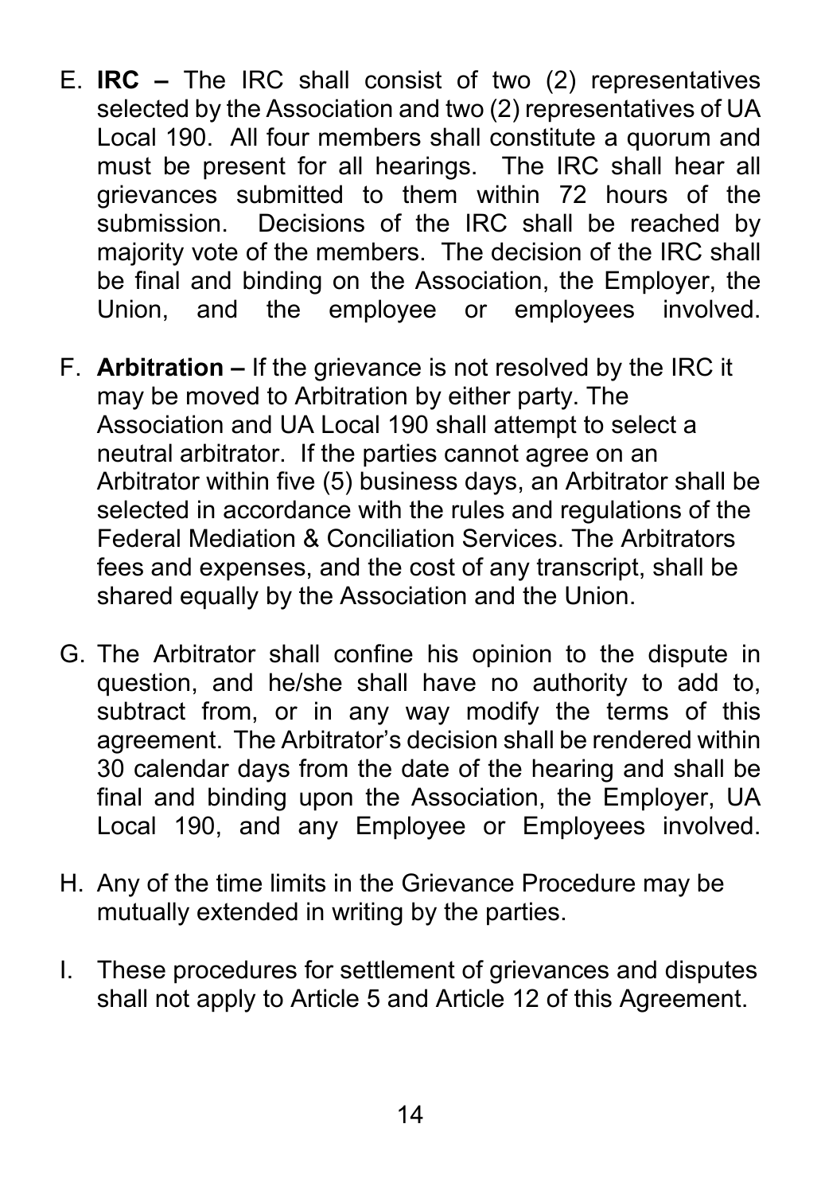E. **IRC –** The IRC shall consist of two (2) representatives selected by the Association and two (2) representatives of UA Local 190. All four members shall constitute a quorum and must be present for all hearings. The IRC shall hear all grievances submitted to them within 72 hours of the submission. Decisions of the IRC shall be reached by majority vote of the members. The decision of the IRC shall be final and binding on the Association, the Employer, the Union, and the employee or employees involved.

F. **Arbitration –** If the grievance is not resolved by the IRC it may be moved to Arbitration by either party. The Association and UA Local 190 shall attempt to select a neutral arbitrator. If the parties cannot agree on an Arbitrator within five (5) business days, an Arbitrator shall be selected in accordance with the rules and regulations of the Federal Mediation & Conciliation Services. The Arbitrators fees and expenses, and the cost of any transcript, shall be shared equally by the Association and the Union.

G. The Arbitrator shall confine his opinion to the dispute in question, and he/she shall have no authority to add to, subtract from, or in any way modify the terms of this agreement. The Arbitrator's decision shall be rendered within 30 calendar days from the date of the hearing and shall be final and binding upon the Association, the Employer, UA Local 190, and any Employee or Employees involved.

H. Any of the time limits in the Grievance Procedure may be mutually extended in writing by the parties.

I. These procedures for settlement of grievances and disputes shall not apply to Article 5 and Article 12 of this Agreement.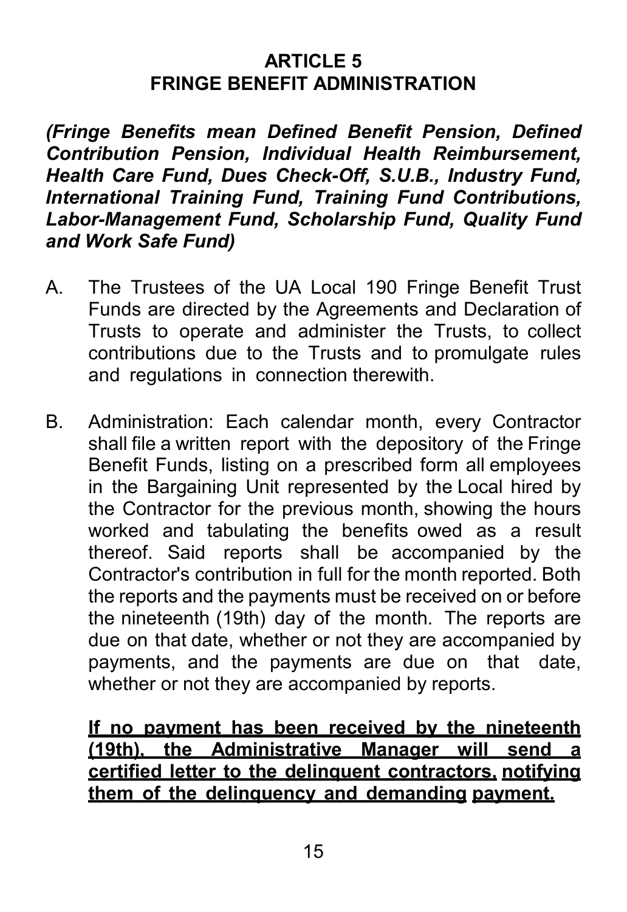# ARTICLE 5
# FRINGE BENEFIT ADMINISTRATION

***(Fringe Benefits mean Defined Benefit Pension, Defined Contribution Pension, Individual Health Reimbursement, Health Care Fund, Dues Check-Off, S.U.B., Industry Fund, International Training Fund, Training Fund Contributions, Labor-Management Fund, Scholarship Fund, Quality Fund and Work Safe Fund)***

A. The Trustees of the UA Local 190 Fringe Benefit Trust Funds are directed by the Agreements and Declaration of Trusts to operate and administer the Trusts, to collect contributions due to the Trusts and to promulgate rules and regulations in connection therewith.

B. Administration: Each calendar month, every Contractor shall file a written report with the depository of the Fringe Benefit Funds, listing on a prescribed form all employees in the Bargaining Unit represented by the Local hired by the Contractor for the previous month, showing the hours worked and tabulating the benefits owed as a result thereof. Said reports shall be accompanied by the Contractor's contribution in full for the month reported. Both the reports and the payments must be received on or before the nineteenth (19th) day of the month. The reports are due on that date, whether or not they are accompanied by payments, and the payments are due on that date, whether or not they are accompanied by reports.

   **If no payment has been received by the nineteenth (19th), the Administrative Manager will send a certified letter to the delinquent contractors, notifying them of the delinquency and demanding payment.**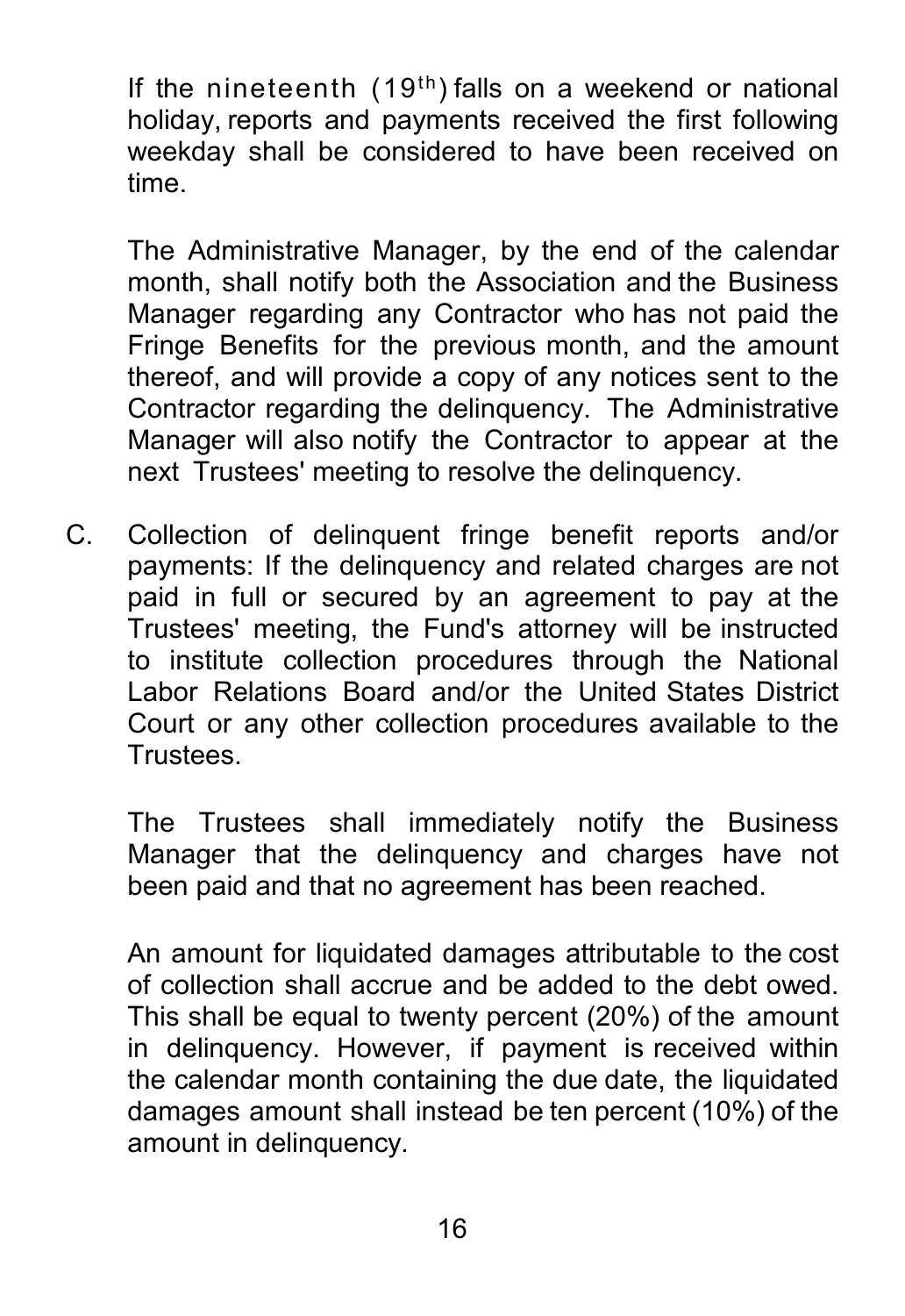If the nineteenth (19th) falls on a weekend or national holiday, reports and payments received the first following weekday shall be considered to have been received on time.

The Administrative Manager, by the end of the calendar month, shall notify both the Association and the Business Manager regarding any Contractor who has not paid the Fringe Benefits for the previous month, and the amount thereof, and will provide a copy of any notices sent to the Contractor regarding the delinquency. The Administrative Manager will also notify the Contractor to appear at the next Trustees' meeting to resolve the delinquency.

C. Collection of delinquent fringe benefit reports and/or payments: If the delinquency and related charges are not paid in full or secured by an agreement to pay at the Trustees' meeting, the Fund's attorney will be instructed to institute collection procedures through the National Labor Relations Board and/or the United States District Court or any other collection procedures available to the Trustees.

   The Trustees shall immediately notify the Business Manager that the delinquency and charges have not been paid and that no agreement has been reached.

   An amount for liquidated damages attributable to the cost of collection shall accrue and be added to the debt owed. This shall be equal to twenty percent (20%) of the amount in delinquency. However, if payment is received within the calendar month containing the due date, the liquidated damages amount shall instead be ten percent (10%) of the amount in delinquency.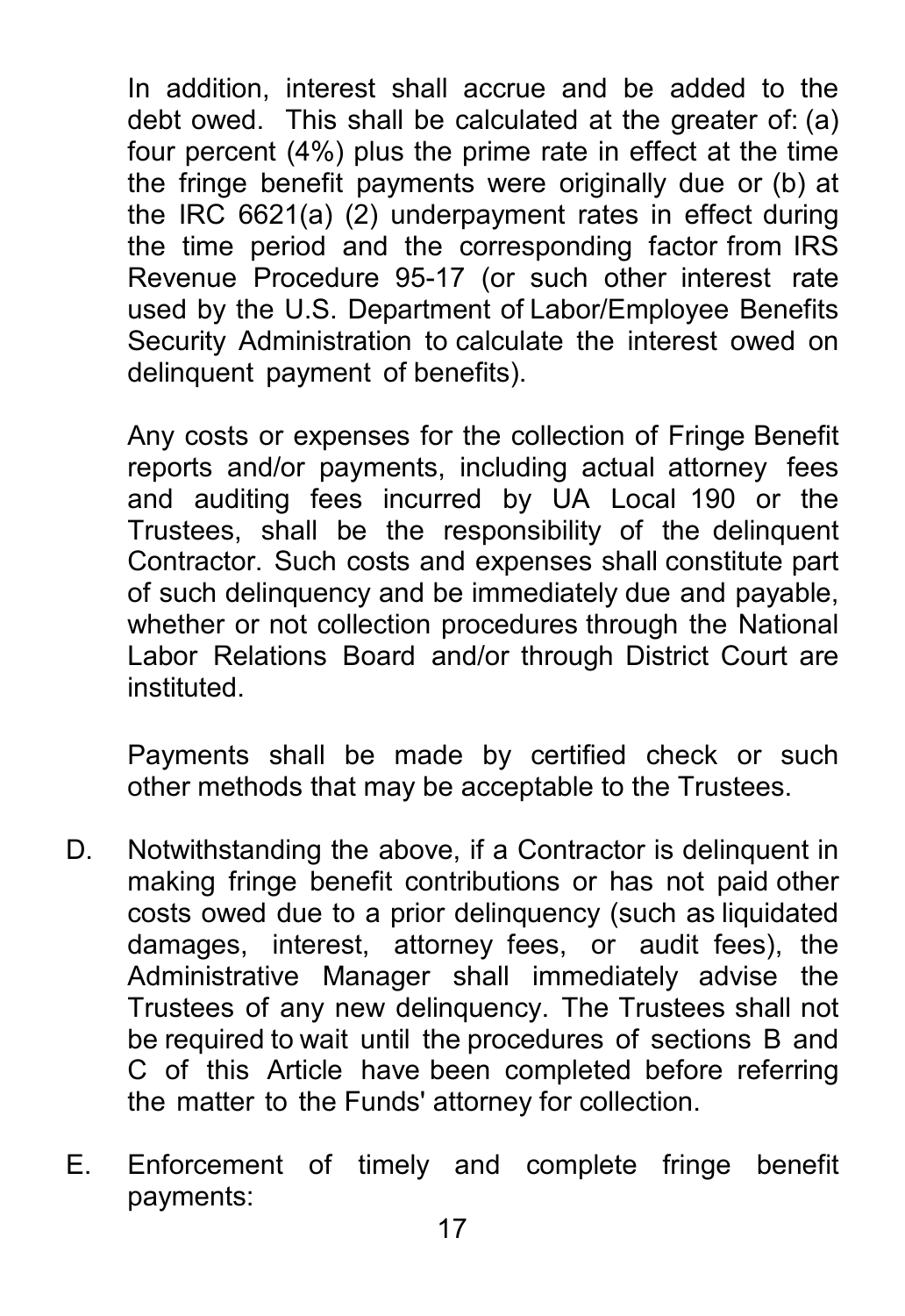In addition, interest shall accrue and be added to the debt owed. This shall be calculated at the greater of: (a) four percent (4%) plus the prime rate in effect at the time the fringe benefit payments were originally due or (b) at the IRC 6621(a) (2) underpayment rates in effect during the time period and the corresponding factor from IRS Revenue Procedure 95-17 (or such other interest rate used by the U.S. Department of Labor/Employee Benefits Security Administration to calculate the interest owed on delinquent payment of benefits).

Any costs or expenses for the collection of Fringe Benefit reports and/or payments, including actual attorney fees and auditing fees incurred by UA Local 190 or the Trustees, shall be the responsibility of the delinquent Contractor. Such costs and expenses shall constitute part of such delinquency and be immediately due and payable, whether or not collection procedures through the National Labor Relations Board and/or through District Court are instituted.

Payments shall be made by certified check or such other methods that may be acceptable to the Trustees.

D. Notwithstanding the above, if a Contractor is delinquent in making fringe benefit contributions or has not paid other costs owed due to a prior delinquency (such as liquidated damages, interest, attorney fees, or audit fees), the Administrative Manager shall immediately advise the Trustees of any new delinquency. The Trustees shall not be required to wait until the procedures of sections B and C of this Article have been completed before referring the matter to the Funds' attorney for collection.

E. Enforcement of timely and complete fringe benefit payments: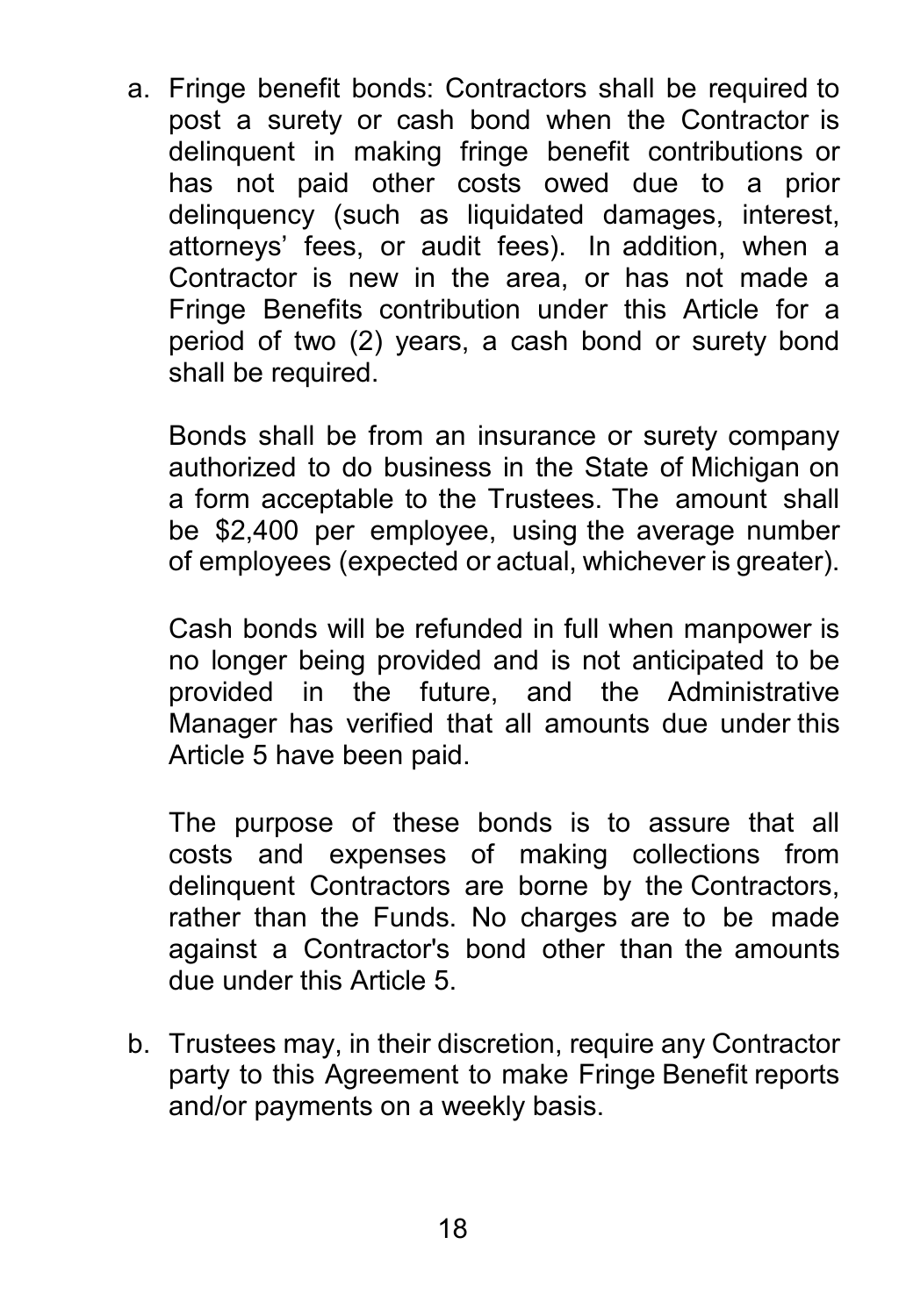a. Fringe benefit bonds: Contractors shall be required to post a surety or cash bond when the Contractor is delinquent in making fringe benefit contributions or has not paid other costs owed due to a prior delinquency (such as liquidated damages, interest, attorneys' fees, or audit fees). In addition, when a Contractor is new in the area, or has not made a Fringe Benefits contribution under this Article for a period of two (2) years, a cash bond or surety bond shall be required.

   Bonds shall be from an insurance or surety company authorized to do business in the State of Michigan on a form acceptable to the Trustees. The amount shall be $2,400 per employee, using the average number of employees (expected or actual, whichever is greater).

   Cash bonds will be refunded in full when manpower is no longer being provided and is not anticipated to be provided in the future, and the Administrative Manager has verified that all amounts due under this Article 5 have been paid.

   The purpose of these bonds is to assure that all costs and expenses of making collections from delinquent Contractors are borne by the Contractors, rather than the Funds. No charges are to be made against a Contractor's bond other than the amounts due under this Article 5.

b. Trustees may, in their discretion, require any Contractor party to this Agreement to make Fringe Benefit reports and/or payments on a weekly basis.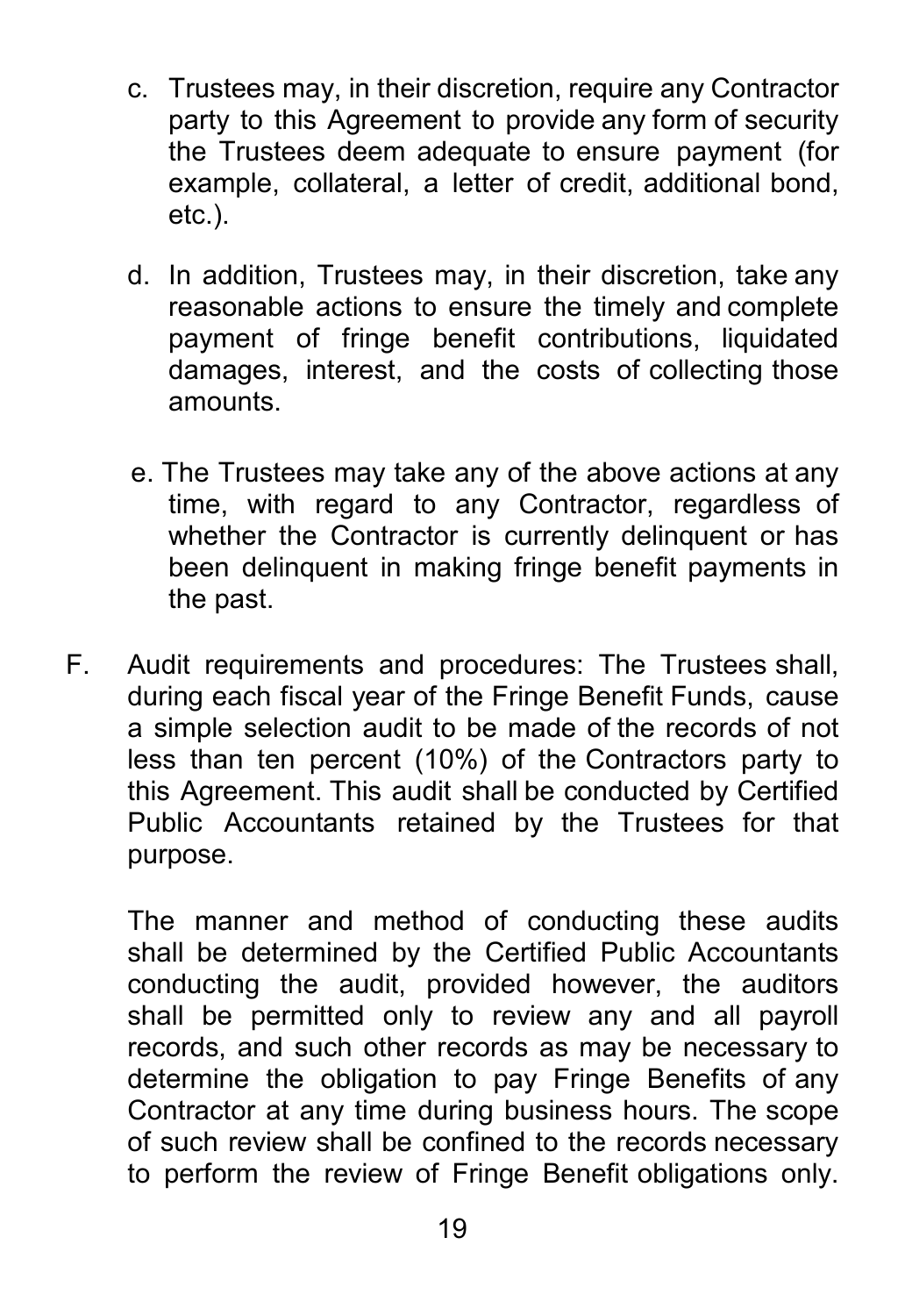c. Trustees may, in their discretion, require any Contractor party to this Agreement to provide any form of security the Trustees deem adequate to ensure payment (for example, collateral, a letter of credit, additional bond, etc.).

d. In addition, Trustees may, in their discretion, take any reasonable actions to ensure the timely and complete payment of fringe benefit contributions, liquidated damages, interest, and the costs of collecting those amounts.

e. The Trustees may take any of the above actions at any time, with regard to any Contractor, regardless of whether the Contractor is currently delinquent or has been delinquent in making fringe benefit payments in the past.

F. Audit requirements and procedures: The Trustees shall, during each fiscal year of the Fringe Benefit Funds, cause a simple selection audit to be made of the records of not less than ten percent (10%) of the Contractors party to this Agreement. This audit shall be conducted by Certified Public Accountants retained by the Trustees for that purpose.

The manner and method of conducting these audits shall be determined by the Certified Public Accountants conducting the audit, provided however, the auditors shall be permitted only to review any and all payroll records, and such other records as may be necessary to determine the obligation to pay Fringe Benefits of any Contractor at any time during business hours. The scope of such review shall be confined to the records necessary to perform the review of Fringe Benefit obligations only.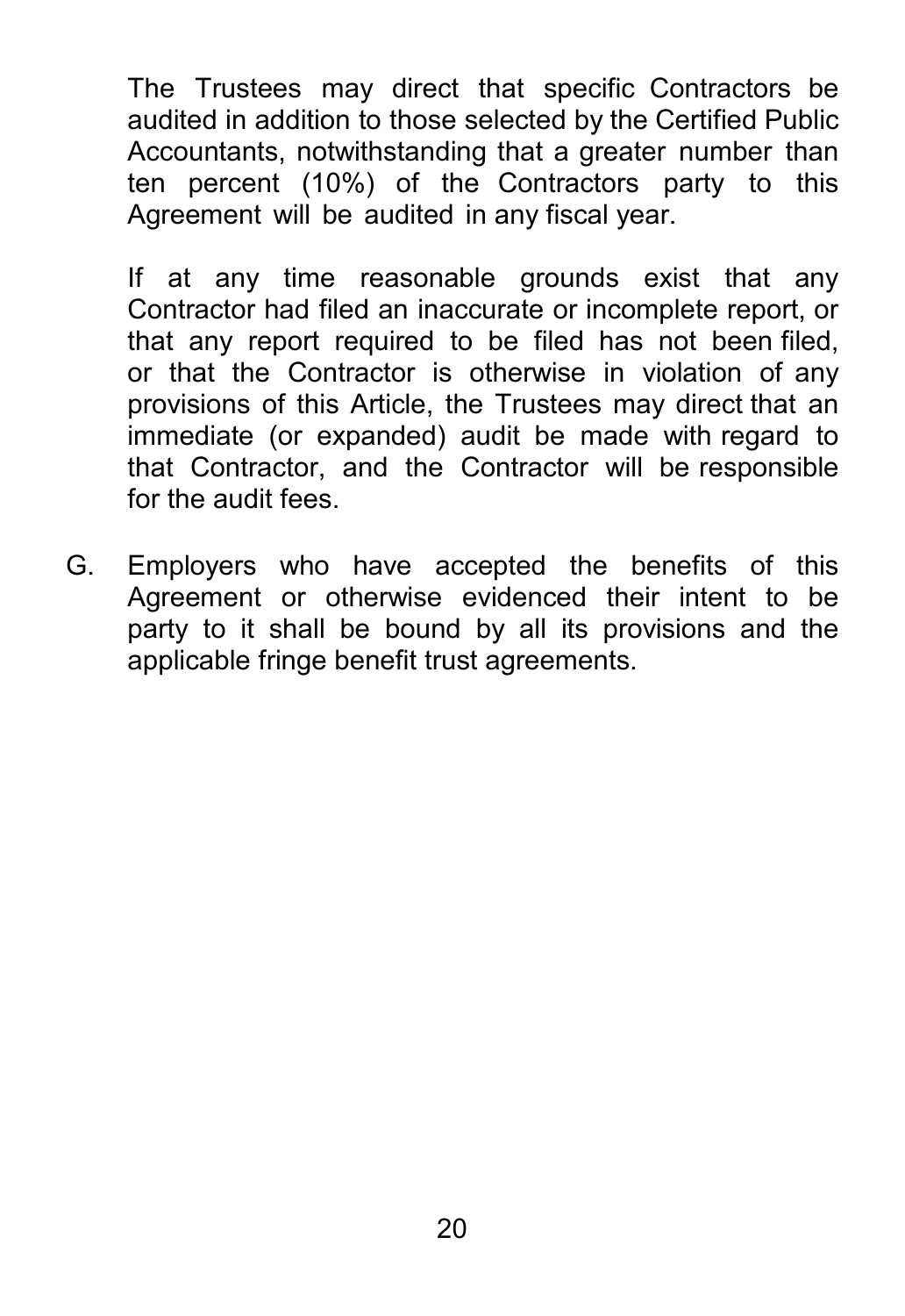The Trustees may direct that specific Contractors be audited in addition to those selected by the Certified Public Accountants, notwithstanding that a greater number than ten percent (10%) of the Contractors party to this Agreement will be audited in any fiscal year.

If at any time reasonable grounds exist that any Contractor had filed an inaccurate or incomplete report, or that any report required to be filed has not been filed, or that the Contractor is otherwise in violation of any provisions of this Article, the Trustees may direct that an immediate (or expanded) audit be made with regard to that Contractor, and the Contractor will be responsible for the audit fees.

G. Employers who have accepted the benefits of this Agreement or otherwise evidenced their intent to be party to it shall be bound by all its provisions and the applicable fringe benefit trust agreements.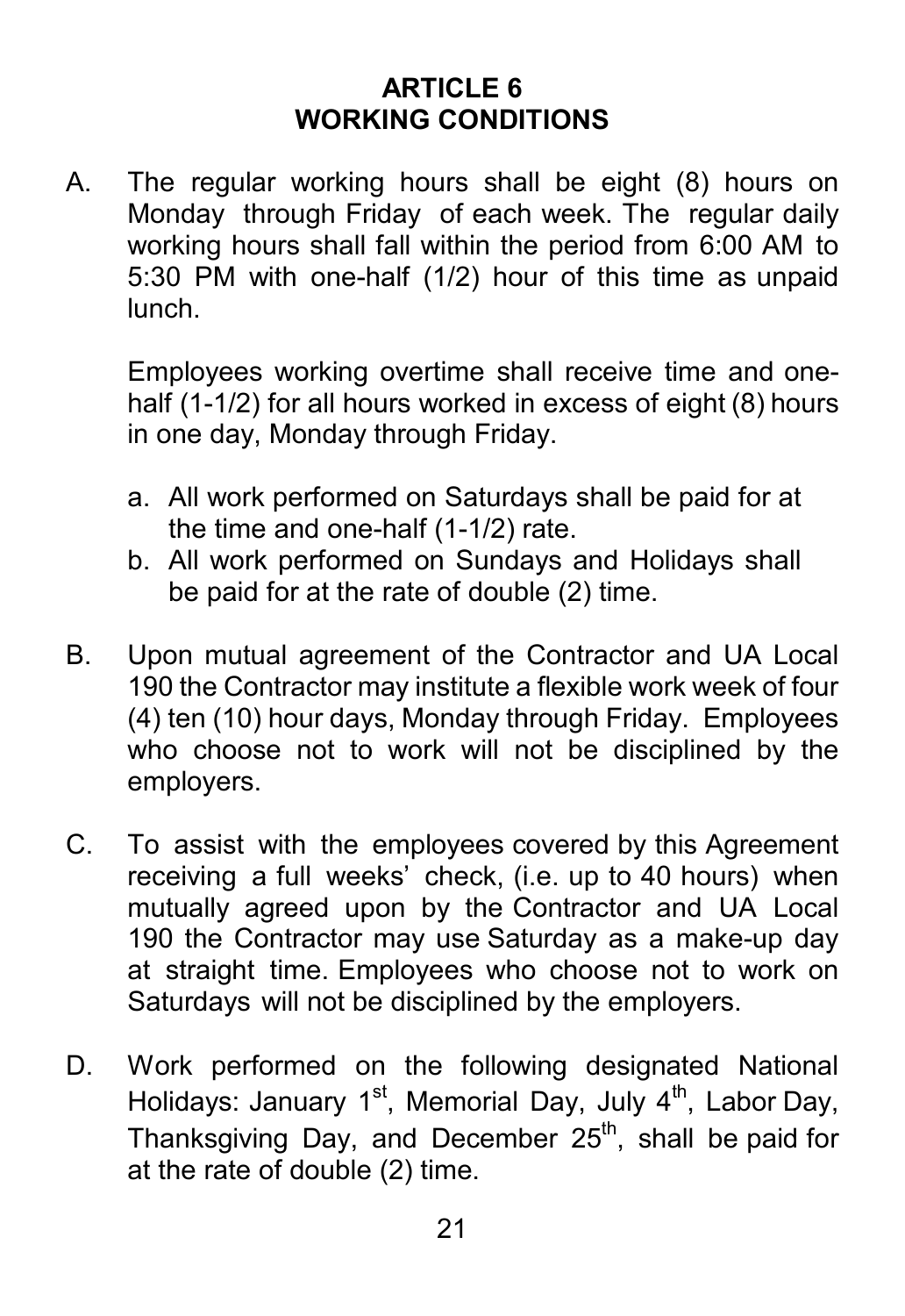## ARTICLE 6
## WORKING CONDITIONS

A. The regular working hours shall be eight (8) hours on Monday through Friday of each week. The regular daily working hours shall fall within the period from 6:00 AM to 5:30 PM with one-half (1/2) hour of this time as unpaid lunch.

   Employees working overtime shall receive time and one-half (1-1/2) for all hours worked in excess of eight (8) hours in one day, Monday through Friday.

   a. All work performed on Saturdays shall be paid for at the time and one-half (1-1/2) rate.
   b. All work performed on Sundays and Holidays shall be paid for at the rate of double (2) time.

B. Upon mutual agreement of the Contractor and UA Local 190 the Contractor may institute a flexible work week of four (4) ten (10) hour days, Monday through Friday. Employees who choose not to work will not be disciplined by the employers.

C. To assist with the employees covered by this Agreement receiving a full weeks' check, (i.e. up to 40 hours) when mutually agreed upon by the Contractor and UA Local 190 the Contractor may use Saturday as a make-up day at straight time. Employees who choose not to work on Saturdays will not be disciplined by the employers.

D. Work performed on the following designated National Holidays: January 1st, Memorial Day, July 4th, Labor Day, Thanksgiving Day, and December 25th, shall be paid for at the rate of double (2) time.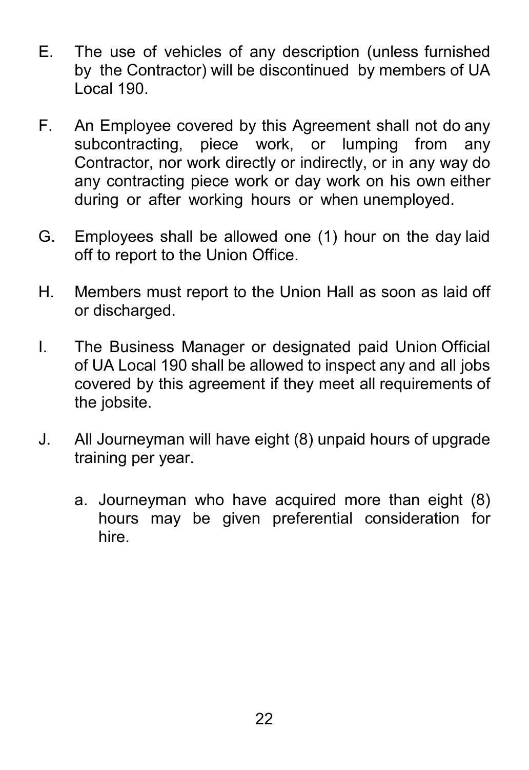E. The use of vehicles of any description (unless furnished by the Contractor) will be discontinued by members of UA Local 190.

F. An Employee covered by this Agreement shall not do any subcontracting, piece work, or lumping from any Contractor, nor work directly or indirectly, or in any way do any contracting piece work or day work on his own either during or after working hours or when unemployed.

G. Employees shall be allowed one (1) hour on the day laid off to report to the Union Office.

H. Members must report to the Union Hall as soon as laid off or discharged.

I. The Business Manager or designated paid Union Official of UA Local 190 shall be allowed to inspect any and all jobs covered by this agreement if they meet all requirements of the jobsite.

J. All Journeyman will have eight (8) unpaid hours of upgrade training per year.

   a. Journeyman who have acquired more than eight (8) hours may be given preferential consideration for hire.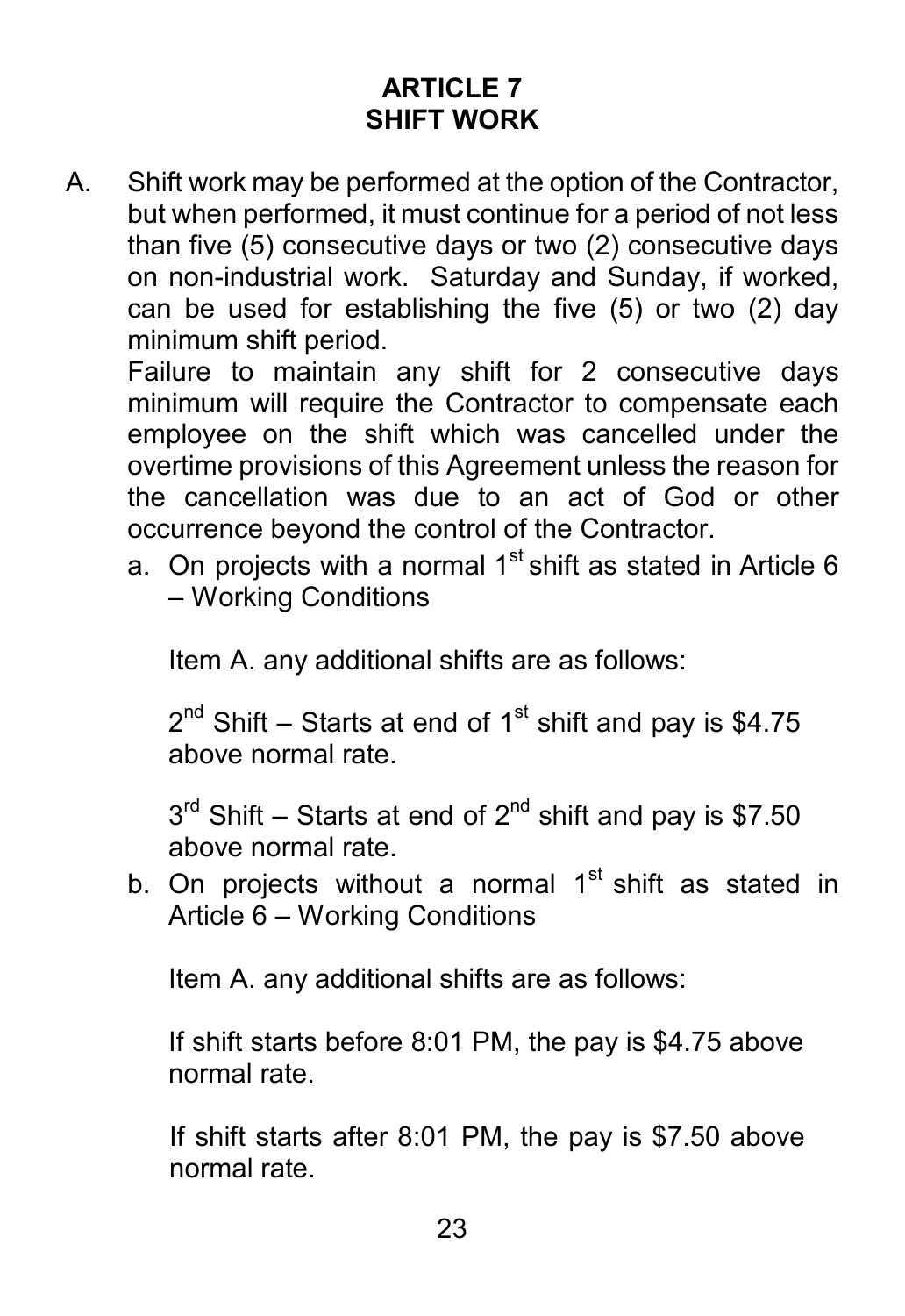# ARTICLE 7
# SHIFT WORK

A. Shift work may be performed at the option of the Contractor, but when performed, it must continue for a period of not less than five (5) consecutive days or two (2) consecutive days on non-industrial work. Saturday and Sunday, if worked, can be used for establishing the five (5) or two (2) day minimum shift period.

   Failure to maintain any shift for 2 consecutive days minimum will require the Contractor to compensate each employee on the shift which was cancelled under the overtime provisions of this Agreement unless the reason for the cancellation was due to an act of God or other occurrence beyond the control of the Contractor.

   a. On projects with a normal 1st shift as stated in Article 6 – Working Conditions

      Item A. any additional shifts are as follows:

      2nd Shift – Starts at end of 1st shift and pay is $4.75 above normal rate.

      3rd Shift – Starts at end of 2nd shift and pay is $7.50 above normal rate.

   b. On projects without a normal 1st shift as stated in Article 6 – Working Conditions

      Item A. any additional shifts are as follows:

      If shift starts before 8:01 PM, the pay is $4.75 above normal rate.

      If shift starts after 8:01 PM, the pay is $7.50 above normal rate.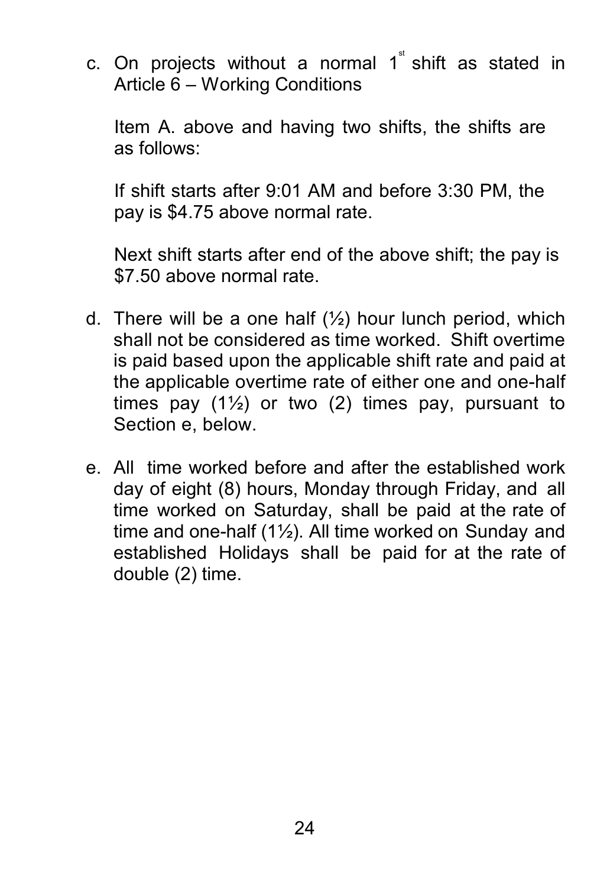c. On projects without a normal 1st shift as stated in Article 6 – Working Conditions

   Item A. above and having two shifts, the shifts are as follows:

   If shift starts after 9:01 AM and before 3:30 PM, the pay is $4.75 above normal rate.

   Next shift starts after end of the above shift; the pay is $7.50 above normal rate.

d. There will be a one half (½) hour lunch period, which shall not be considered as time worked. Shift overtime is paid based upon the applicable shift rate and paid at the applicable overtime rate of either one and one-half times pay (1½) or two (2) times pay, pursuant to Section e, below.

e. All time worked before and after the established work day of eight (8) hours, Monday through Friday, and all time worked on Saturday, shall be paid at the rate of time and one-half (1½). All time worked on Sunday and established Holidays shall be paid for at the rate of double (2) time.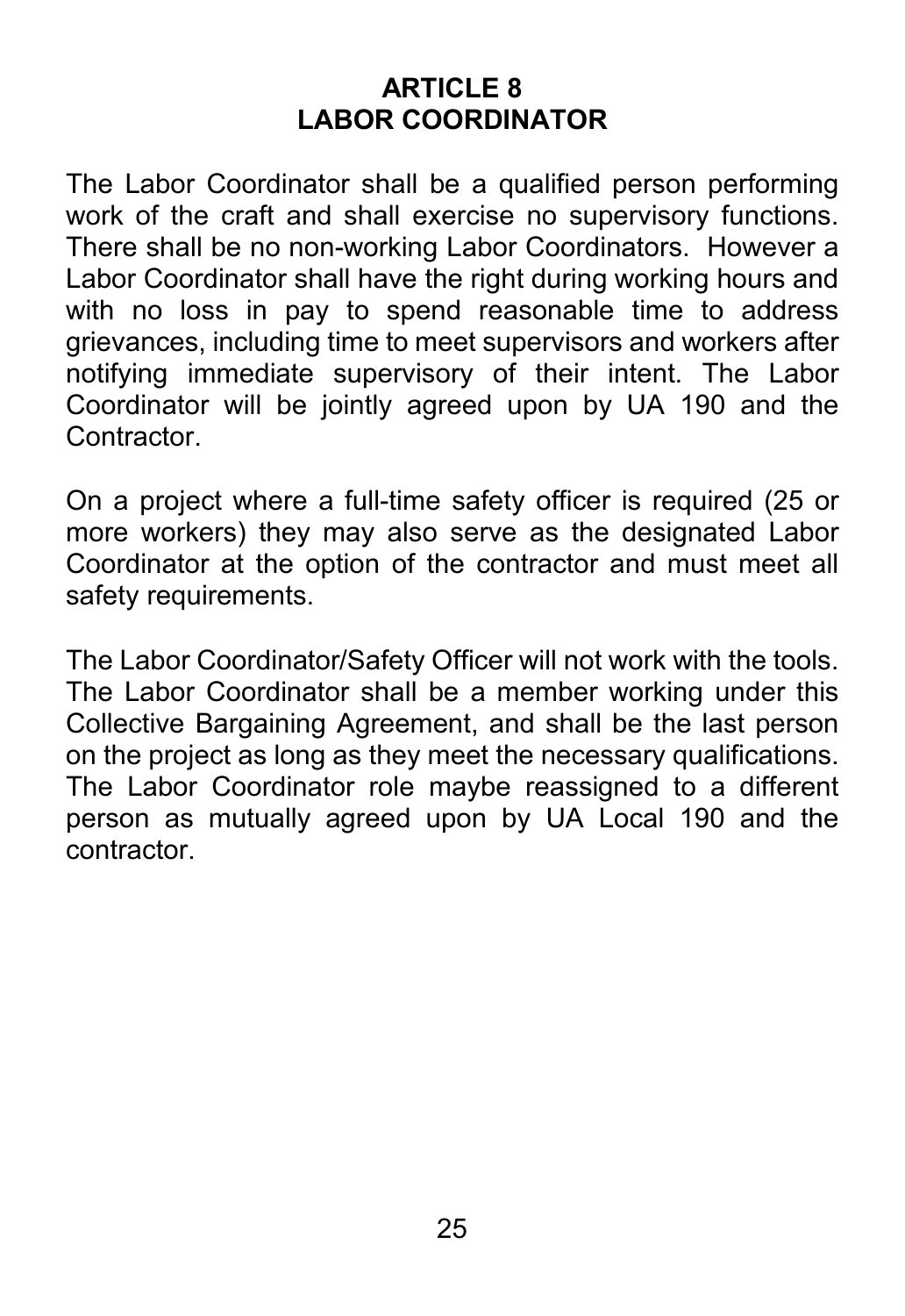## ARTICLE 8
## LABOR COORDINATOR

The Labor Coordinator shall be a qualified person performing work of the craft and shall exercise no supervisory functions. There shall be no non-working Labor Coordinators. However a Labor Coordinator shall have the right during working hours and with no loss in pay to spend reasonable time to address grievances, including time to meet supervisors and workers after notifying immediate supervisory of their intent. The Labor Coordinator will be jointly agreed upon by UA 190 and the Contractor.

On a project where a full-time safety officer is required (25 or more workers) they may also serve as the designated Labor Coordinator at the option of the contractor and must meet all safety requirements.

The Labor Coordinator/Safety Officer will not work with the tools. The Labor Coordinator shall be a member working under this Collective Bargaining Agreement, and shall be the last person on the project as long as they meet the necessary qualifications. The Labor Coordinator role maybe reassigned to a different person as mutually agreed upon by UA Local 190 and the contractor.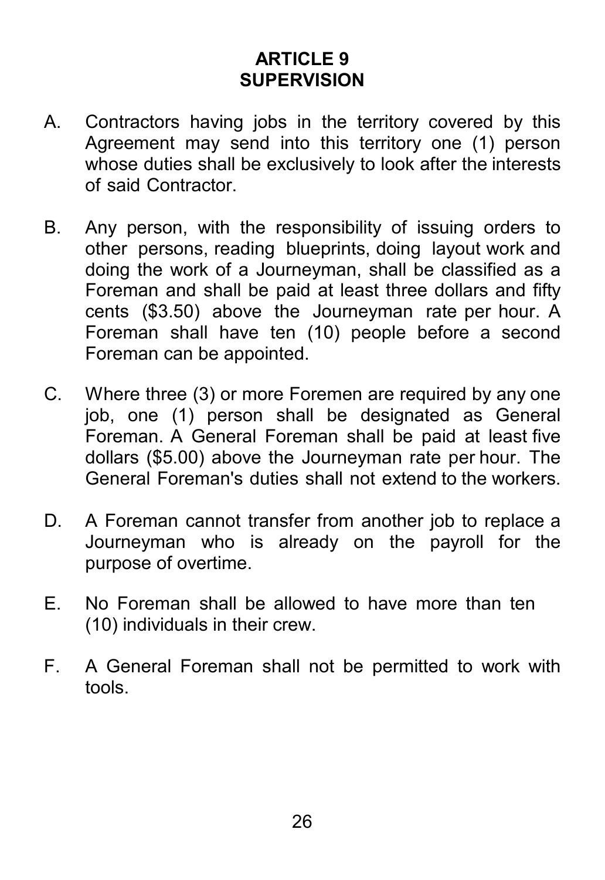# ARTICLE 9
## SUPERVISION

A. Contractors having jobs in the territory covered by this Agreement may send into this territory one (1) person whose duties shall be exclusively to look after the interests of said Contractor.

B. Any person, with the responsibility of issuing orders to other persons, reading blueprints, doing layout work and doing the work of a Journeyman, shall be classified as a Foreman and shall be paid at least three dollars and fifty cents ($3.50) above the Journeyman rate per hour. A Foreman shall have ten (10) people before a second Foreman can be appointed.

C. Where three (3) or more Foremen are required by any one job, one (1) person shall be designated as General Foreman. A General Foreman shall be paid at least five dollars ($5.00) above the Journeyman rate per hour. The General Foreman's duties shall not extend to the workers.

D. A Foreman cannot transfer from another job to replace a Journeyman who is already on the payroll for the purpose of overtime.

E. No Foreman shall be allowed to have more than ten (10) individuals in their crew.

F. A General Foreman shall not be permitted to work with tools.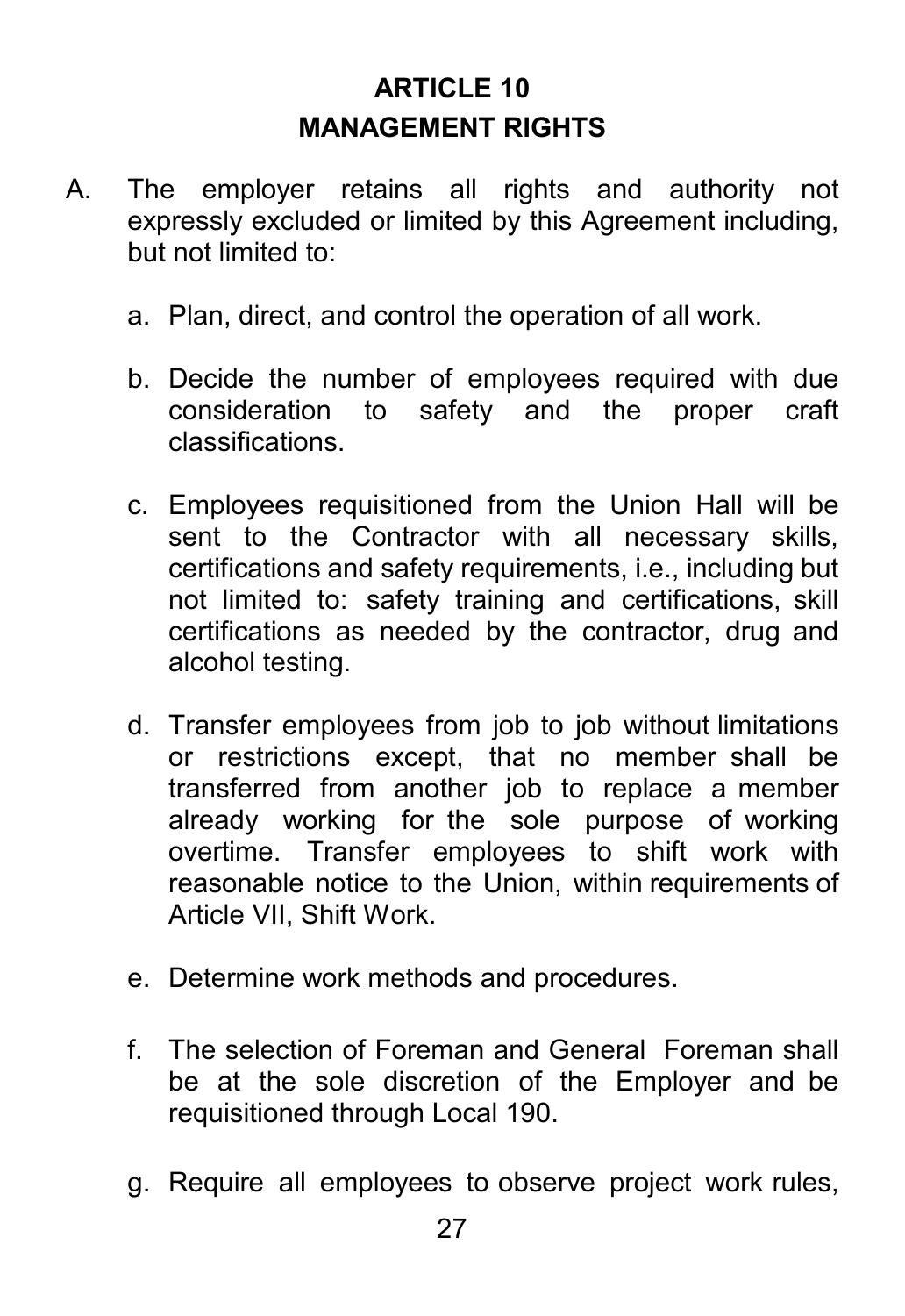# ARTICLE 10
## MANAGEMENT RIGHTS

A. The employer retains all rights and authority not expressly excluded or limited by this Agreement including, but not limited to:

   a. Plan, direct, and control the operation of all work.

   b. Decide the number of employees required with due consideration to safety and the proper craft classifications.

   c. Employees requisitioned from the Union Hall will be sent to the Contractor with all necessary skills, certifications and safety requirements, i.e., including but not limited to: safety training and certifications, skill certifications as needed by the contractor, drug and alcohol testing.

   d. Transfer employees from job to job without limitations or restrictions except, that no member shall be transferred from another job to replace a member already working for the sole purpose of working overtime. Transfer employees to shift work with reasonable notice to the Union, within requirements of Article VII, Shift Work.

   e. Determine work methods and procedures.

   f. The selection of Foreman and General Foreman shall be at the sole discretion of the Employer and be requisitioned through Local 190.

   g. Require all employees to observe project work rules,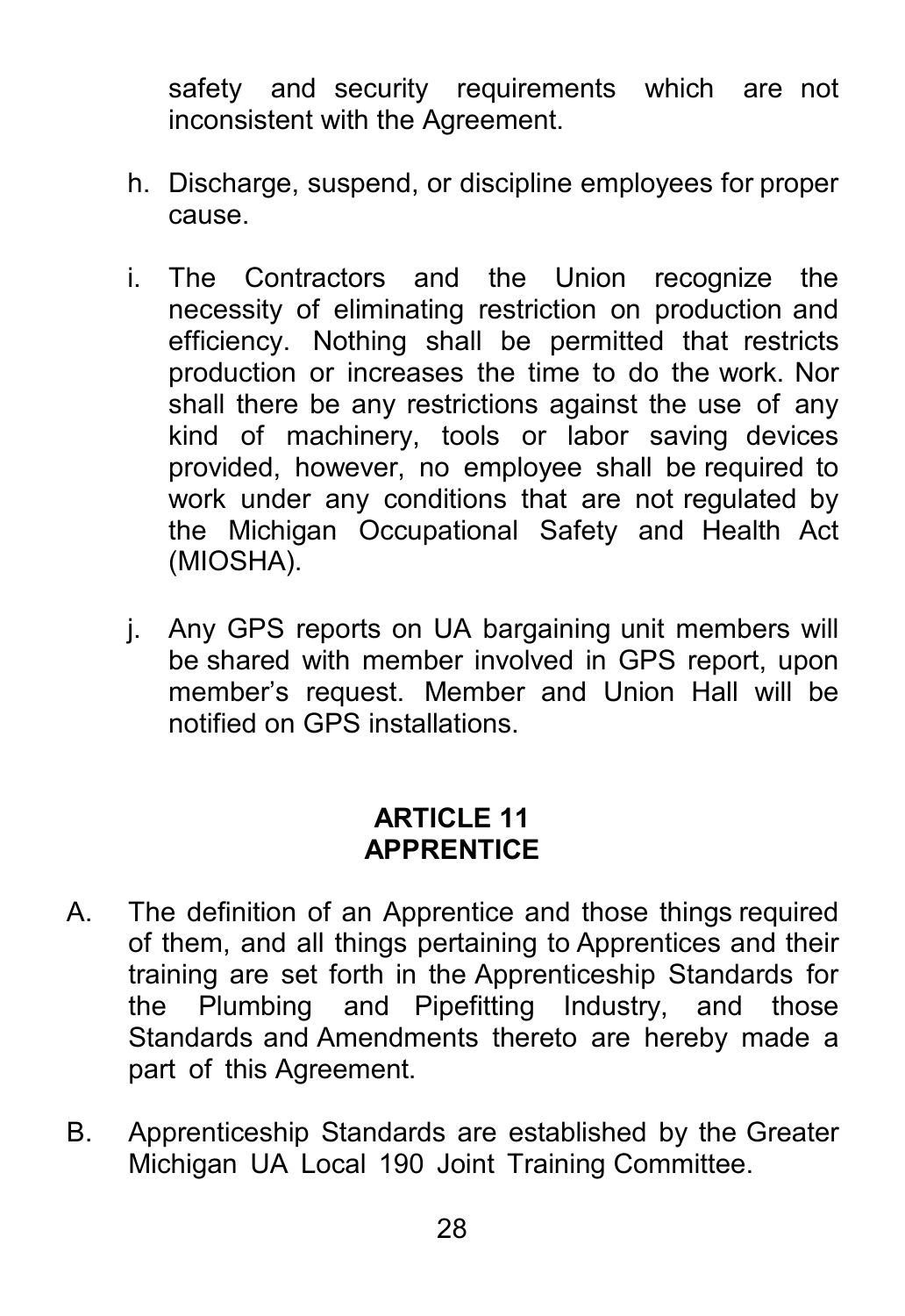safety and security requirements which are not inconsistent with the Agreement.

h. Discharge, suspend, or discipline employees for proper cause.

i. The Contractors and the Union recognize the necessity of eliminating restriction on production and efficiency. Nothing shall be permitted that restricts production or increases the time to do the work. Nor shall there be any restrictions against the use of any kind of machinery, tools or labor saving devices provided, however, no employee shall be required to work under any conditions that are not regulated by the Michigan Occupational Safety and Health Act (MIOSHA).

j. Any GPS reports on UA bargaining unit members will be shared with member involved in GPS report, upon member's request. Member and Union Hall will be notified on GPS installations.

## ARTICLE 11
## APPRENTICE

A. The definition of an Apprentice and those things required of them, and all things pertaining to Apprentices and their training are set forth in the Apprenticeship Standards for the Plumbing and Pipefitting Industry, and those Standards and Amendments thereto are hereby made a part of this Agreement.

B. Apprenticeship Standards are established by the Greater Michigan UA Local 190 Joint Training Committee.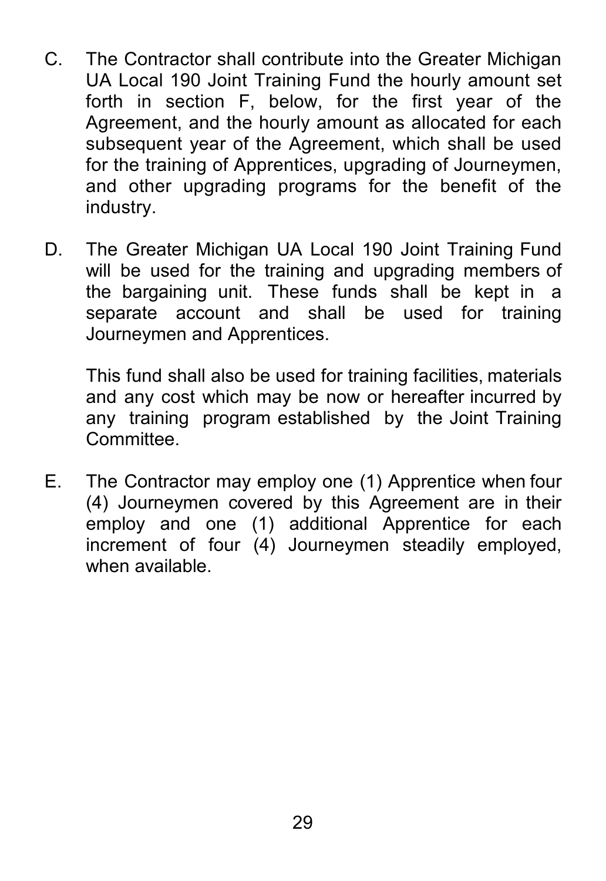C. The Contractor shall contribute into the Greater Michigan UA Local 190 Joint Training Fund the hourly amount set forth in section F, below, for the first year of the Agreement, and the hourly amount as allocated for each subsequent year of the Agreement, which shall be used for the training of Apprentices, upgrading of Journeymen, and other upgrading programs for the benefit of the industry.

D. The Greater Michigan UA Local 190 Joint Training Fund will be used for the training and upgrading members of the bargaining unit. These funds shall be kept in a separate account and shall be used for training Journeymen and Apprentices.

   This fund shall also be used for training facilities, materials and any cost which may be now or hereafter incurred by any training program established by the Joint Training Committee.

E. The Contractor may employ one (1) Apprentice when four (4) Journeymen covered by this Agreement are in their employ and one (1) additional Apprentice for each increment of four (4) Journeymen steadily employed, when available.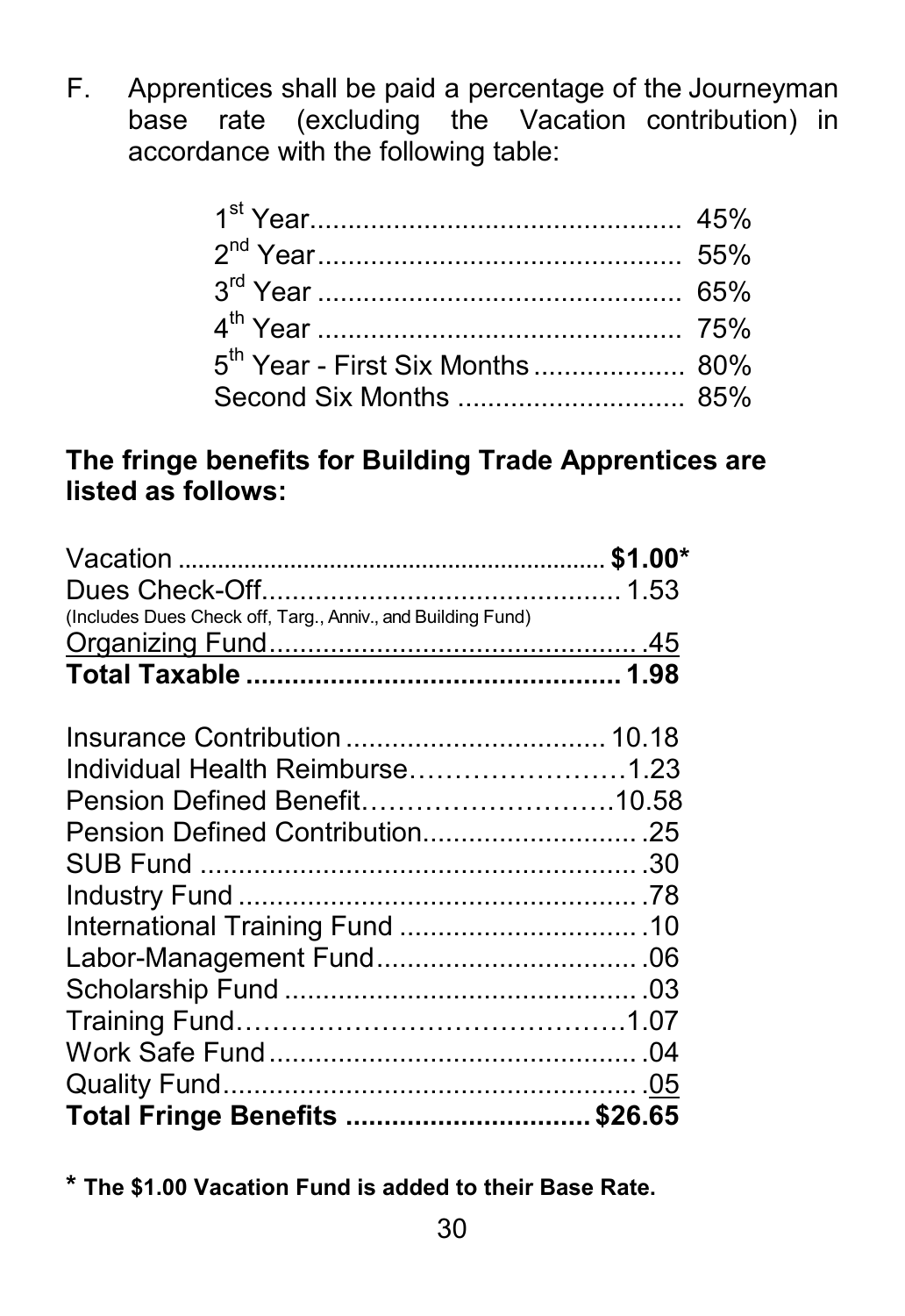F. Apprentices shall be paid a percentage of the Journeyman base rate (excluding the Vacation contribution) in accordance with the following table:

| Year | Percentage |
|---|---|
| 1st Year | 45% |
| 2nd Year | 55% |
| 3rd Year | 65% |
| 4th Year | 75% |
| 5th Year - First Six Months | 80% |
| Second Six Months | 85% |

**The fringe benefits for Building Trade Apprentices are listed as follows:**

| Fringe Benefit | Amount |
|---|---|
| Vacation | **$1.00*** |
| Dues Check-Off (Includes Dues Check off, Targ., Anniv., and Building Fund) | 1.53 |
| Organizing Fund | .45 |
| **Total Taxable** | **1.98** |
| Insurance Contribution | 10.18 |
| Individual Health Reimburse | 1.23 |
| Pension Defined Benefit | 10.58 |
| Pension Defined Contribution | .25 |
| SUB Fund | .30 |
| Industry Fund | .78 |
| International Training Fund | .10 |
| Labor-Management Fund | .06 |
| Scholarship Fund | .03 |
| Training Fund | 1.07 |
| Work Safe Fund | .04 |
| Quality Fund | .05 |
| **Total Fringe Benefits** | **$26.65** |

**\* The $1.00 Vacation Fund is added to their Base Rate.**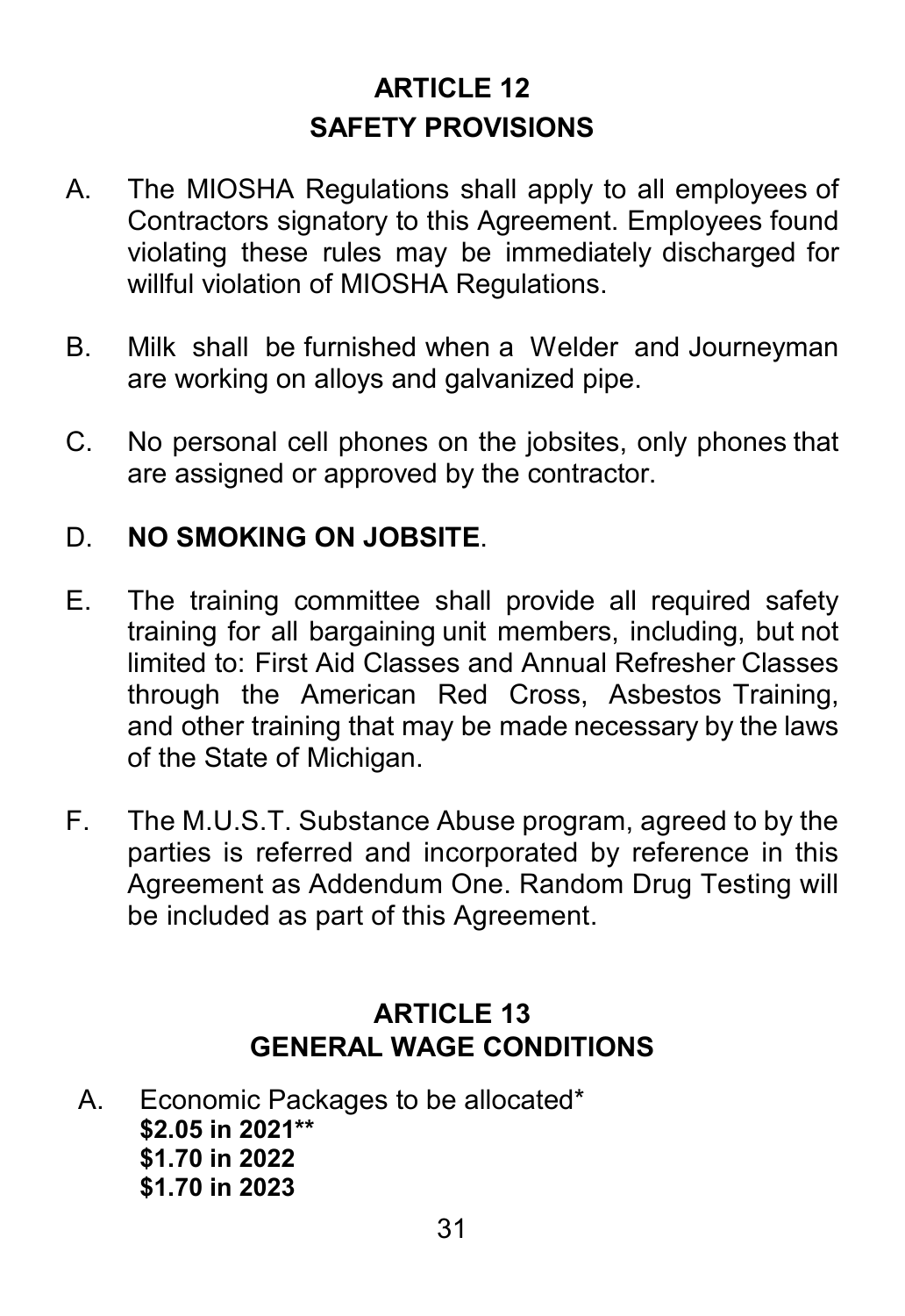# ARTICLE 12
# SAFETY PROVISIONS

A. The MIOSHA Regulations shall apply to all employees of Contractors signatory to this Agreement. Employees found violating these rules may be immediately discharged for willful violation of MIOSHA Regulations.

B. Milk shall be furnished when a Welder and Journeyman are working on alloys and galvanized pipe.

C. No personal cell phones on the jobsites, only phones that are assigned or approved by the contractor.

D. **NO SMOKING ON JOBSITE**.

E. The training committee shall provide all required safety training for all bargaining unit members, including, but not limited to: First Aid Classes and Annual Refresher Classes through the American Red Cross, Asbestos Training, and other training that may be made necessary by the laws of the State of Michigan.

F. The M.U.S.T. Substance Abuse program, agreed to by the parties is referred and incorporated by reference in this Agreement as Addendum One. Random Drug Testing will be included as part of this Agreement.

# ARTICLE 13
# GENERAL WAGE CONDITIONS

A. Economic Packages to be allocated*
**$2.05 in 2021****
**$1.70 in 2022**
**$1.70 in 2023**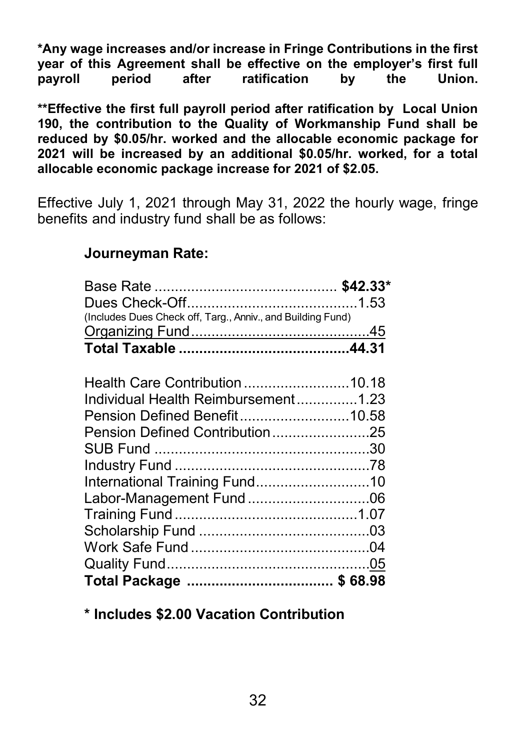**\*Any wage increases and/or increase in Fringe Contributions in the first year of this Agreement shall be effective on the employer's first full payroll period after ratification by the Union.**

**\*\*Effective the first full payroll period after ratification by Local Union 190, the contribution to the Quality of Workmanship Fund shall be reduced by $0.05/hr. worked and the allocable economic package for 2021 will be increased by an additional $0.05/hr. worked, for a total allocable economic package increase for 2021 of $2.05.**

Effective July 1, 2021 through May 31, 2022 the hourly wage, fringe benefits and industry fund shall be as follows:

**Journeyman Rate:**

| Item | Amount |
|---|---|
| Base Rate | **$42.33\*** |
| Dues Check-Off | 1.53 |
| (Includes Dues Check off, Targ., Anniv., and Building Fund) | |
| Organizing Fund | .45 |
| **Total Taxable** | **44.31** |
| Health Care Contribution | 10.18 |
| Individual Health Reimbursement | 1.23 |
| Pension Defined Benefit | 10.58 |
| Pension Defined Contribution | .25 |
| SUB Fund | .30 |
| Industry Fund | .78 |
| International Training Fund | .10 |
| Labor-Management Fund | .06 |
| Training Fund | 1.07 |
| Scholarship Fund | .03 |
| Work Safe Fund | .04 |
| Quality Fund | .05 |
| **Total Package** | **$ 68.98** |

**\* Includes $2.00 Vacation Contribution**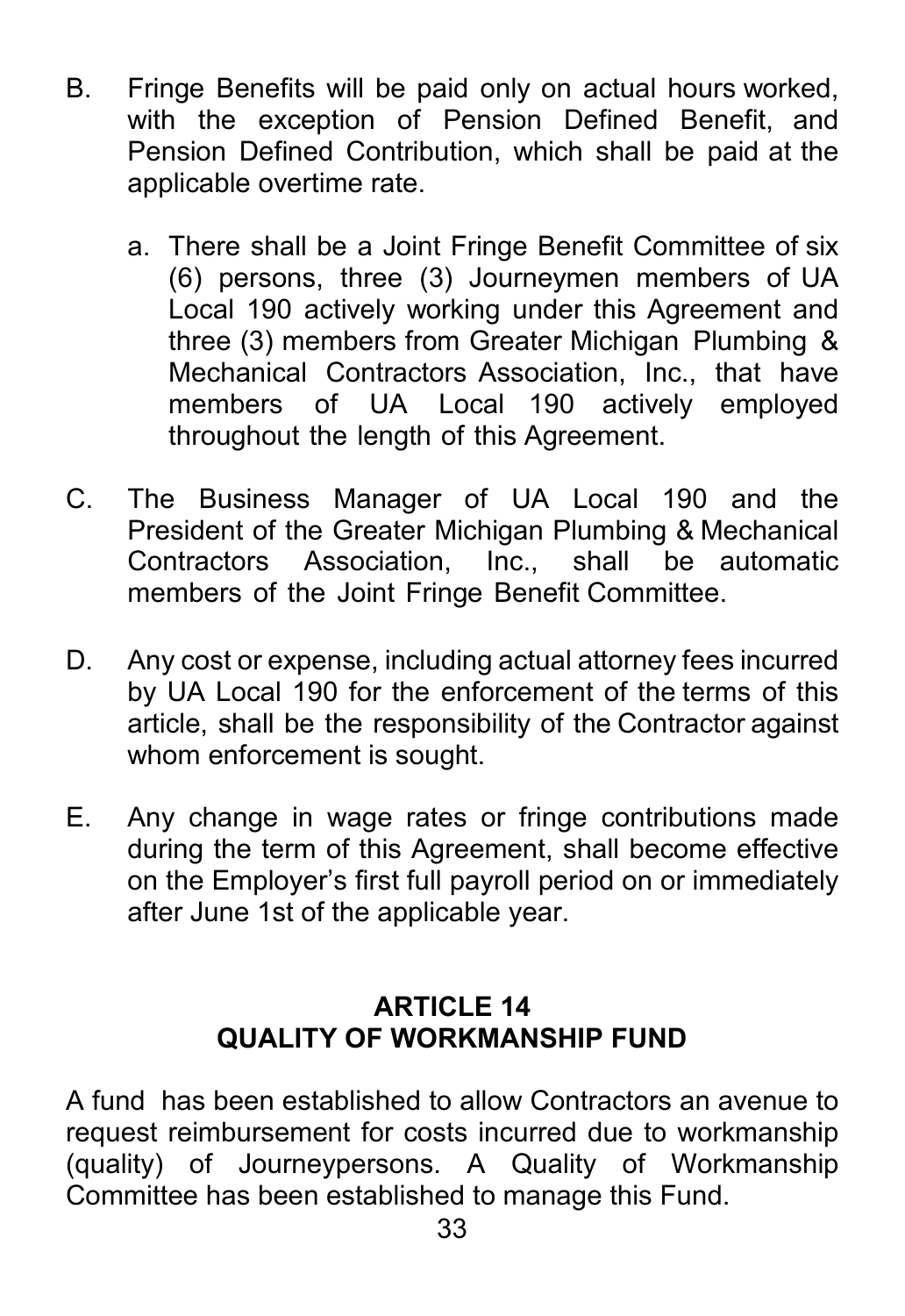B. Fringe Benefits will be paid only on actual hours worked, with the exception of Pension Defined Benefit, and Pension Defined Contribution, which shall be paid at the applicable overtime rate.

   a. There shall be a Joint Fringe Benefit Committee of six (6) persons, three (3) Journeymen members of UA Local 190 actively working under this Agreement and three (3) members from Greater Michigan Plumbing & Mechanical Contractors Association, Inc., that have members of UA Local 190 actively employed throughout the length of this Agreement.

C. The Business Manager of UA Local 190 and the President of the Greater Michigan Plumbing & Mechanical Contractors Association, Inc., shall be automatic members of the Joint Fringe Benefit Committee.

D. Any cost or expense, including actual attorney fees incurred by UA Local 190 for the enforcement of the terms of this article, shall be the responsibility of the Contractor against whom enforcement is sought.

E. Any change in wage rates or fringe contributions made during the term of this Agreement, shall become effective on the Employer's first full payroll period on or immediately after June 1st of the applicable year.

## ARTICLE 14
## QUALITY OF WORKMANSHIP FUND

A fund has been established to allow Contractors an avenue to request reimbursement for costs incurred due to workmanship (quality) of Journeypersons. A Quality of Workmanship Committee has been established to manage this Fund.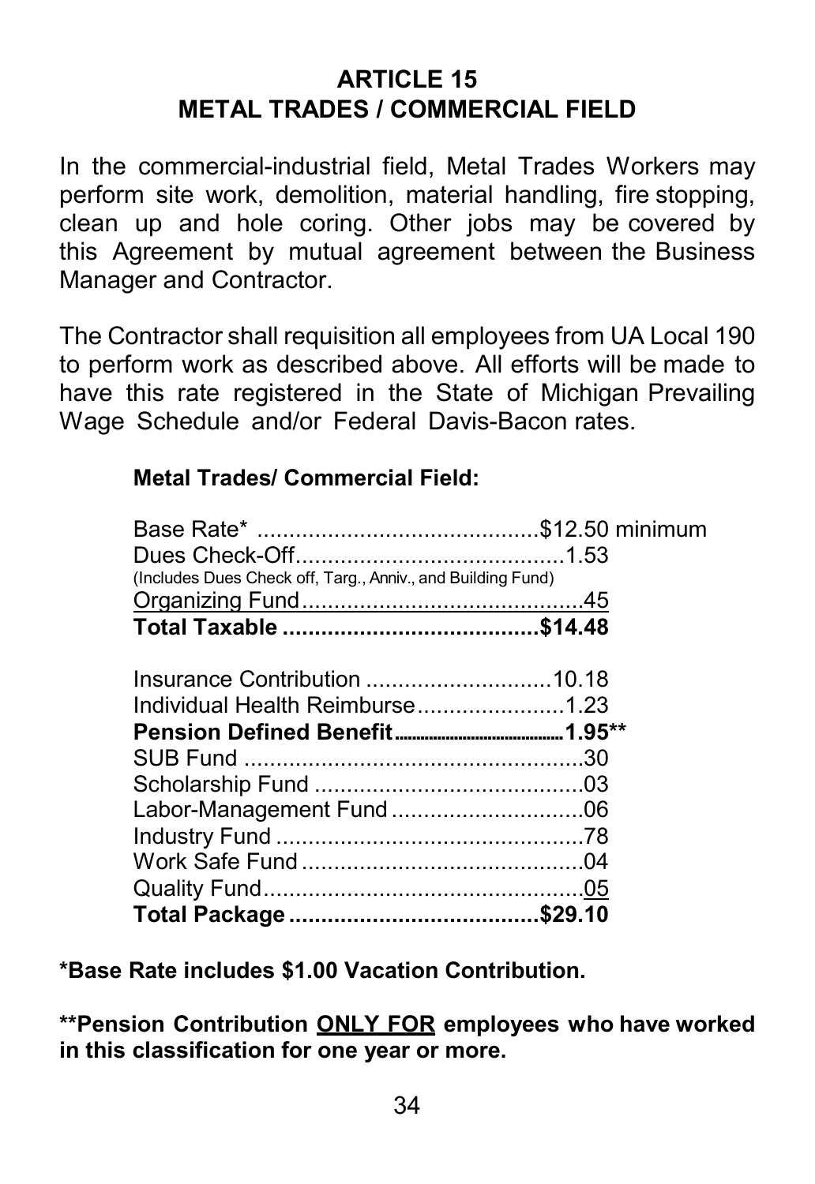# ARTICLE 15
# METAL TRADES / COMMERCIAL FIELD

In the commercial-industrial field, Metal Trades Workers may perform site work, demolition, material handling, fire stopping, clean up and hole coring. Other jobs may be covered by this Agreement by mutual agreement between the Business Manager and Contractor.

The Contractor shall requisition all employees from UA Local 190 to perform work as described above. All efforts will be made to have this rate registered in the State of Michigan Prevailing Wage Schedule and/or Federal Davis-Bacon rates.

**Metal Trades/ Commercial Field:**

| | |
|---|---|
| Base Rate* | $12.50 minimum |
| Dues Check-Off (Includes Dues Check off, Targ., Anniv., and Building Fund) | 1.53 |
| Organizing Fund | .45 |
| **Total Taxable** | **$14.48** |
| Insurance Contribution | 10.18 |
| Individual Health Reimburse | 1.23 |
| **Pension Defined Benefit** | **1.95**** |
| SUB Fund | .30 |
| Scholarship Fund | .03 |
| Labor-Management Fund | .06 |
| Industry Fund | .78 |
| Work Safe Fund | .04 |
| Quality Fund | .05 |
| **Total Package** | **$29.10** |

**\*Base Rate includes $1.00 Vacation Contribution.**

**\*\*Pension Contribution <u>ONLY FOR</u> employees who have worked in this classification for one year or more.**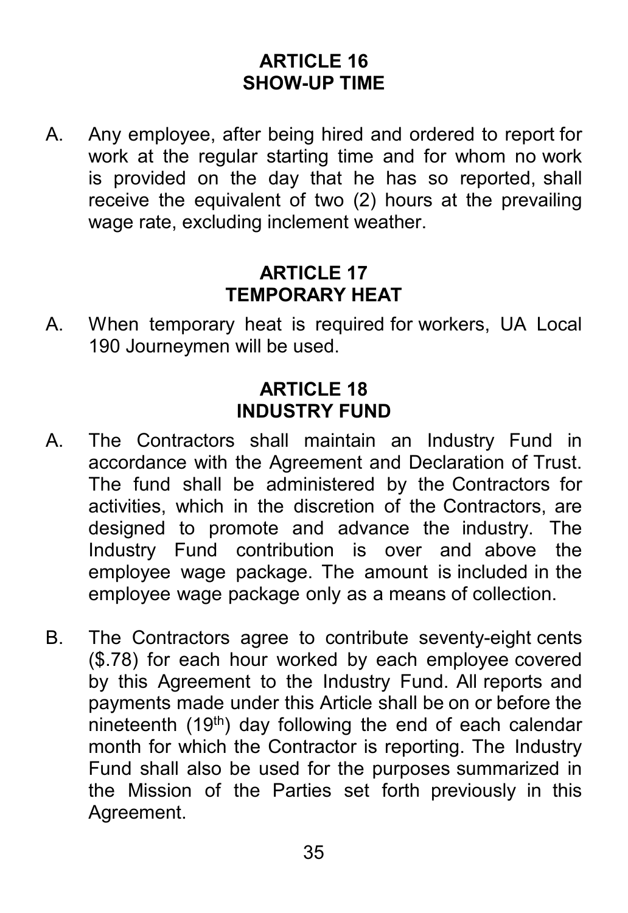## ARTICLE 16
## SHOW-UP TIME

A. Any employee, after being hired and ordered to report for work at the regular starting time and for whom no work is provided on the day that he has so reported, shall receive the equivalent of two (2) hours at the prevailing wage rate, excluding inclement weather.

## ARTICLE 17
## TEMPORARY HEAT

A. When temporary heat is required for workers, UA Local 190 Journeymen will be used.

## ARTICLE 18
## INDUSTRY FUND

A. The Contractors shall maintain an Industry Fund in accordance with the Agreement and Declaration of Trust. The fund shall be administered by the Contractors for activities, which in the discretion of the Contractors, are designed to promote and advance the industry. The Industry Fund contribution is over and above the employee wage package. The amount is included in the employee wage package only as a means of collection.

B. The Contractors agree to contribute seventy-eight cents ($.78) for each hour worked by each employee covered by this Agreement to the Industry Fund. All reports and payments made under this Article shall be on or before the nineteenth (19th) day following the end of each calendar month for which the Contractor is reporting. The Industry Fund shall also be used for the purposes summarized in the Mission of the Parties set forth previously in this Agreement.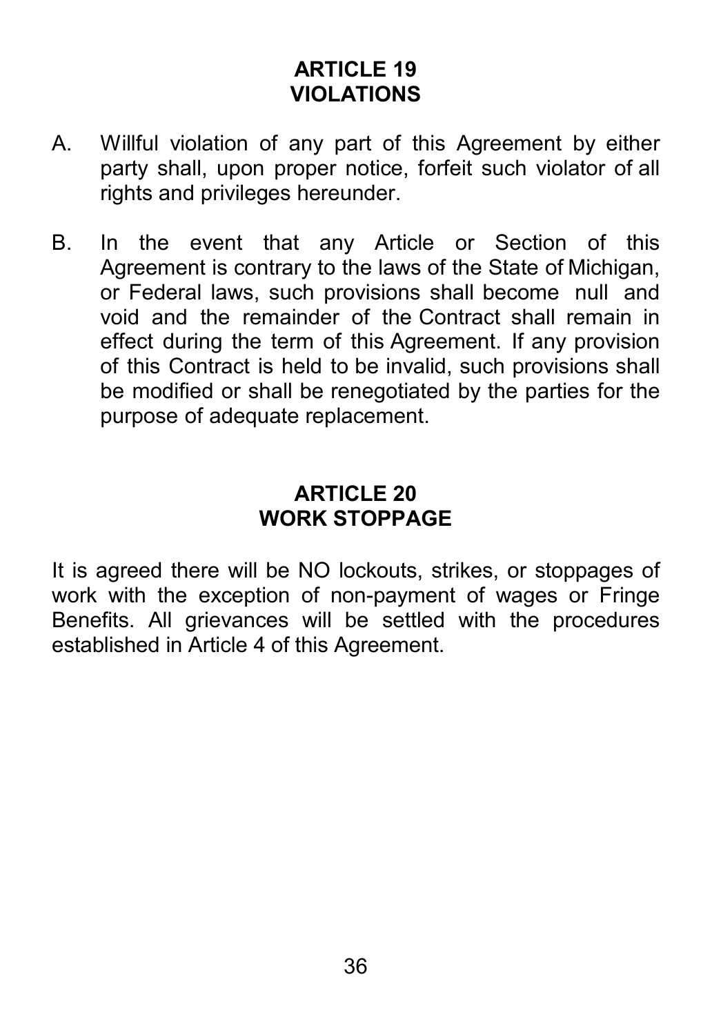## ARTICLE 19
## VIOLATIONS

A. Willful violation of any part of this Agreement by either party shall, upon proper notice, forfeit such violator of all rights and privileges hereunder.

B. In the event that any Article or Section of this Agreement is contrary to the laws of the State of Michigan, or Federal laws, such provisions shall become null and void and the remainder of the Contract shall remain in effect during the term of this Agreement. If any provision of this Contract is held to be invalid, such provisions shall be modified or shall be renegotiated by the parties for the purpose of adequate replacement.

## ARTICLE 20
## WORK STOPPAGE

It is agreed there will be NO lockouts, strikes, or stoppages of work with the exception of non-payment of wages or Fringe Benefits. All grievances will be settled with the procedures established in Article 4 of this Agreement.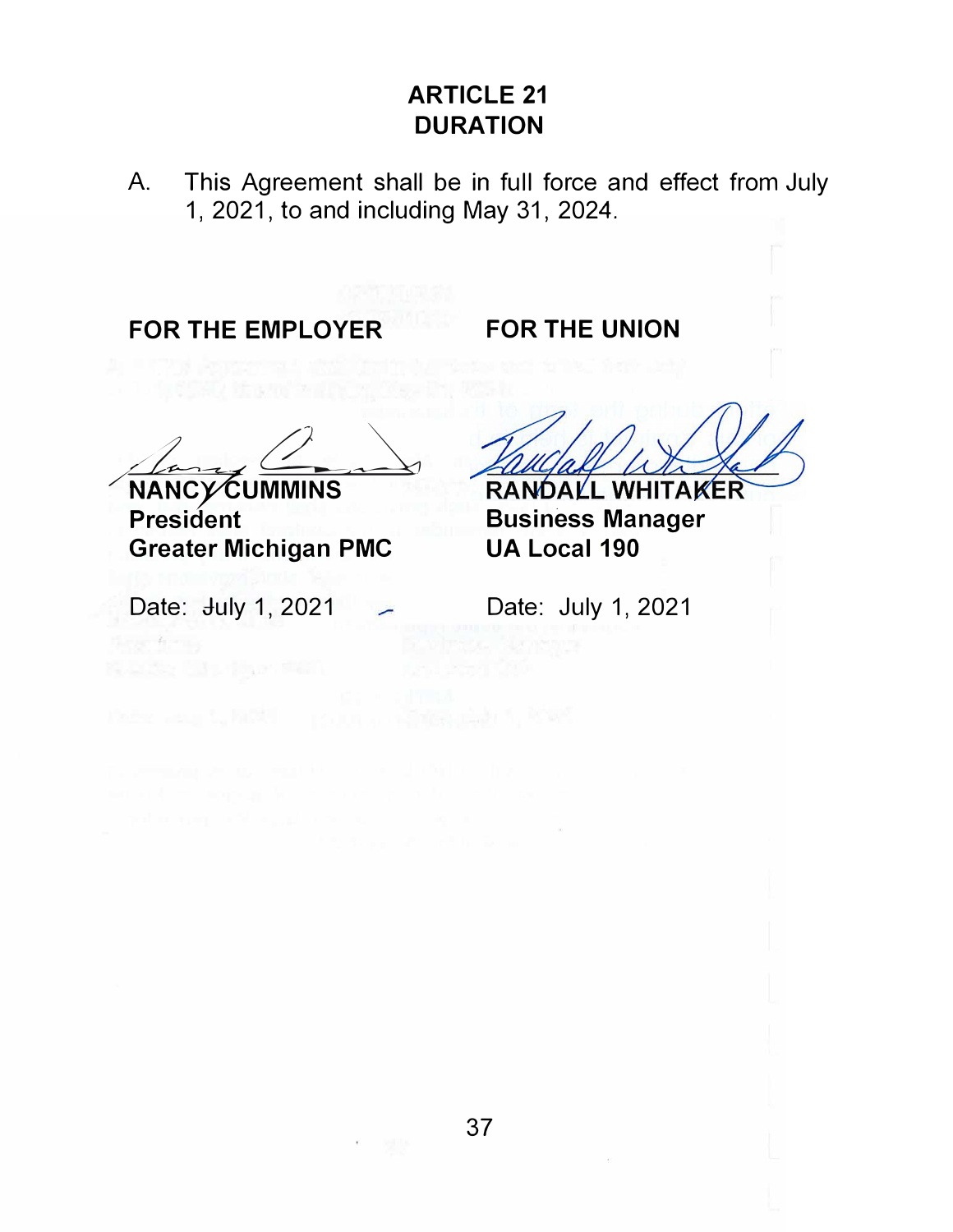# ARTICLE 21
# DURATION

A. This Agreement shall be in full force and effect from July 1, 2021, to and including May 31, 2024.

| **FOR THE EMPLOYER** | **FOR THE UNION** |
|---|---|
| **NANCY CUMMINS** | **RANDALL WHITAKER** |
| **President** | **Business Manager** |
| **Greater Michigan PMC** | **UA Local 190** |
| Date: July 1, 2021 | Date: July 1, 2021 |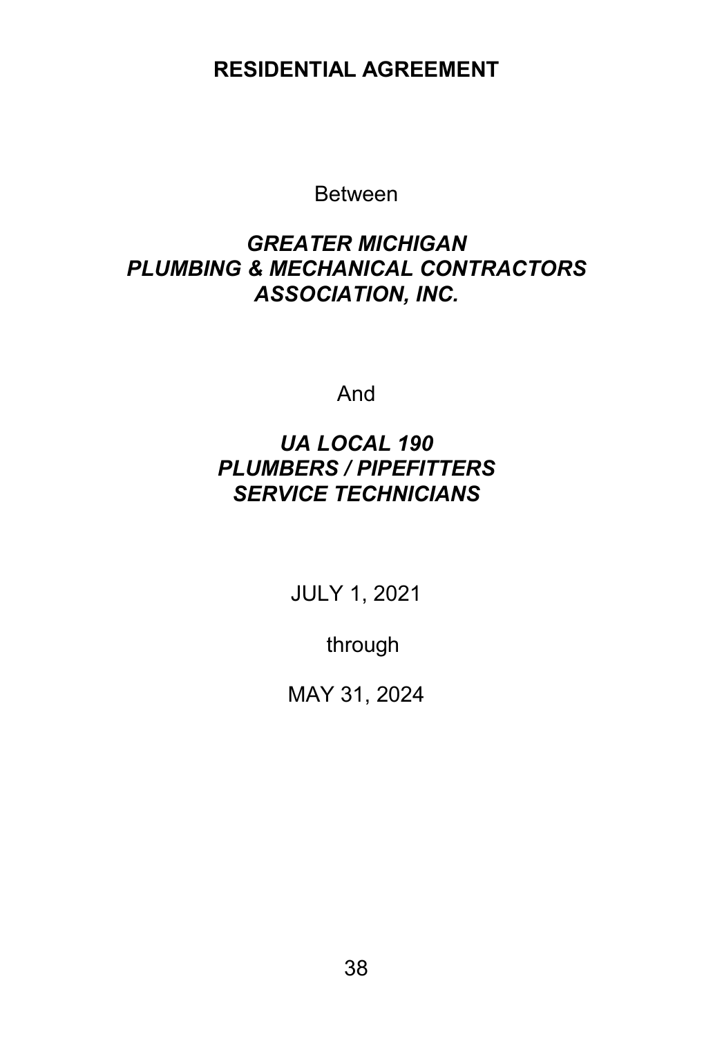# RESIDENTIAL AGREEMENT

Between

***GREATER MICHIGAN PLUMBING & MECHANICAL CONTRACTORS ASSOCIATION, INC.***

And

***UA LOCAL 190 PLUMBERS / PIPEFITTERS SERVICE TECHNICIANS***

JULY 1, 2021

through

MAY 31, 2024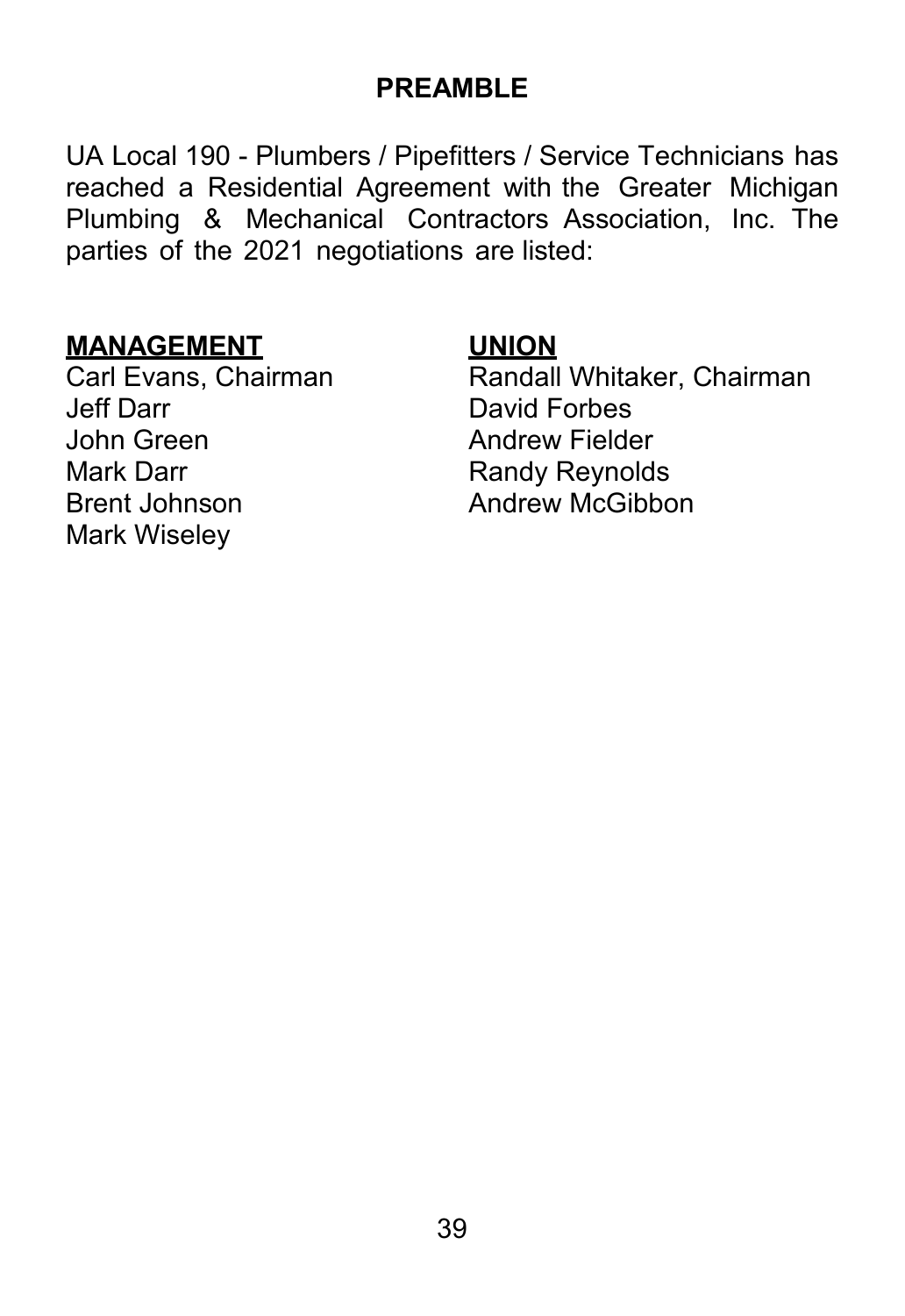## PREAMBLE

UA Local 190 - Plumbers / Pipefitters / Service Technicians has reached a Residential Agreement with the Greater Michigan Plumbing & Mechanical Contractors Association, Inc. The parties of the 2021 negotiations are listed:

| **MANAGEMENT** | **UNION** |
| --- | --- |
| Carl Evans, Chairman | Randall Whitaker, Chairman |
| Jeff Darr | David Forbes |
| John Green | Andrew Fielder |
| Mark Darr | Randy Reynolds |
| Brent Johnson | Andrew McGibbon |
| Mark Wiseley | |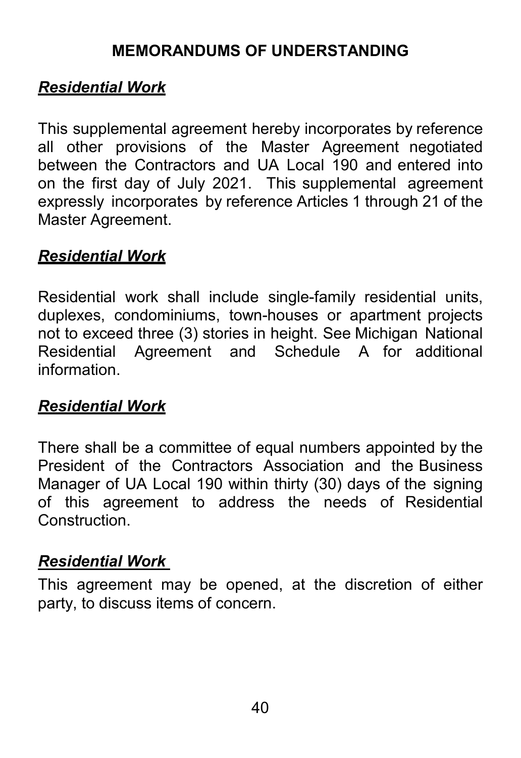# MEMORANDUMS OF UNDERSTANDING

***Residential Work***

This supplemental agreement hereby incorporates by reference all other provisions of the Master Agreement negotiated between the Contractors and UA Local 190 and entered into on the first day of July 2021. This supplemental agreement expressly incorporates by reference Articles 1 through 21 of the Master Agreement.

***Residential Work***

Residential work shall include single-family residential units, duplexes, condominiums, town-houses or apartment projects not to exceed three (3) stories in height. See Michigan National Residential Agreement and Schedule A for additional information.

***Residential Work***

There shall be a committee of equal numbers appointed by the President of the Contractors Association and the Business Manager of UA Local 190 within thirty (30) days of the signing of this agreement to address the needs of Residential Construction.

***Residential Work***

This agreement may be opened, at the discretion of either party, to discuss items of concern.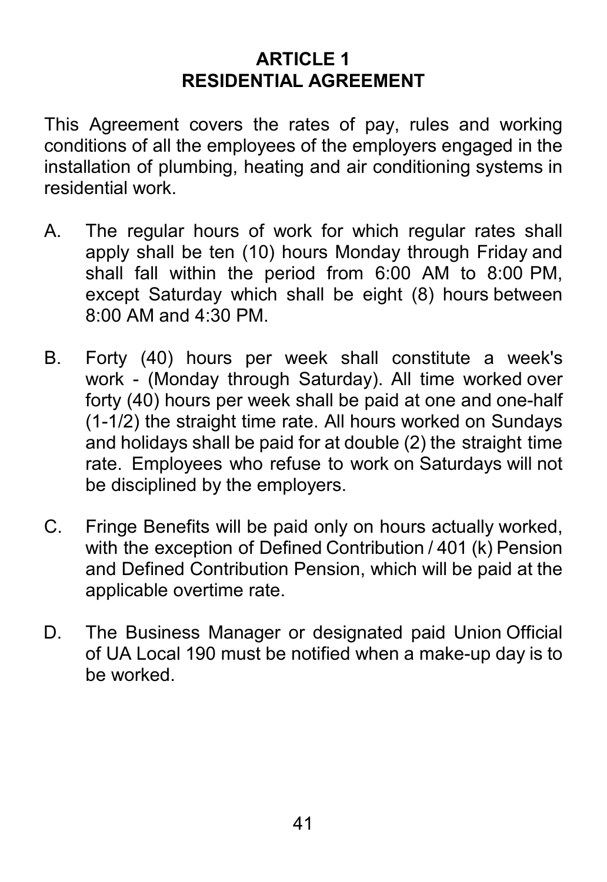# ARTICLE 1
# RESIDENTIAL AGREEMENT

This Agreement covers the rates of pay, rules and working conditions of all the employees of the employers engaged in the installation of plumbing, heating and air conditioning systems in residential work.

A. The regular hours of work for which regular rates shall apply shall be ten (10) hours Monday through Friday and shall fall within the period from 6:00 AM to 8:00 PM, except Saturday which shall be eight (8) hours between 8:00 AM and 4:30 PM.

B. Forty (40) hours per week shall constitute a week's work - (Monday through Saturday). All time worked over forty (40) hours per week shall be paid at one and one-half (1-1/2) the straight time rate. All hours worked on Sundays and holidays shall be paid for at double (2) the straight time rate. Employees who refuse to work on Saturdays will not be disciplined by the employers.

C. Fringe Benefits will be paid only on hours actually worked, with the exception of Defined Contribution / 401 (k) Pension and Defined Contribution Pension, which will be paid at the applicable overtime rate.

D. The Business Manager or designated paid Union Official of UA Local 190 must be notified when a make-up day is to be worked.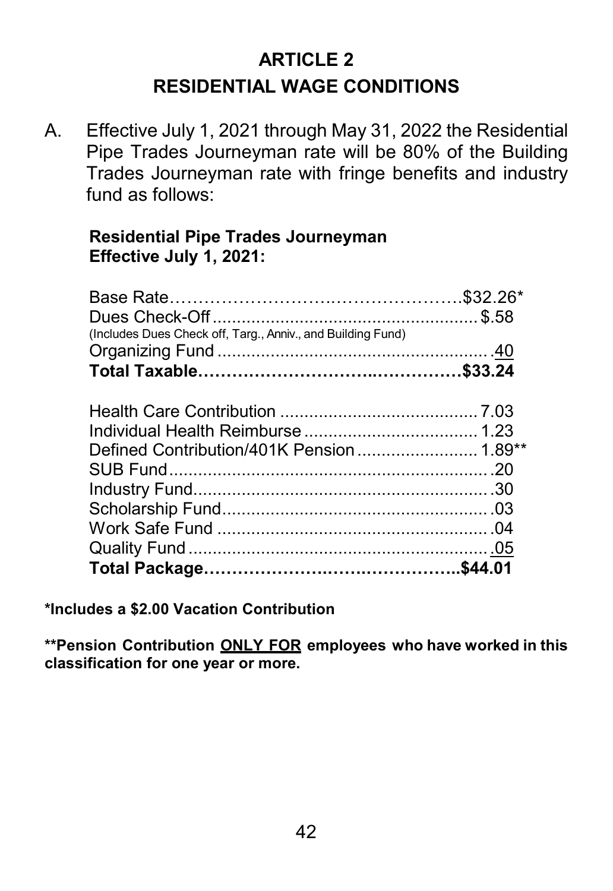# ARTICLE 2

## RESIDENTIAL WAGE CONDITIONS

A. Effective July 1, 2021 through May 31, 2022 the Residential Pipe Trades Journeyman rate will be 80% of the Building Trades Journeyman rate with fringe benefits and industry fund as follows:

**Residential Pipe Trades Journeyman**
**Effective July 1, 2021:**

| | |
|---|---|
| Base Rate | $32.26* |
| Dues Check-Off (Includes Dues Check off, Targ., Anniv., and Building Fund) | $.58 |
| Organizing Fund | .40 |
| **Total Taxable** | **$33.24** |
| | |
| Health Care Contribution | 7.03 |
| Individual Health Reimburse | 1.23 |
| Defined Contribution/401K Pension | 1.89** |
| SUB Fund | .20 |
| Industry Fund | .30 |
| Scholarship Fund | .03 |
| Work Safe Fund | .04 |
| Quality Fund | .05 |
| **Total Package** | **$44.01** |

**\*Includes a $2.00 Vacation Contribution**

**\*\*Pension Contribution <u>ONLY FOR</u> employees who have worked in this classification for one year or more.**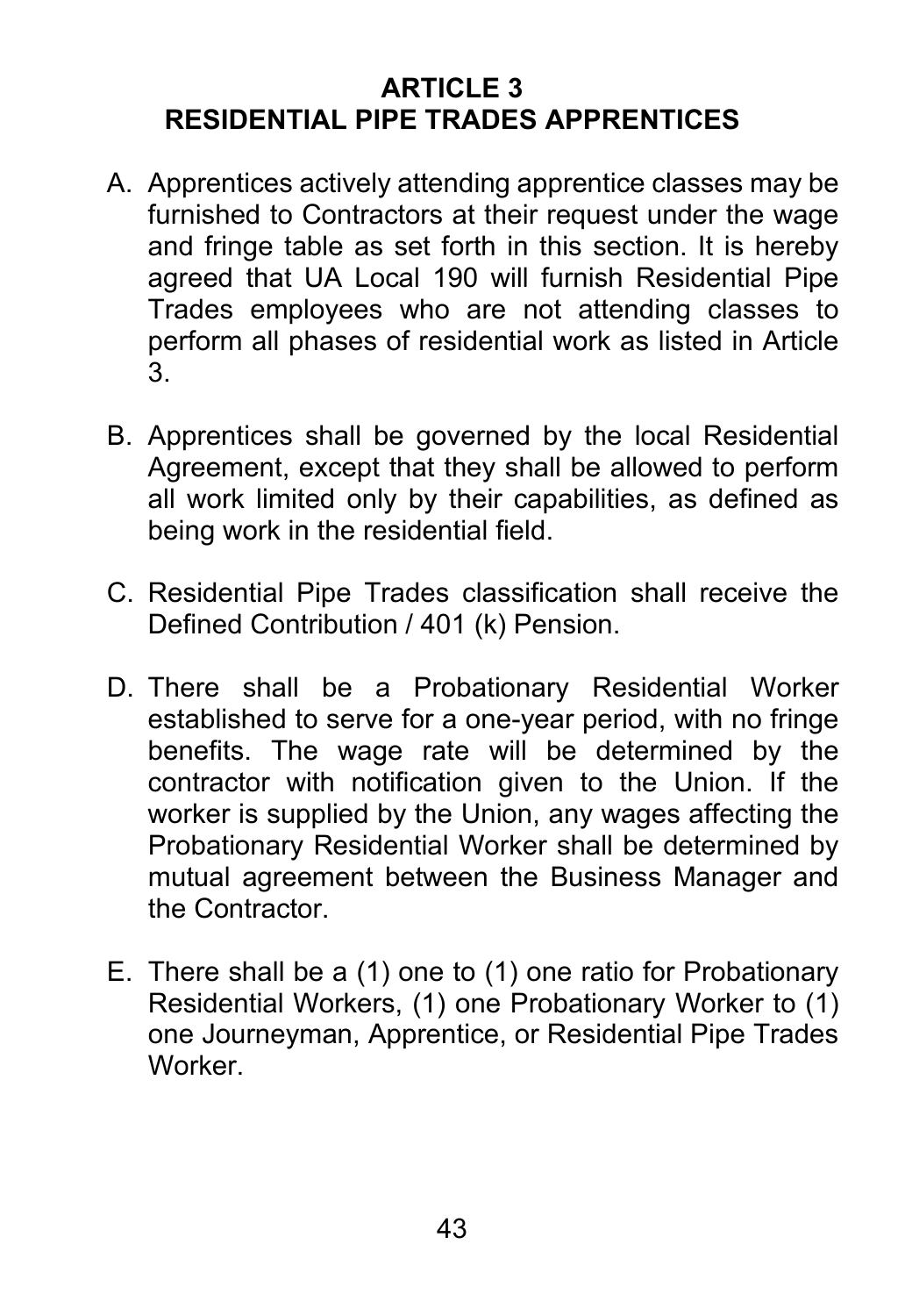## ARTICLE 3
## RESIDENTIAL PIPE TRADES APPRENTICES

A. Apprentices actively attending apprentice classes may be furnished to Contractors at their request under the wage and fringe table as set forth in this section. It is hereby agreed that UA Local 190 will furnish Residential Pipe Trades employees who are not attending classes to perform all phases of residential work as listed in Article 3.

B. Apprentices shall be governed by the local Residential Agreement, except that they shall be allowed to perform all work limited only by their capabilities, as defined as being work in the residential field.

C. Residential Pipe Trades classification shall receive the Defined Contribution / 401 (k) Pension.

D. There shall be a Probationary Residential Worker established to serve for a one-year period, with no fringe benefits. The wage rate will be determined by the contractor with notification given to the Union. If the worker is supplied by the Union, any wages affecting the Probationary Residential Worker shall be determined by mutual agreement between the Business Manager and the Contractor.

E. There shall be a (1) one to (1) one ratio for Probationary Residential Workers, (1) one Probationary Worker to (1) one Journeyman, Apprentice, or Residential Pipe Trades Worker.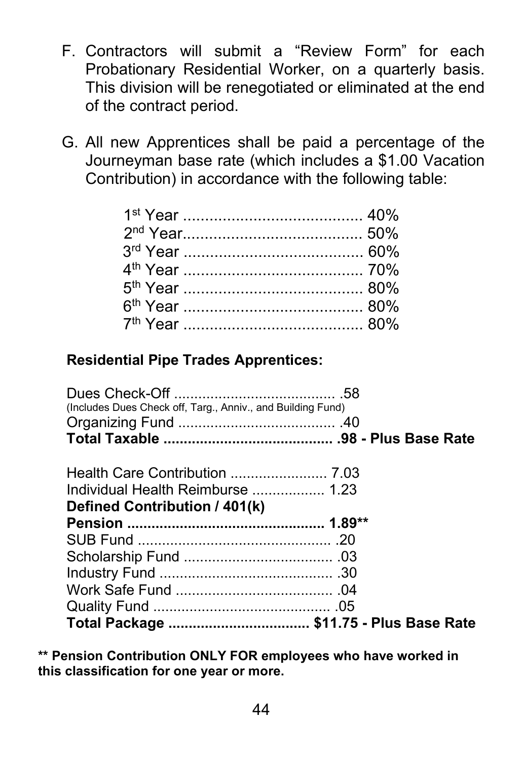F. Contractors will submit a "Review Form" for each Probationary Residential Worker, on a quarterly basis. This division will be renegotiated or eliminated at the end of the contract period.

G. All new Apprentices shall be paid a percentage of the Journeyman base rate (which includes a $1.00 Vacation Contribution) in accordance with the following table:

| | |
|---|---|
| 1st Year | 40% |
| 2nd Year | 50% |
| 3rd Year | 60% |
| 4th Year | 70% |
| 5th Year | 80% |
| 6th Year | 80% |
| 7th Year | 80% |

**Residential Pipe Trades Apprentices:**

| | |
|---|---|
| Dues Check-Off (Includes Dues Check off, Targ., Anniv., and Building Fund) | .58 |
| Organizing Fund | .40 |
| **Total Taxable** | **.98 - Plus Base Rate** |

| | |
|---|---|
| Health Care Contribution | 7.03 |
| Individual Health Reimburse | 1.23 |
| **Defined Contribution / 401(k) Pension** | **1.89\*\*** |
| SUB Fund | .20 |
| Scholarship Fund | .03 |
| Industry Fund | .30 |
| Work Safe Fund | .04 |
| Quality Fund | .05 |
| **Total Package** | **$11.75 - Plus Base Rate** |

**\*\* Pension Contribution ONLY FOR employees who have worked in this classification for one year or more.**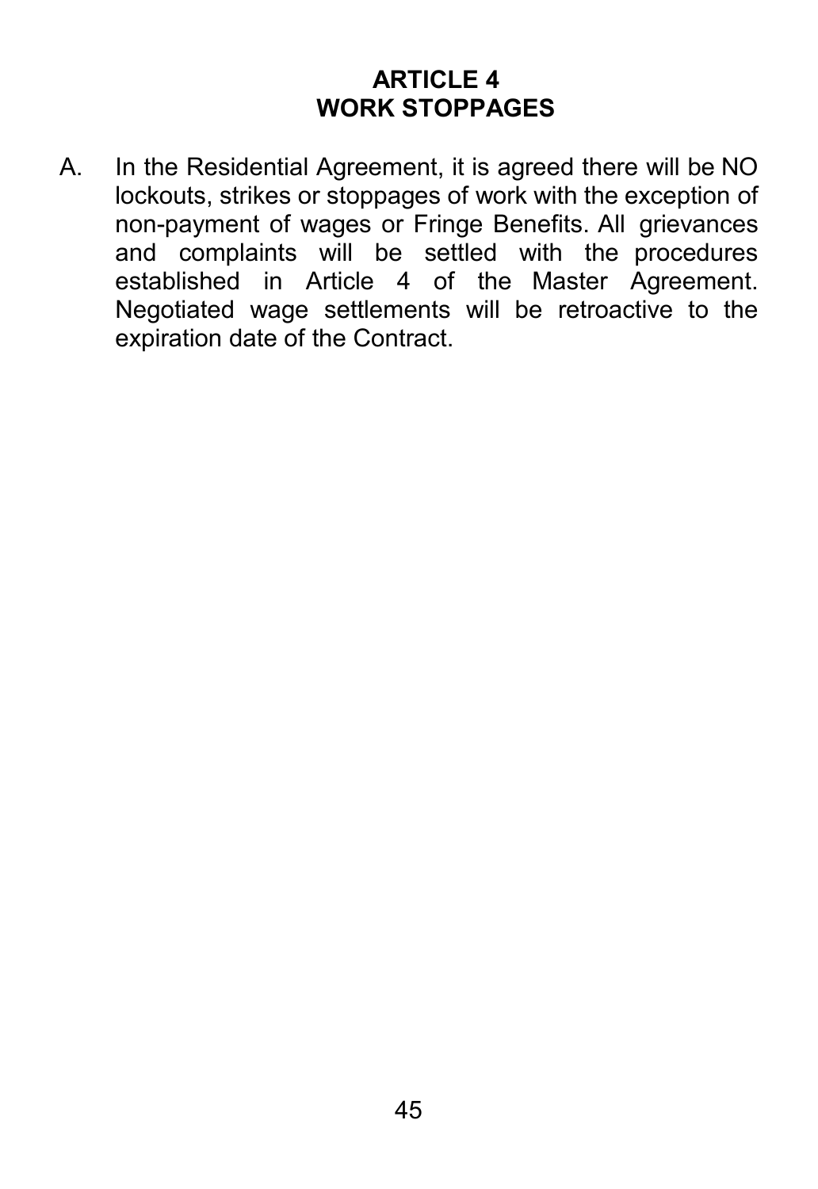## ARTICLE 4
## WORK STOPPAGES

A. In the Residential Agreement, it is agreed there will be NO lockouts, strikes or stoppages of work with the exception of non-payment of wages or Fringe Benefits. All grievances and complaints will be settled with the procedures established in Article 4 of the Master Agreement. Negotiated wage settlements will be retroactive to the expiration date of the Contract.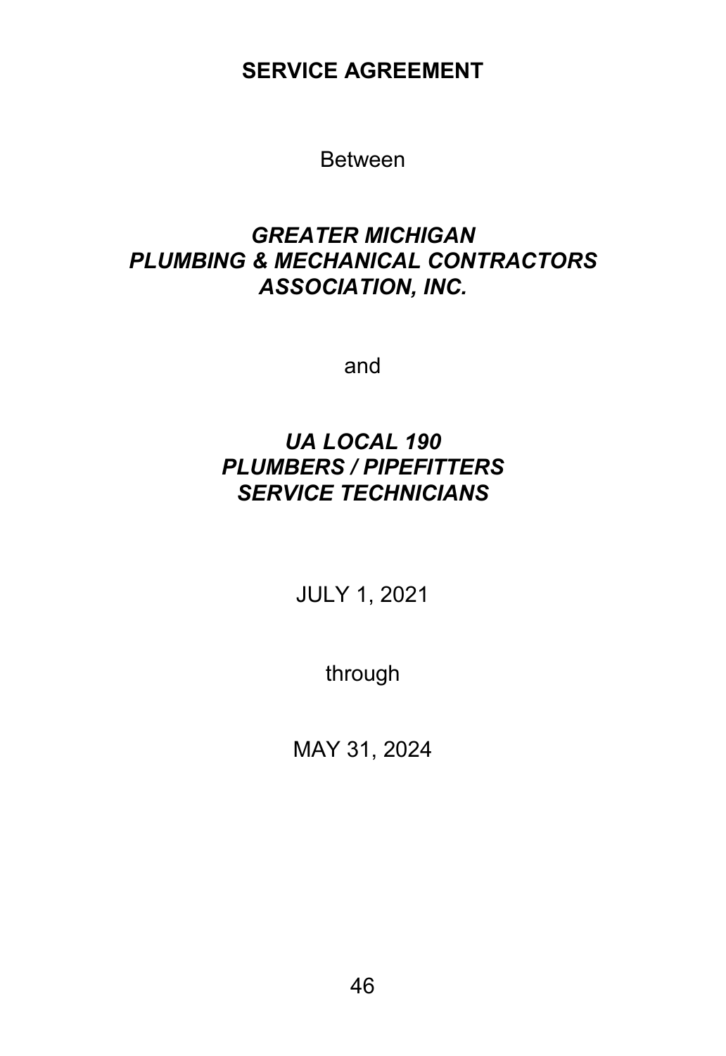# SERVICE AGREEMENT

Between

***GREATER MICHIGAN***
***PLUMBING & MECHANICAL CONTRACTORS***
***ASSOCIATION, INC.***

and

***UA LOCAL 190***
***PLUMBERS / PIPEFITTERS***
***SERVICE TECHNICIANS***

JULY 1, 2021

through

MAY 31, 2024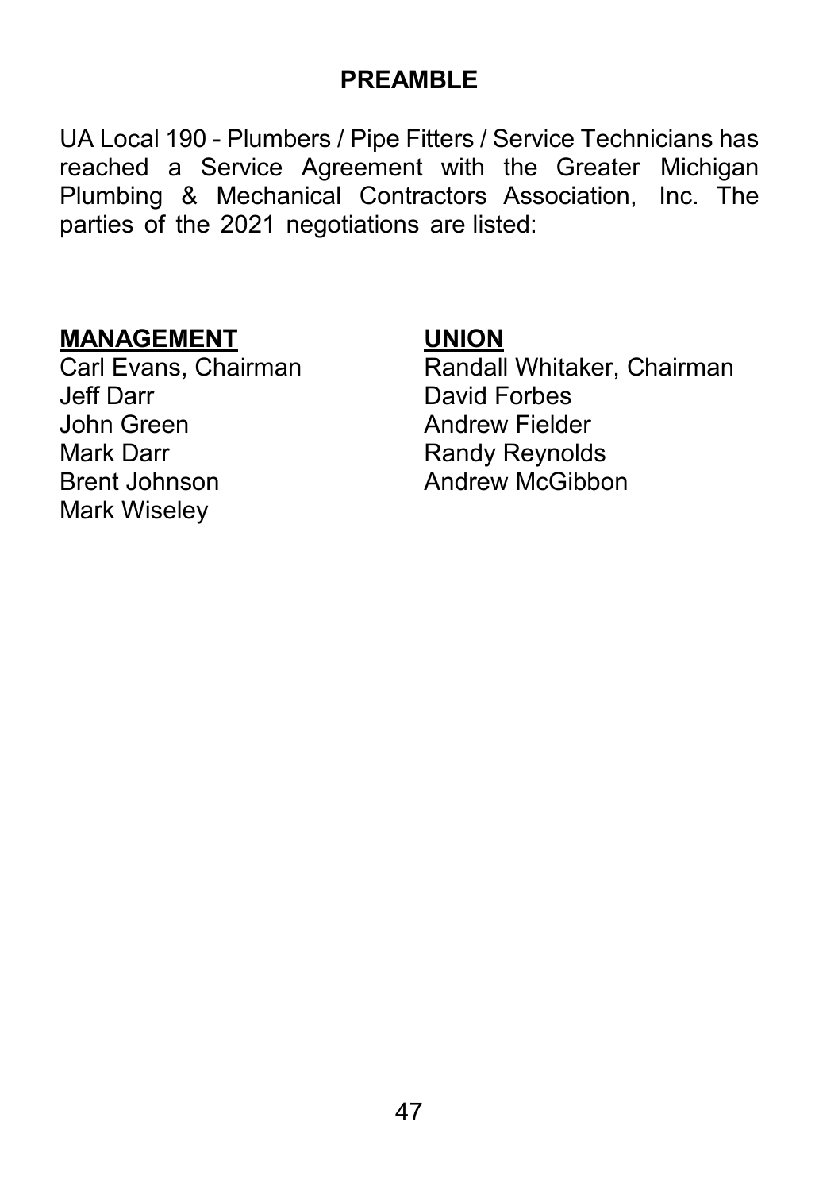# PREAMBLE

UA Local 190 - Plumbers / Pipe Fitters / Service Technicians has reached a Service Agreement with the Greater Michigan Plumbing & Mechanical Contractors Association, Inc. The parties of the 2021 negotiations are listed:

| **MANAGEMENT** | **UNION** |
| --- | --- |
| Carl Evans, Chairman | Randall Whitaker, Chairman |
| Jeff Darr | David Forbes |
| John Green | Andrew Fielder |
| Mark Darr | Randy Reynolds |
| Brent Johnson | Andrew McGibbon |
| Mark Wiseley | |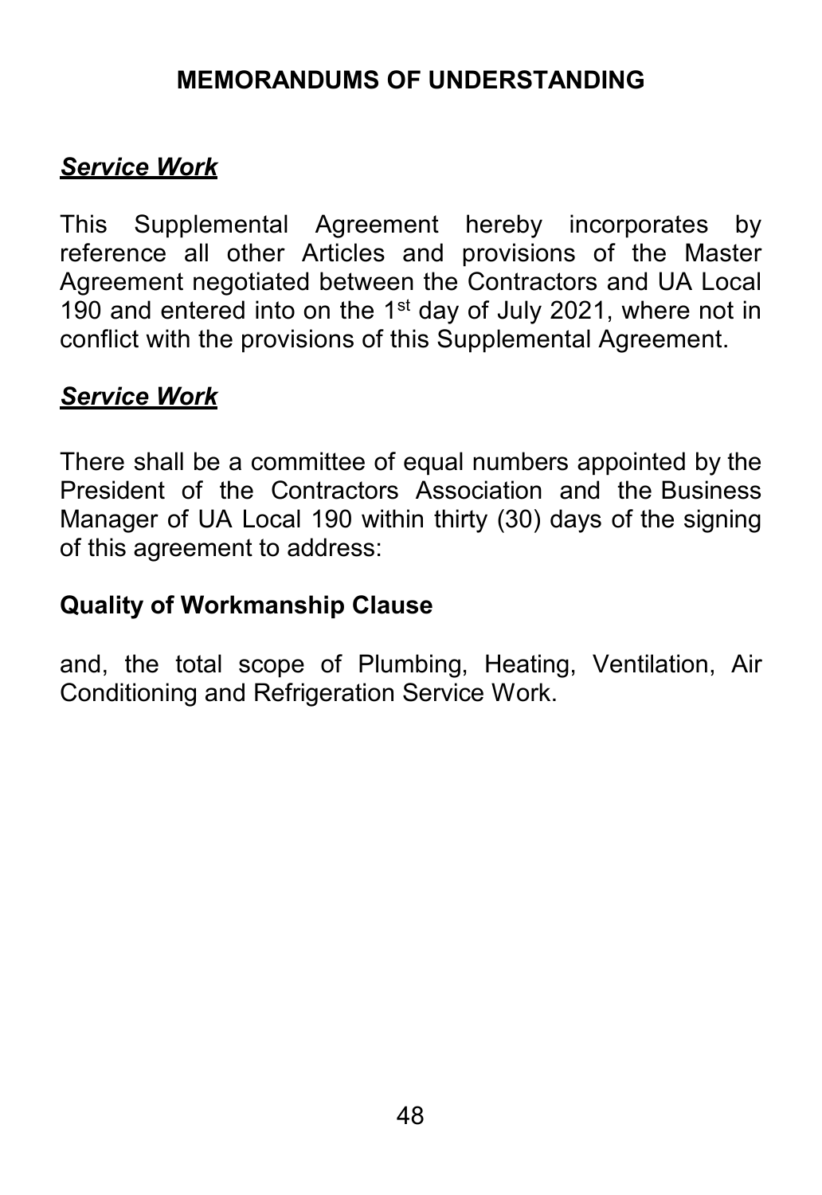## MEMORANDUMS OF UNDERSTANDING

***Service Work***

This Supplemental Agreement hereby incorporates by reference all other Articles and provisions of the Master Agreement negotiated between the Contractors and UA Local 190 and entered into on the 1st day of July 2021, where not in conflict with the provisions of this Supplemental Agreement.

***Service Work***

There shall be a committee of equal numbers appointed by the President of the Contractors Association and the Business Manager of UA Local 190 within thirty (30) days of the signing of this agreement to address:

**Quality of Workmanship Clause**

and, the total scope of Plumbing, Heating, Ventilation, Air Conditioning and Refrigeration Service Work.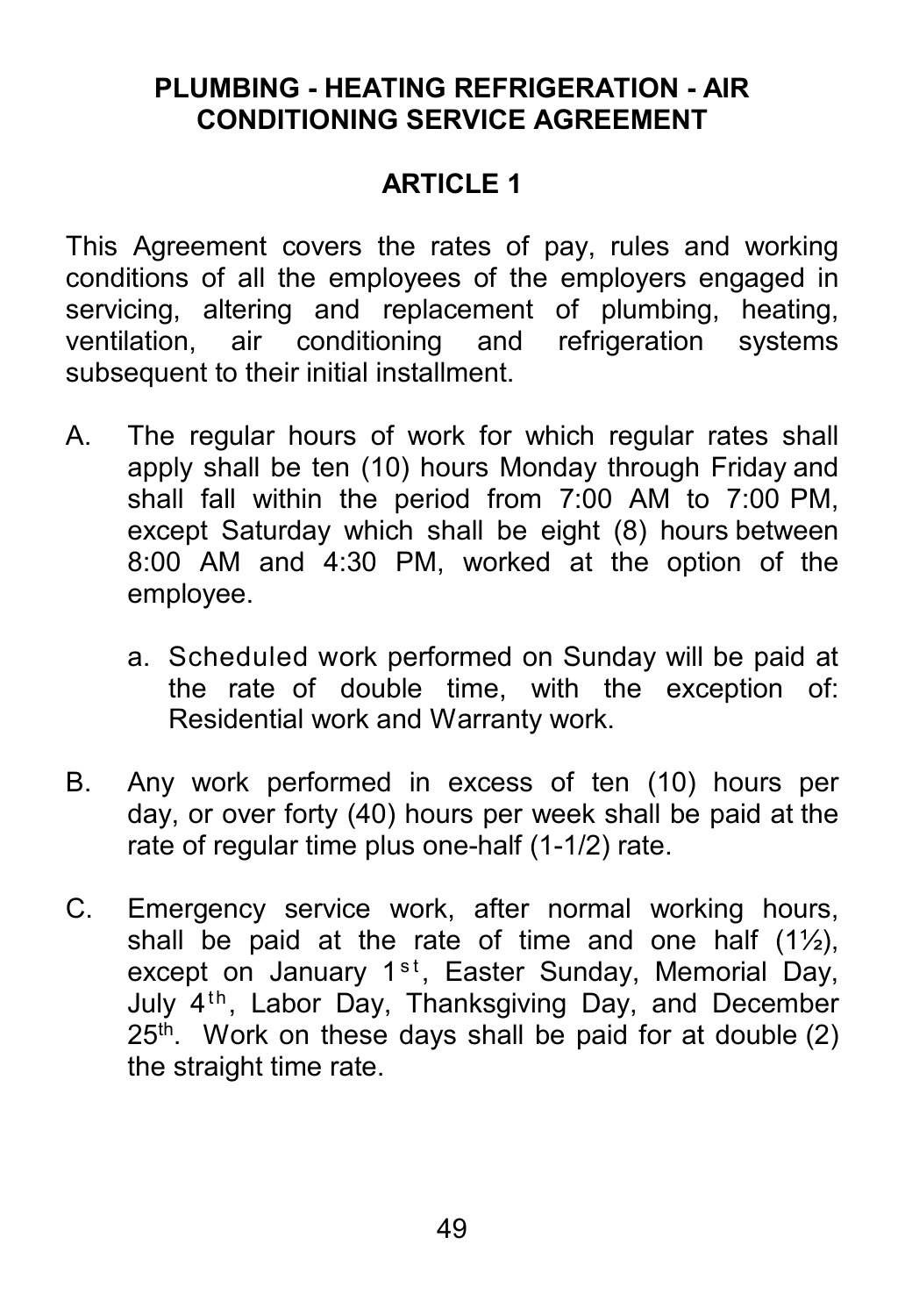# PLUMBING - HEATING REFRIGERATION - AIR CONDITIONING SERVICE AGREEMENT

## ARTICLE 1

This Agreement covers the rates of pay, rules and working conditions of all the employees of the employers engaged in servicing, altering and replacement of plumbing, heating, ventilation, air conditioning and refrigeration systems subsequent to their initial installment.

A. The regular hours of work for which regular rates shall apply shall be ten (10) hours Monday through Friday and shall fall within the period from 7:00 AM to 7:00 PM, except Saturday which shall be eight (8) hours between 8:00 AM and 4:30 PM, worked at the option of the employee.

   a. Scheduled work performed on Sunday will be paid at the rate of double time, with the exception of: Residential work and Warranty work.

B. Any work performed in excess of ten (10) hours per day, or over forty (40) hours per week shall be paid at the rate of regular time plus one-half (1-1/2) rate.

C. Emergency service work, after normal working hours, shall be paid at the rate of time and one half (1½), except on January 1st, Easter Sunday, Memorial Day, July 4th, Labor Day, Thanksgiving Day, and December 25th. Work on these days shall be paid for at double (2) the straight time rate.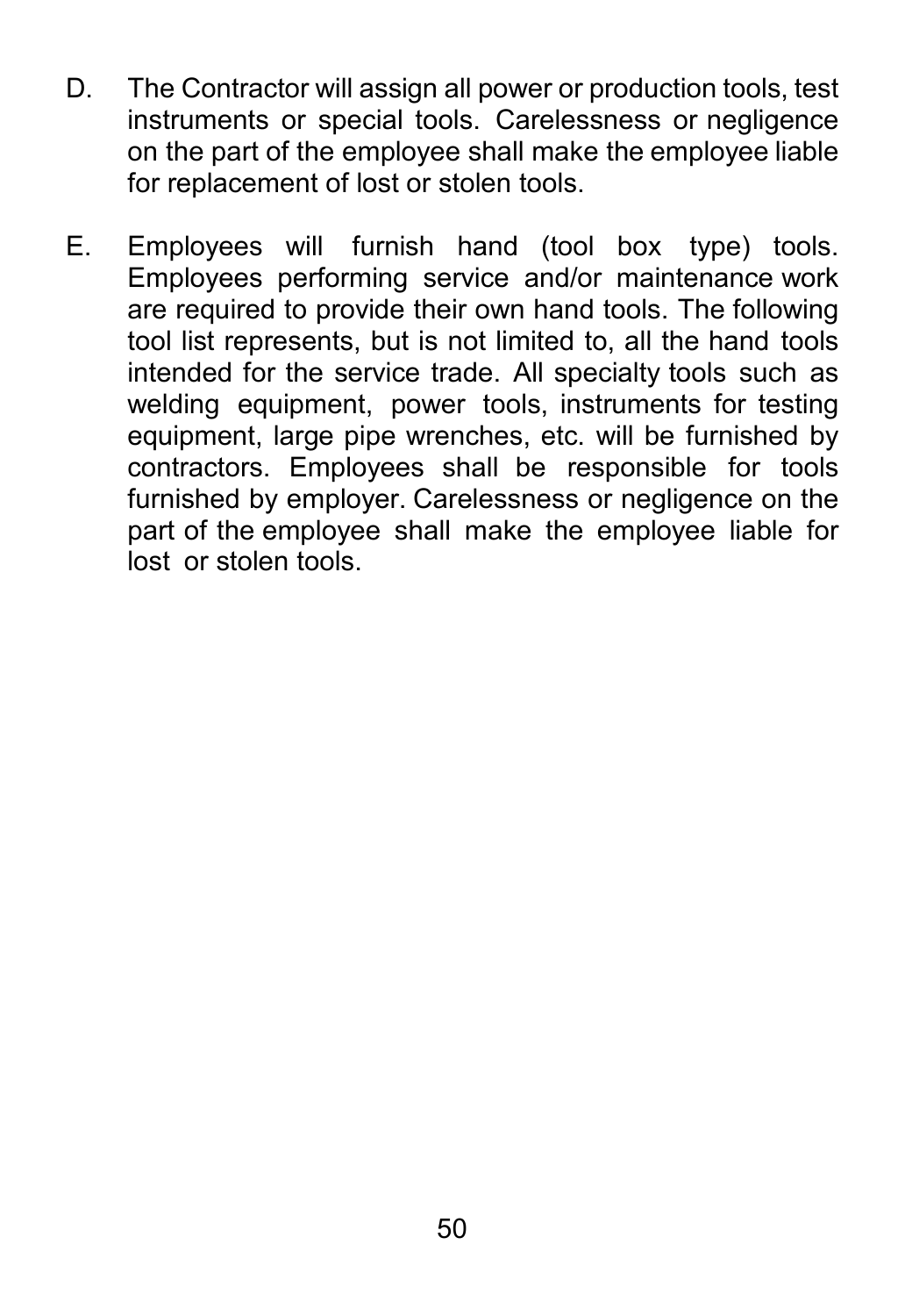D. The Contractor will assign all power or production tools, test instruments or special tools. Carelessness or negligence on the part of the employee shall make the employee liable for replacement of lost or stolen tools.

E. Employees will furnish hand (tool box type) tools. Employees performing service and/or maintenance work are required to provide their own hand tools. The following tool list represents, but is not limited to, all the hand tools intended for the service trade. All specialty tools such as welding equipment, power tools, instruments for testing equipment, large pipe wrenches, etc. will be furnished by contractors. Employees shall be responsible for tools furnished by employer. Carelessness or negligence on the part of the employee shall make the employee liable for lost or stolen tools.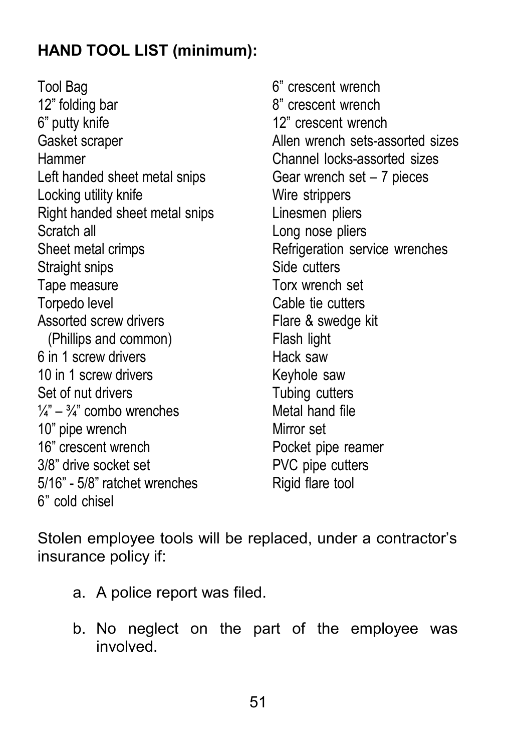**HAND TOOL LIST (minimum):**

Tool Bag
12” folding bar
6” putty knife
Gasket scraper
Hammer
Left handed sheet metal snips
Locking utility knife
Right handed sheet metal snips
Scratch all
Sheet metal crimps
Straight snips
Tape measure
Torpedo level
Assorted screw drivers
  (Phillips and common)
6 in 1 screw drivers
10 in 1 screw drivers
Set of nut drivers
¼” – ¾” combo wrenches
10” pipe wrench
16” crescent wrench
3/8” drive socket set
5/16” - 5/8” ratchet wrenches
6” cold chisel
6” crescent wrench
8” crescent wrench
12” crescent wrench
Allen wrench sets-assorted sizes
Channel locks-assorted sizes
Gear wrench set – 7 pieces
Wire strippers
Linesmen pliers
Long nose pliers
Refrigeration service wrenches
Side cutters
Torx wrench set
Cable tie cutters
Flare & swedge kit
Flash light
Hack saw
Keyhole saw
Tubing cutters
Metal hand file
Mirror set
Pocket pipe reamer
PVC pipe cutters
Rigid flare tool

Stolen employee tools will be replaced, under a contractor’s insurance policy if:

a. A police report was filed.

b. No neglect on the part of the employee was involved.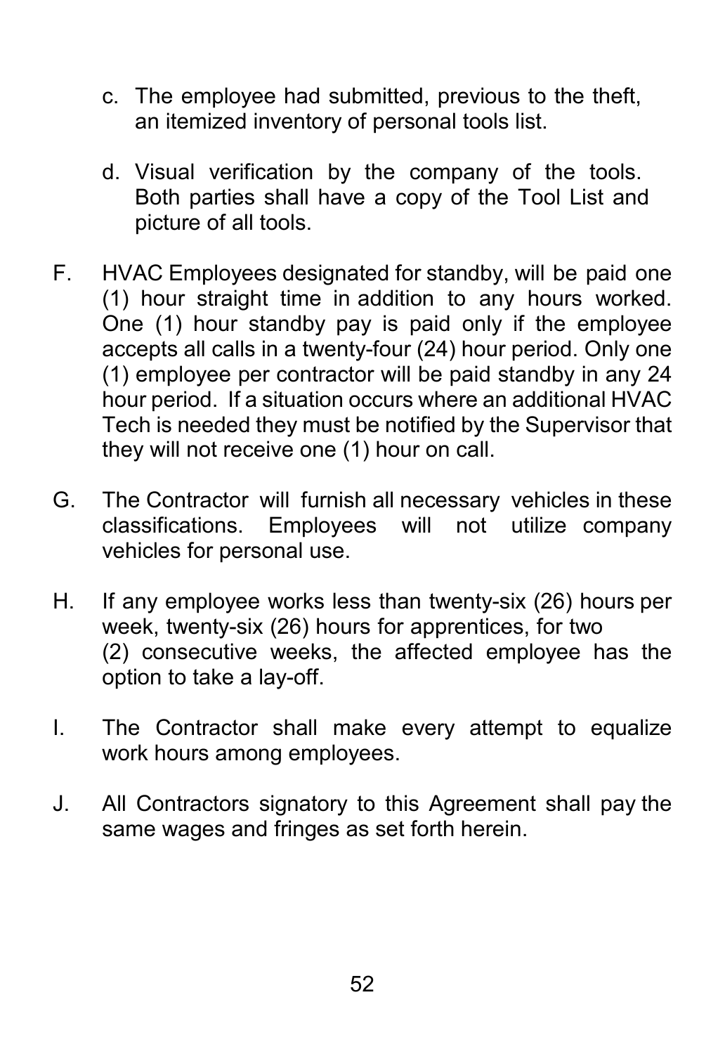c. The employee had submitted, previous to the theft, an itemized inventory of personal tools list.

d. Visual verification by the company of the tools. Both parties shall have a copy of the Tool List and picture of all tools.

F. HVAC Employees designated for standby, will be paid one (1) hour straight time in addition to any hours worked. One (1) hour standby pay is paid only if the employee accepts all calls in a twenty-four (24) hour period. Only one (1) employee per contractor will be paid standby in any 24 hour period. If a situation occurs where an additional HVAC Tech is needed they must be notified by the Supervisor that they will not receive one (1) hour on call.

G. The Contractor will furnish all necessary vehicles in these classifications. Employees will not utilize company vehicles for personal use.

H. If any employee works less than twenty-six (26) hours per week, twenty-six (26) hours for apprentices, for two (2) consecutive weeks, the affected employee has the option to take a lay-off.

I. The Contractor shall make every attempt to equalize work hours among employees.

J. All Contractors signatory to this Agreement shall pay the same wages and fringes as set forth herein.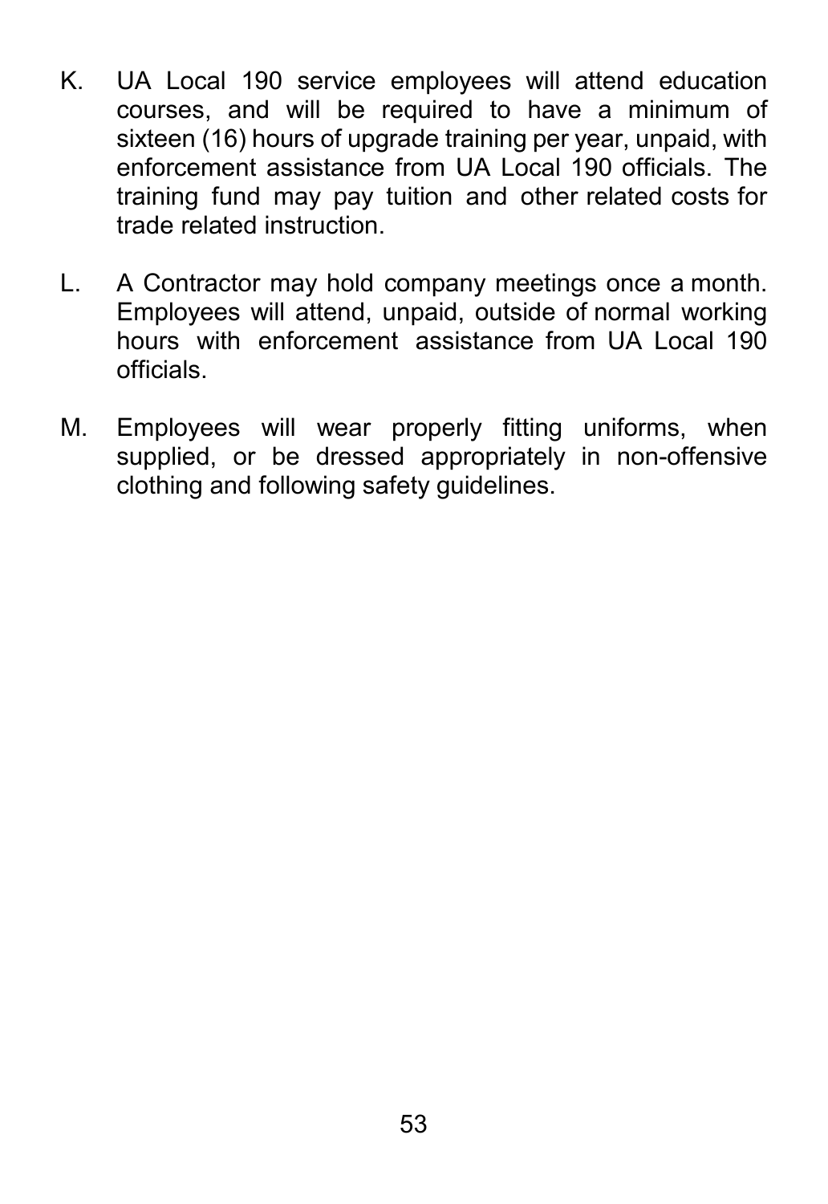K. UA Local 190 service employees will attend education courses, and will be required to have a minimum of sixteen (16) hours of upgrade training per year, unpaid, with enforcement assistance from UA Local 190 officials. The training fund may pay tuition and other related costs for trade related instruction.

L. A Contractor may hold company meetings once a month. Employees will attend, unpaid, outside of normal working hours with enforcement assistance from UA Local 190 officials.

M. Employees will wear properly fitting uniforms, when supplied, or be dressed appropriately in non-offensive clothing and following safety guidelines.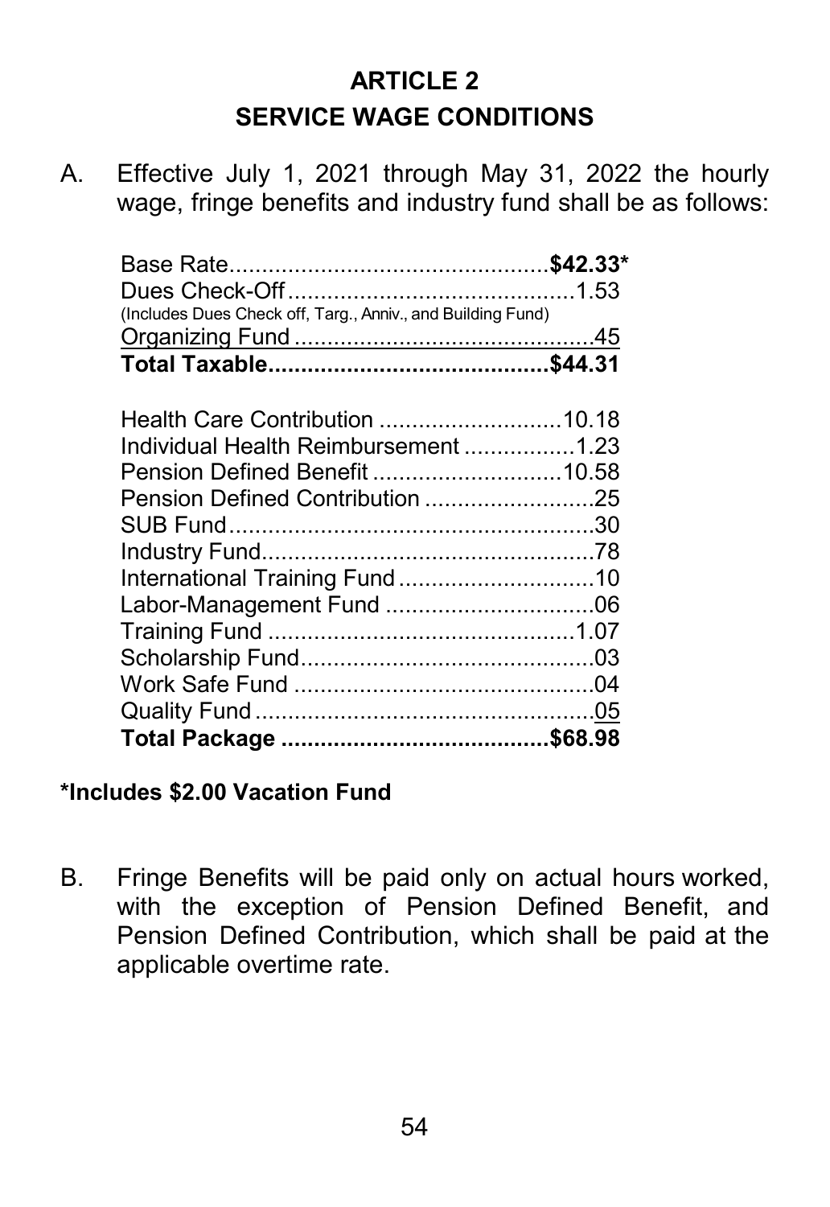# ARTICLE 2
## SERVICE WAGE CONDITIONS

A. Effective July 1, 2021 through May 31, 2022 the hourly wage, fringe benefits and industry fund shall be as follows:

| | |
|---|---|
| Base Rate | **$42.33*** |
| Dues Check-Off<br>(Includes Dues Check off, Targ., Anniv., and Building Fund) | 1.53 |
| Organizing Fund | .45 |
| **Total Taxable** | **$44.31** |
| | |
| Health Care Contribution | 10.18 |
| Individual Health Reimbursement | 1.23 |
| Pension Defined Benefit | 10.58 |
| Pension Defined Contribution | .25 |
| SUB Fund | .30 |
| Industry Fund | .78 |
| International Training Fund | .10 |
| Labor-Management Fund | .06 |
| Training Fund | 1.07 |
| Scholarship Fund | .03 |
| Work Safe Fund | .04 |
| Quality Fund | .05 |
| **Total Package** | **$68.98** |

**\*Includes $2.00 Vacation Fund**

B. Fringe Benefits will be paid only on actual hours worked, with the exception of Pension Defined Benefit, and Pension Defined Contribution, which shall be paid at the applicable overtime rate.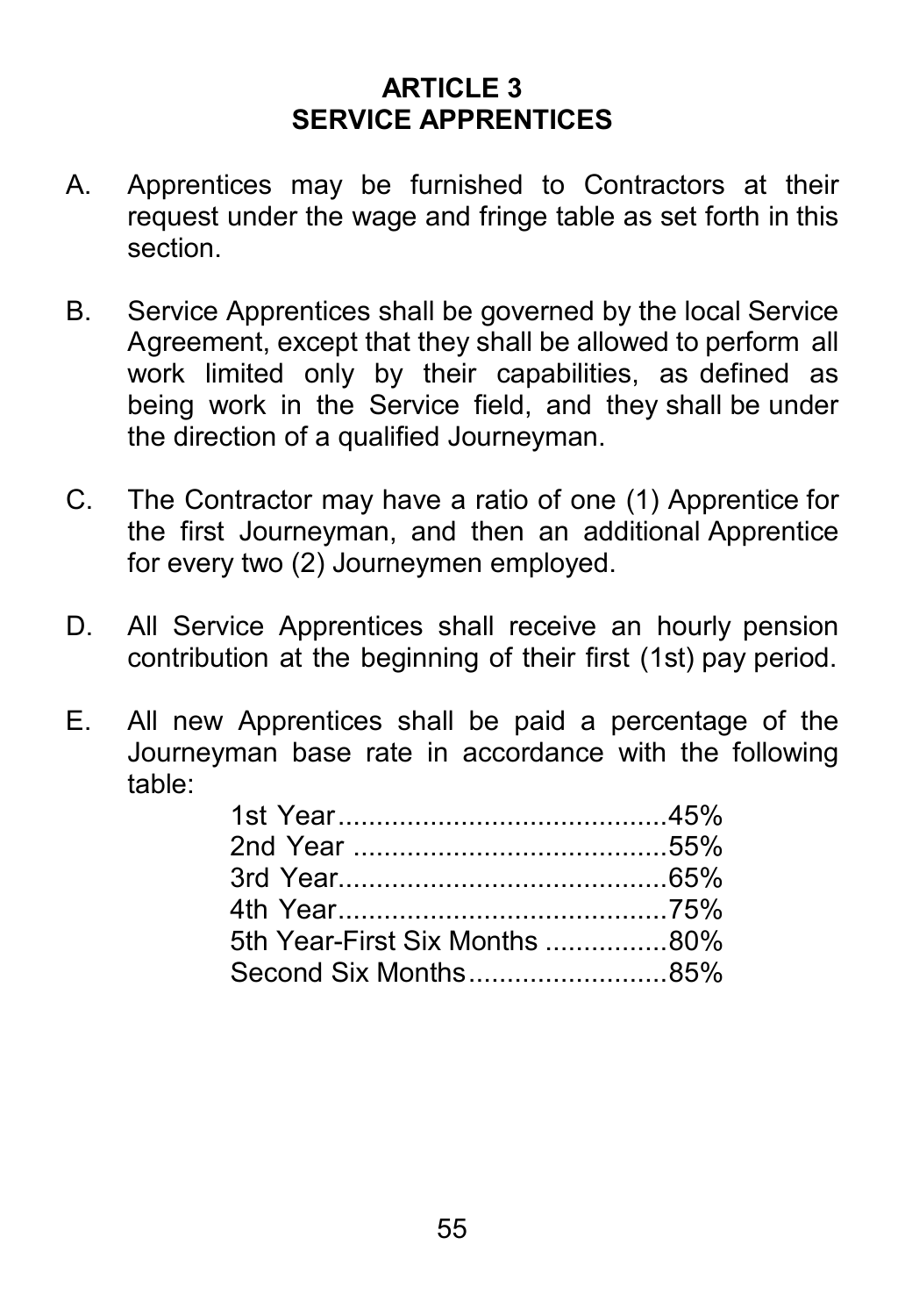# ARTICLE 3
# SERVICE APPRENTICES

A. Apprentices may be furnished to Contractors at their request under the wage and fringe table as set forth in this section.

B. Service Apprentices shall be governed by the local Service Agreement, except that they shall be allowed to perform all work limited only by their capabilities, as defined as being work in the Service field, and they shall be under the direction of a qualified Journeyman.

C. The Contractor may have a ratio of one (1) Apprentice for the first Journeyman, and then an additional Apprentice for every two (2) Journeymen employed.

D. All Service Apprentices shall receive an hourly pension contribution at the beginning of their first (1st) pay period.

E. All new Apprentices shall be paid a percentage of the Journeyman base rate in accordance with the following table:

| | |
|---|---|
| 1st Year | 45% |
| 2nd Year | 55% |
| 3rd Year | 65% |
| 4th Year | 75% |
| 5th Year-First Six Months | 80% |
| Second Six Months | 85% |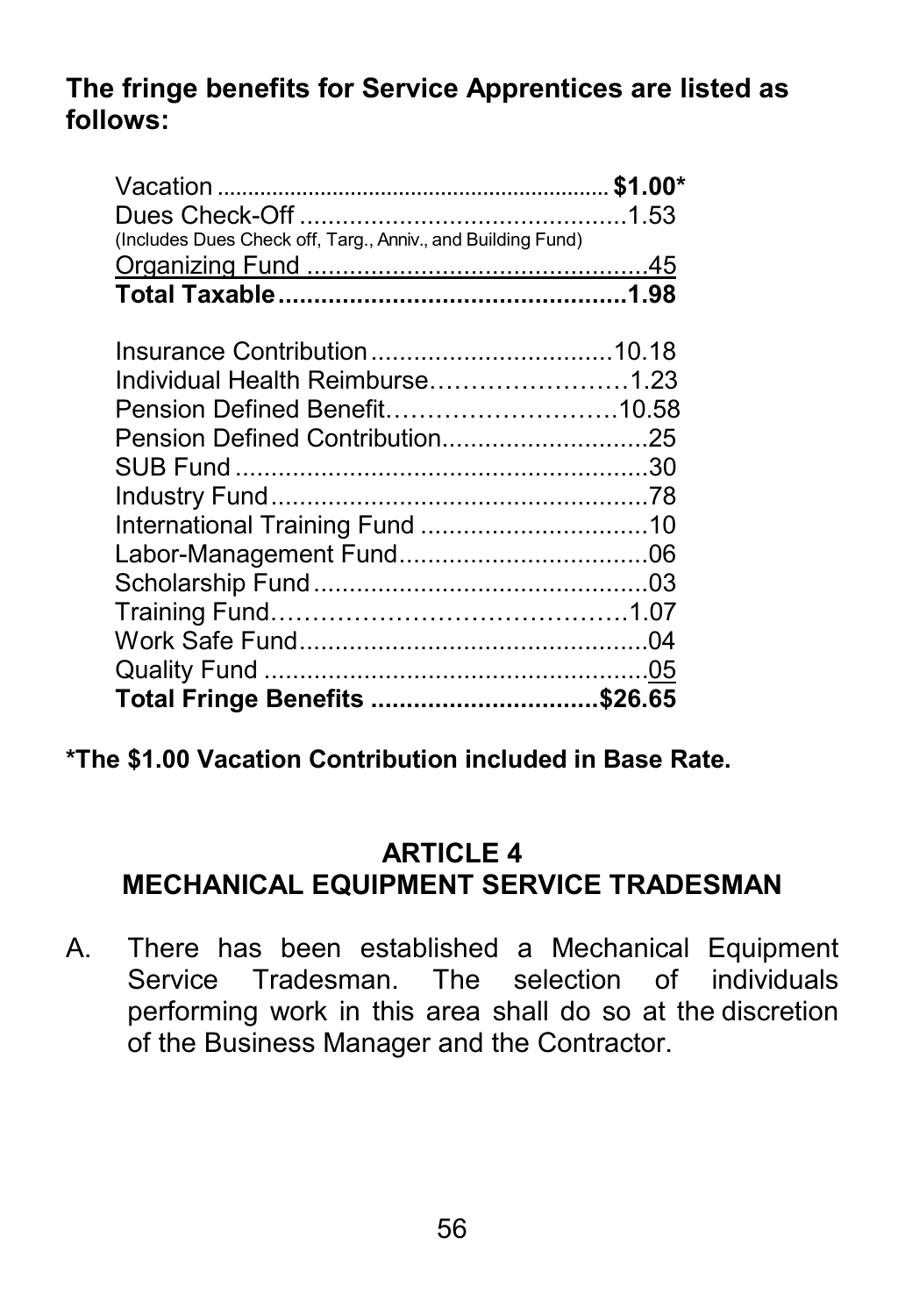**The fringe benefits for Service Apprentices are listed as follows:**

| | |
|---|---|
| Vacation | **$1.00*** |
| Dues Check-Off<br>(Includes Dues Check off, Targ., Anniv., and Building Fund) | 1.53 |
| Organizing Fund | .45 |
| **Total Taxable** | **1.98** |
| | |
| Insurance Contribution | 10.18 |
| Individual Health Reimburse | 1.23 |
| Pension Defined Benefit | 10.58 |
| Pension Defined Contribution | .25 |
| SUB Fund | .30 |
| Industry Fund | .78 |
| International Training Fund | .10 |
| Labor-Management Fund | .06 |
| Scholarship Fund | .03 |
| Training Fund | 1.07 |
| Work Safe Fund | .04 |
| Quality Fund | .05 |
| **Total Fringe Benefits** | **$26.65** |

**\*The $1.00 Vacation Contribution included in Base Rate.**

## ARTICLE 4
## MECHANICAL EQUIPMENT SERVICE TRADESMAN

A. There has been established a Mechanical Equipment Service Tradesman. The selection of individuals performing work in this area shall do so at the discretion of the Business Manager and the Contractor.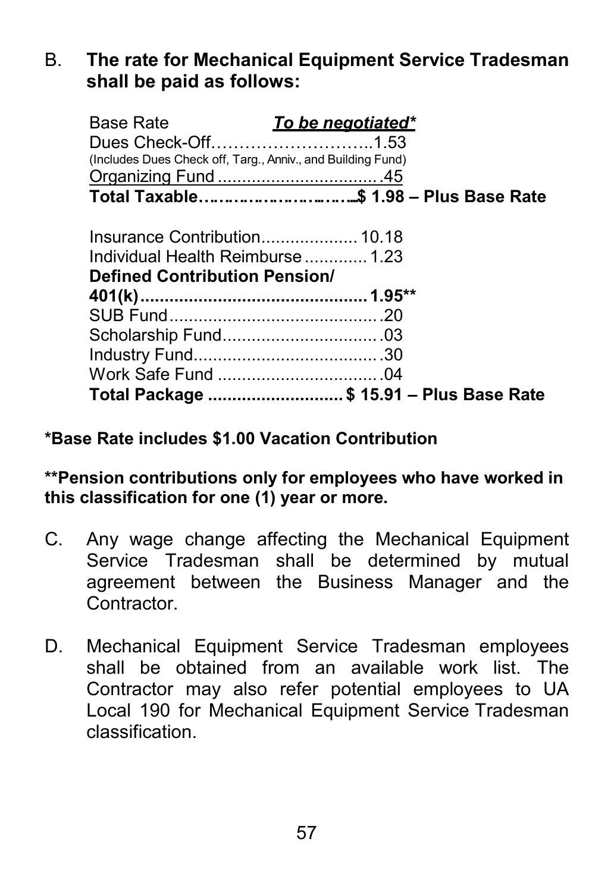B. **The rate for Mechanical Equipment Service Tradesman shall be paid as follows:**

| | |
|---|---|
| Base Rate | ***To be negotiated**** |
| Dues Check-Off | 1.53 |
| (Includes Dues Check off, Targ., Anniv., and Building Fund) | |
| Organizing Fund | .45 |
| **Total Taxable** | **$ 1.98 – Plus Base Rate** |
| | |
| Insurance Contribution | 10.18 |
| Individual Health Reimburse | 1.23 |
| **Defined Contribution Pension/ 401(k)** | **1.95**** |
| SUB Fund | .20 |
| Scholarship Fund | .03 |
| Industry Fund | .30 |
| Work Safe Fund | .04 |
| **Total Package** | **$ 15.91 – Plus Base Rate** |

**\*Base Rate includes $1.00 Vacation Contribution**

**\*\*Pension contributions only for employees who have worked in this classification for one (1) year or more.**

C. Any wage change affecting the Mechanical Equipment Service Tradesman shall be determined by mutual agreement between the Business Manager and the Contractor.

D. Mechanical Equipment Service Tradesman employees shall be obtained from an available work list. The Contractor may also refer potential employees to UA Local 190 for Mechanical Equipment Service Tradesman classification.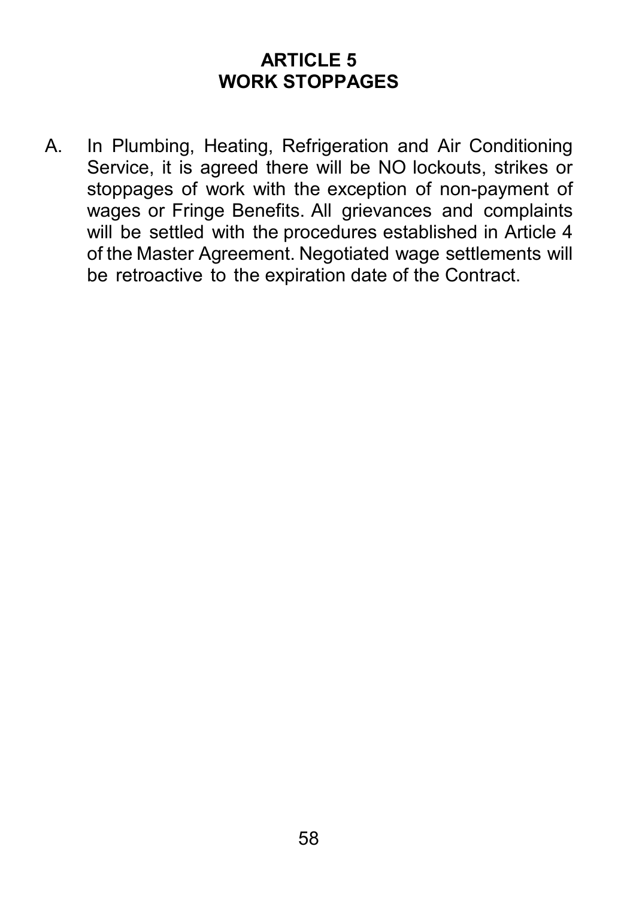## ARTICLE 5
## WORK STOPPAGES

A. In Plumbing, Heating, Refrigeration and Air Conditioning Service, it is agreed there will be NO lockouts, strikes or stoppages of work with the exception of non-payment of wages or Fringe Benefits. All grievances and complaints will be settled with the procedures established in Article 4 of the Master Agreement. Negotiated wage settlements will be retroactive to the expiration date of the Contract.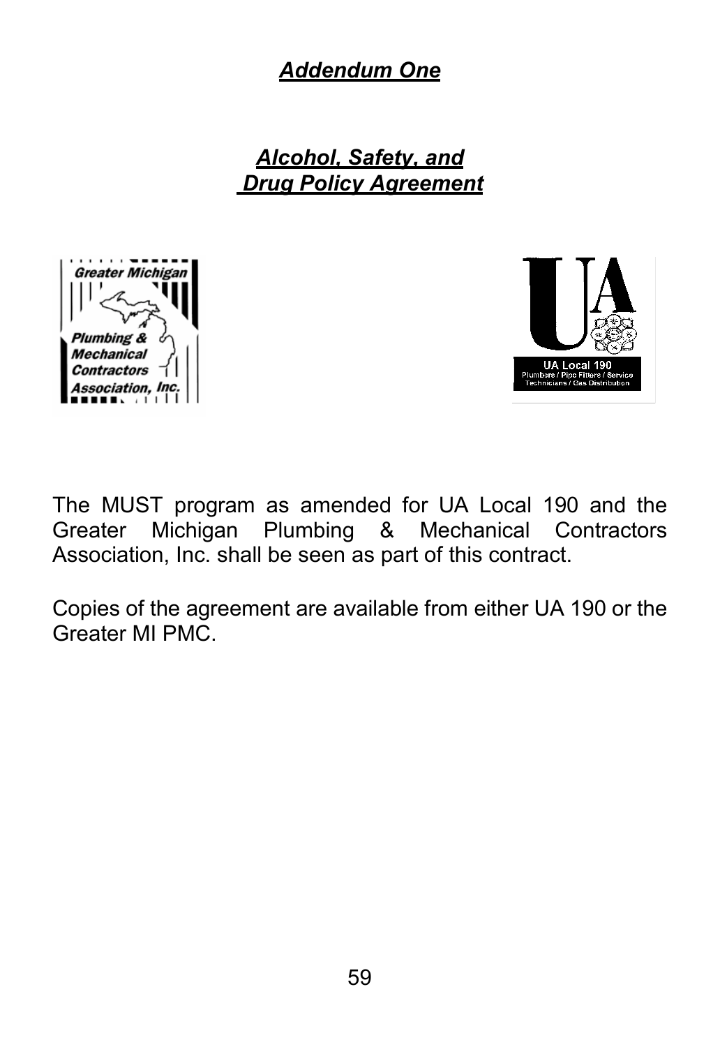# *Addendum One*

## *Alcohol, Safety, and Drug Policy Agreement*

The MUST program as amended for UA Local 190 and the Greater Michigan Plumbing & Mechanical Contractors Association, Inc. shall be seen as part of this contract.

Copies of the agreement are available from either UA 190 or the Greater MI PMC.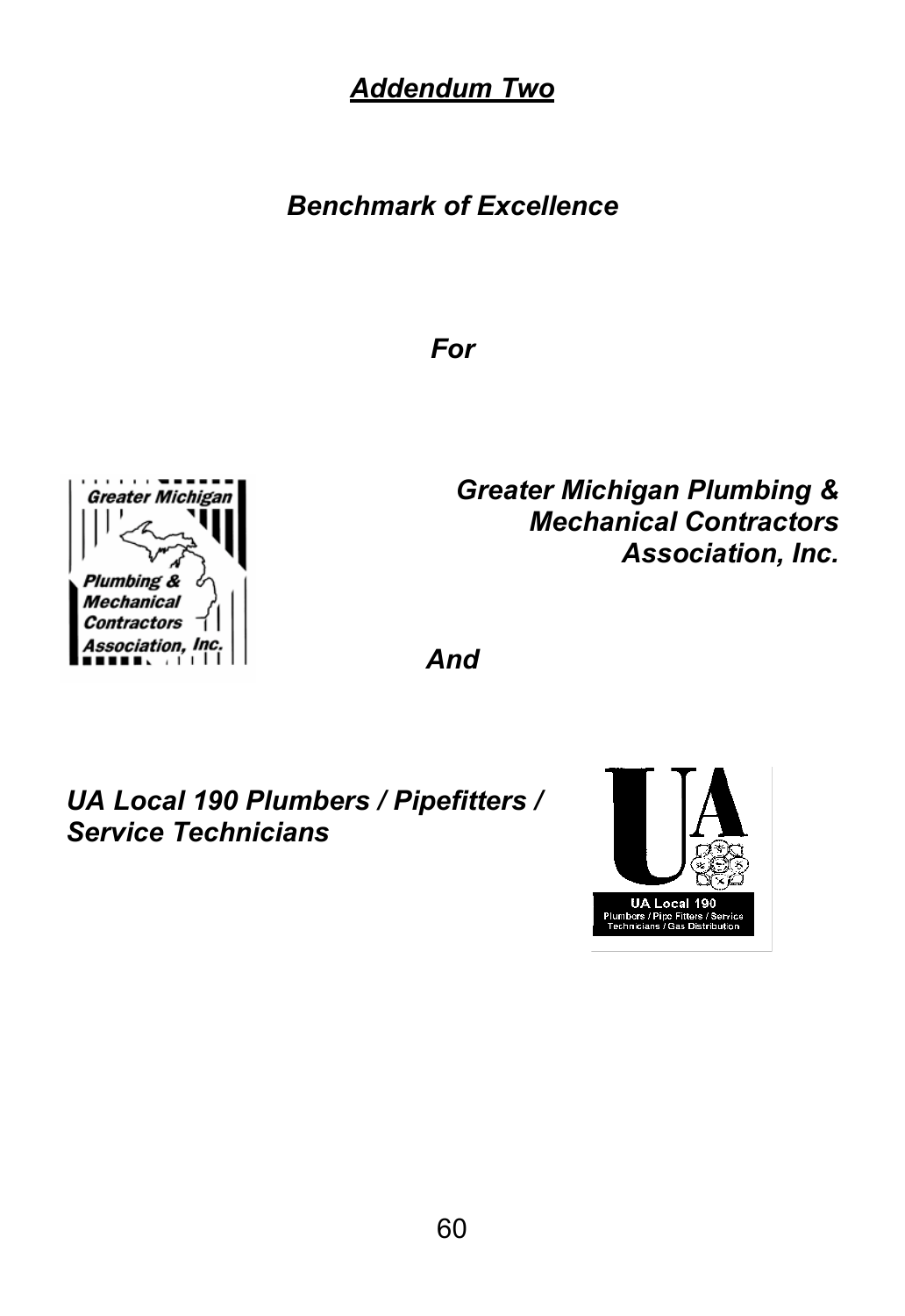# ***Addendum Two***

***Benchmark of Excellence***

***For***

***Greater Michigan Plumbing & Mechanical Contractors Association, Inc.***

***And***

***UA Local 190 Plumbers / Pipefitters / Service Technicians***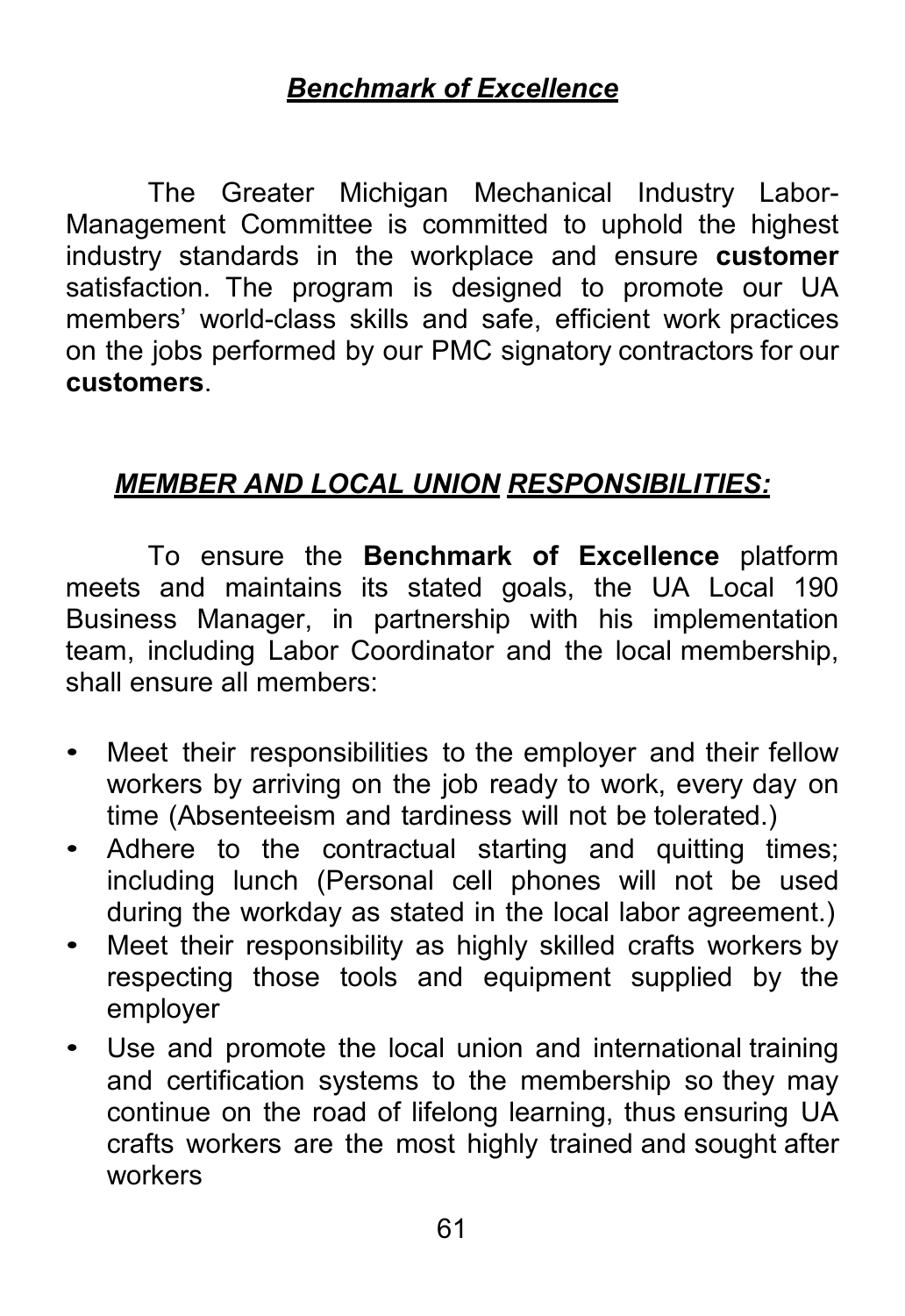## ***Benchmark of Excellence***

The Greater Michigan Mechanical Industry Labor-Management Committee is committed to uphold the highest industry standards in the workplace and ensure **customer** satisfaction. The program is designed to promote our UA members' world-class skills and safe, efficient work practices on the jobs performed by our PMC signatory contractors for our **customers**.

## ***MEMBER AND LOCAL UNION RESPONSIBILITIES:***

To ensure the **Benchmark of Excellence** platform meets and maintains its stated goals, the UA Local 190 Business Manager, in partnership with his implementation team, including Labor Coordinator and the local membership, shall ensure all members:

- Meet their responsibilities to the employer and their fellow workers by arriving on the job ready to work, every day on time (Absenteeism and tardiness will not be tolerated.)
- Adhere to the contractual starting and quitting times; including lunch (Personal cell phones will not be used during the workday as stated in the local labor agreement.)
- Meet their responsibility as highly skilled crafts workers by respecting those tools and equipment supplied by the employer
- Use and promote the local union and international training and certification systems to the membership so they may continue on the road of lifelong learning, thus ensuring UA crafts workers are the most highly trained and sought after workers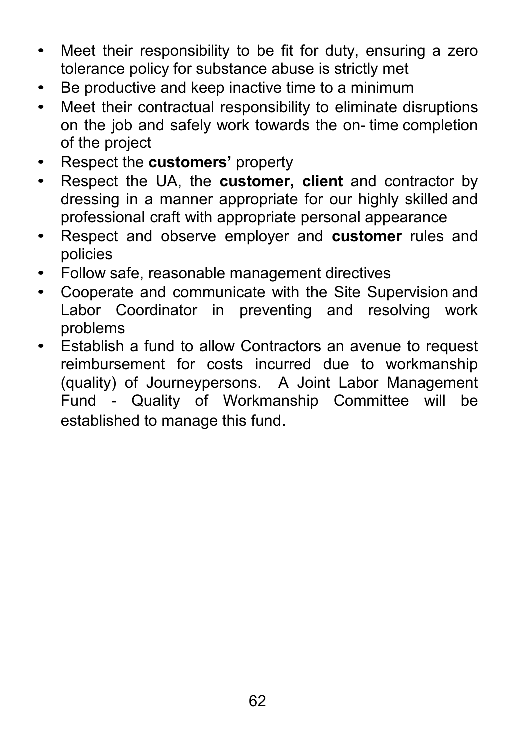- Meet their responsibility to be fit for duty, ensuring a zero tolerance policy for substance abuse is strictly met
- Be productive and keep inactive time to a minimum
- Meet their contractual responsibility to eliminate disruptions on the job and safely work towards the on- time completion of the project
- Respect the **customers'** property
- Respect the UA, the **customer, client** and contractor by dressing in a manner appropriate for our highly skilled and professional craft with appropriate personal appearance
- Respect and observe employer and **customer** rules and policies
- Follow safe, reasonable management directives
- Cooperate and communicate with the Site Supervision and Labor Coordinator in preventing and resolving work problems
- Establish a fund to allow Contractors an avenue to request reimbursement for costs incurred due to workmanship (quality) of Journeypersons. A Joint Labor Management Fund - Quality of Workmanship Committee will be established to manage this fund.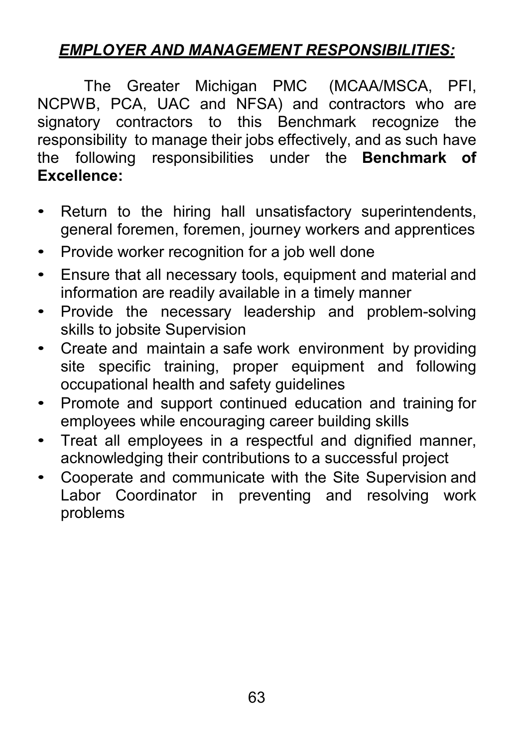## ***EMPLOYER AND MANAGEMENT RESPONSIBILITIES:***

The Greater Michigan PMC (MCAA/MSCA, PFI, NCPWB, PCA, UAC and NFSA) and contractors who are signatory contractors to this Benchmark recognize the responsibility to manage their jobs effectively, and as such have the following responsibilities under the **Benchmark of Excellence:**

- Return to the hiring hall unsatisfactory superintendents, general foremen, foremen, journey workers and apprentices
- Provide worker recognition for a job well done
- Ensure that all necessary tools, equipment and material and information are readily available in a timely manner
- Provide the necessary leadership and problem-solving skills to jobsite Supervision
- Create and maintain a safe work environment by providing site specific training, proper equipment and following occupational health and safety guidelines
- Promote and support continued education and training for employees while encouraging career building skills
- Treat all employees in a respectful and dignified manner, acknowledging their contributions to a successful project
- Cooperate and communicate with the Site Supervision and Labor Coordinator in preventing and resolving work problems